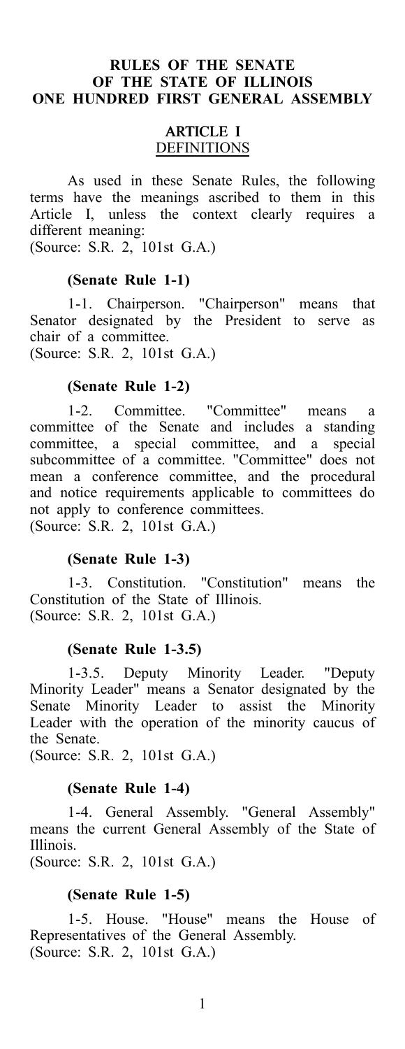# RULES OF THE SENATE OF THE STATE OF ILLINOIS ONE HUNDRED FIRST GENERAL ASSEMBLY

## ARTICLE I DEFINITIONS

As used in these Senate Rules, the following terms have the meanings ascribed to them in this Article I, unless the context clearly requires a different meaning:
(Source: S.R. 2, 101st G.A.)

### (Senate Rule 1-1)

1-1. Chairperson. "Chairperson" means that Senator designated by the President to serve as chair of a committee.
(Source: S.R. 2, 101st G.A.)

### (Senate Rule 1-2)

1-2. Committee. "Committee" means a committee of the Senate and includes a standing committee, a special committee, and a special subcommittee of a committee. "Committee" does not mean a conference committee, and the procedural and notice requirements applicable to committees do not apply to conference committees.
(Source: S.R. 2, 101st G.A.)

### (Senate Rule 1-3)

1-3. Constitution. "Constitution" means the Constitution of the State of Illinois.
(Source: S.R. 2, 101st G.A.)

### (Senate Rule 1-3.5)

1-3.5. Deputy Minority Leader. "Deputy Minority Leader" means a Senator designated by the Senate Minority Leader to assist the Minority Leader with the operation of the minority caucus of the Senate.
(Source: S.R. 2, 101st G.A.)

### (Senate Rule 1-4)

1-4. General Assembly. "General Assembly" means the current General Assembly of the State of Illinois.
(Source: S.R. 2, 101st G.A.)

### (Senate Rule 1-5)

1-5. House. "House" means the House of Representatives of the General Assembly.
(Source: S.R. 2, 101st G.A.)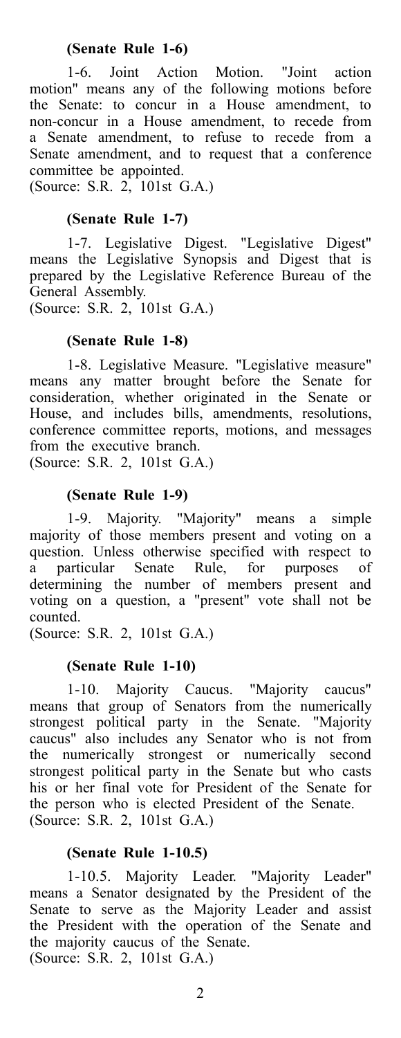**(Senate Rule 1-6)**

1-6. Joint Action Motion. "Joint action motion" means any of the following motions before the Senate: to concur in a House amendment, to non-concur in a House amendment, to recede from a Senate amendment, to refuse to recede from a Senate amendment, and to request that a conference committee be appointed.
(Source: S.R. 2, 101st G.A.)

**(Senate Rule 1-7)**

1-7. Legislative Digest. "Legislative Digest" means the Legislative Synopsis and Digest that is prepared by the Legislative Reference Bureau of the General Assembly.
(Source: S.R. 2, 101st G.A.)

**(Senate Rule 1-8)**

1-8. Legislative Measure. "Legislative measure" means any matter brought before the Senate for consideration, whether originated in the Senate or House, and includes bills, amendments, resolutions, conference committee reports, motions, and messages from the executive branch.
(Source: S.R. 2, 101st G.A.)

**(Senate Rule 1-9)**

1-9. Majority. "Majority" means a simple majority of those members present and voting on a question. Unless otherwise specified with respect to a particular Senate Rule, for purposes of determining the number of members present and voting on a question, a "present" vote shall not be counted.
(Source: S.R. 2, 101st G.A.)

**(Senate Rule 1-10)**

1-10. Majority Caucus. "Majority caucus" means that group of Senators from the numerically strongest political party in the Senate. "Majority caucus" also includes any Senator who is not from the numerically strongest or numerically second strongest political party in the Senate but who casts his or her final vote for President of the Senate for the person who is elected President of the Senate.
(Source: S.R. 2, 101st G.A.)

**(Senate Rule 1-10.5)**

1-10.5. Majority Leader. "Majority Leader" means a Senator designated by the President of the Senate to serve as the Majority Leader and assist the President with the operation of the Senate and the majority caucus of the Senate.
(Source: S.R. 2, 101st G.A.)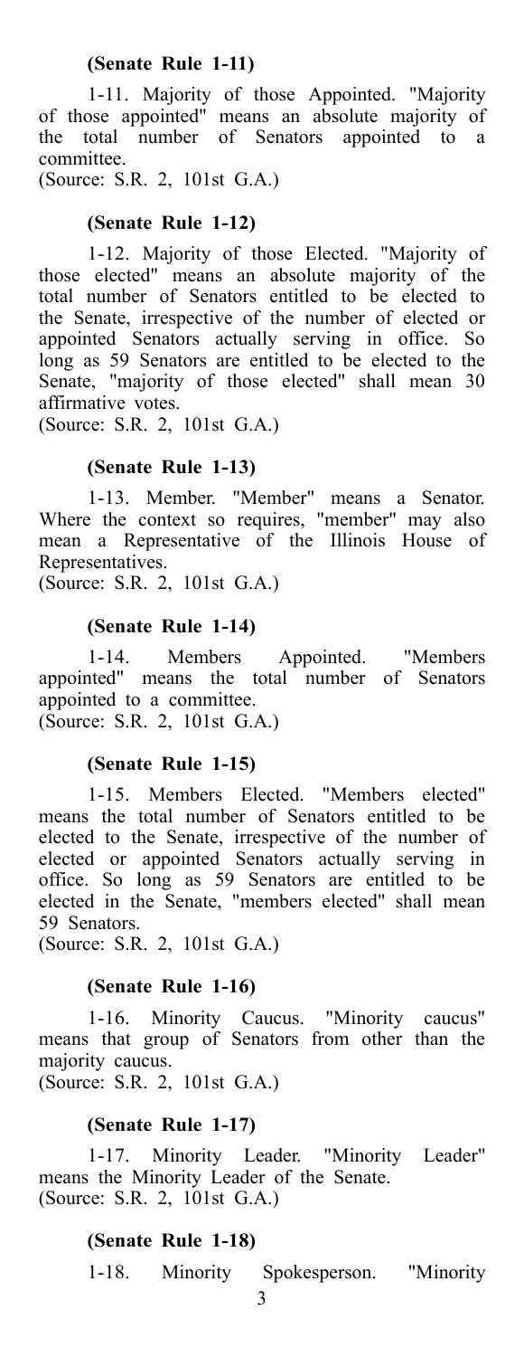**(Senate Rule 1-11)**

1-11. Majority of those Appointed. "Majority of those appointed" means an absolute majority of the total number of Senators appointed to a committee.
(Source: S.R. 2, 101st G.A.)

**(Senate Rule 1-12)**

1-12. Majority of those Elected. "Majority of those elected" means an absolute majority of the total number of Senators entitled to be elected to the Senate, irrespective of the number of elected or appointed Senators actually serving in office. So long as 59 Senators are entitled to be elected to the Senate, "majority of those elected" shall mean 30 affirmative votes.
(Source: S.R. 2, 101st G.A.)

**(Senate Rule 1-13)**

1-13. Member. "Member" means a Senator. Where the context so requires, "member" may also mean a Representative of the Illinois House of Representatives.
(Source: S.R. 2, 101st G.A.)

**(Senate Rule 1-14)**

1-14. Members Appointed. "Members appointed" means the total number of Senators appointed to a committee.
(Source: S.R. 2, 101st G.A.)

**(Senate Rule 1-15)**

1-15. Members Elected. "Members elected" means the total number of Senators entitled to be elected to the Senate, irrespective of the number of elected or appointed Senators actually serving in office. So long as 59 Senators are entitled to be elected in the Senate, "members elected" shall mean 59 Senators.
(Source: S.R. 2, 101st G.A.)

**(Senate Rule 1-16)**

1-16. Minority Caucus. "Minority caucus" means that group of Senators from other than the majority caucus.
(Source: S.R. 2, 101st G.A.)

**(Senate Rule 1-17)**

1-17. Minority Leader. "Minority Leader" means the Minority Leader of the Senate.
(Source: S.R. 2, 101st G.A.)

**(Senate Rule 1-18)**

1-18. Minority Spokesperson. "Minority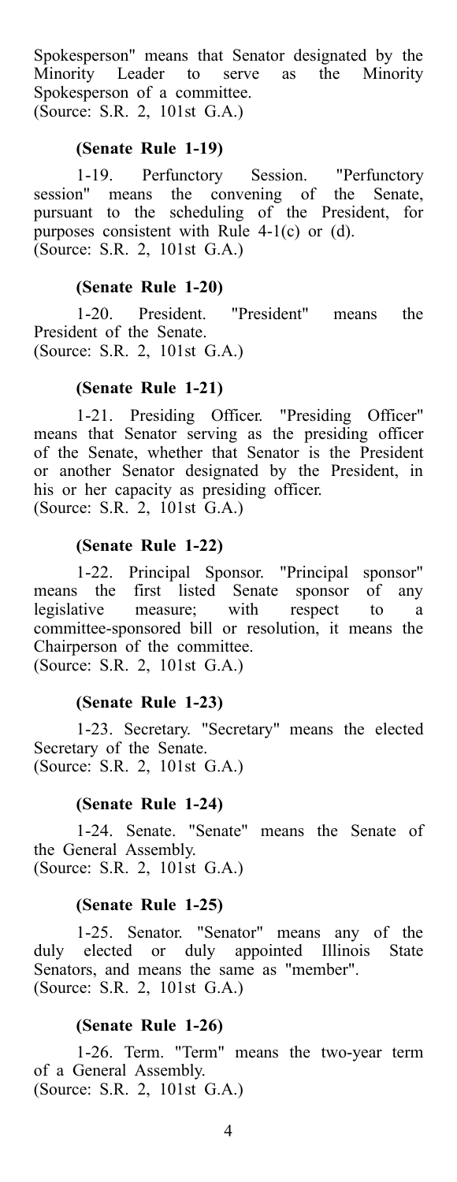Spokesperson" means that Senator designated by the Minority Leader to serve as the Minority Spokesperson of a committee.
(Source: S.R. 2, 101st G.A.)

**(Senate Rule 1-19)**

1-19. Perfunctory Session. "Perfunctory session" means the convening of the Senate, pursuant to the scheduling of the President, for purposes consistent with Rule 4-1(c) or (d).
(Source: S.R. 2, 101st G.A.)

**(Senate Rule 1-20)**

1-20. President. "President" means the President of the Senate.
(Source: S.R. 2, 101st G.A.)

**(Senate Rule 1-21)**

1-21. Presiding Officer. "Presiding Officer" means that Senator serving as the presiding officer of the Senate, whether that Senator is the President or another Senator designated by the President, in his or her capacity as presiding officer.
(Source: S.R. 2, 101st G.A.)

**(Senate Rule 1-22)**

1-22. Principal Sponsor. "Principal sponsor" means the first listed Senate sponsor of any legislative measure; with respect to a committee-sponsored bill or resolution, it means the Chairperson of the committee.
(Source: S.R. 2, 101st G.A.)

**(Senate Rule 1-23)**

1-23. Secretary. "Secretary" means the elected Secretary of the Senate.
(Source: S.R. 2, 101st G.A.)

**(Senate Rule 1-24)**

1-24. Senate. "Senate" means the Senate of the General Assembly.
(Source: S.R. 2, 101st G.A.)

**(Senate Rule 1-25)**

1-25. Senator. "Senator" means any of the duly elected or duly appointed Illinois State Senators, and means the same as "member".
(Source: S.R. 2, 101st G.A.)

**(Senate Rule 1-26)**

1-26. Term. "Term" means the two-year term of a General Assembly.
(Source: S.R. 2, 101st G.A.)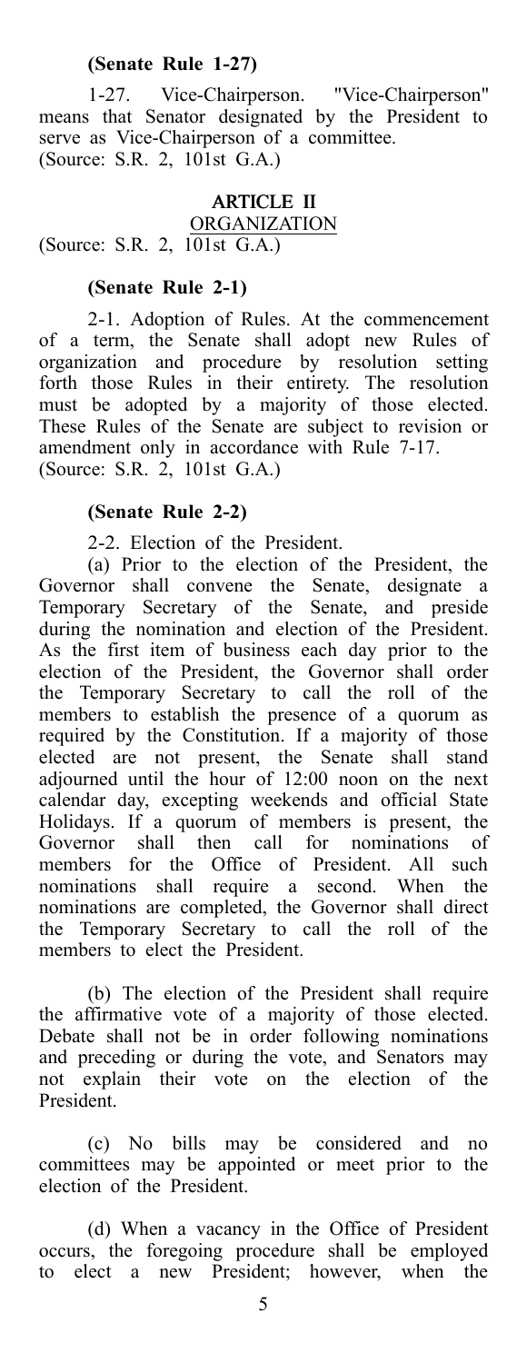**(Senate Rule 1-27)**

1-27. Vice-Chairperson. "Vice-Chairperson" means that Senator designated by the President to serve as Vice-Chairperson of a committee.
(Source: S.R. 2, 101st G.A.)

## ARTICLE II

## ORGANIZATION

(Source: S.R. 2, 101st G.A.)

**(Senate Rule 2-1)**

2-1. Adoption of Rules. At the commencement of a term, the Senate shall adopt new Rules of organization and procedure by resolution setting forth those Rules in their entirety. The resolution must be adopted by a majority of those elected. These Rules of the Senate are subject to revision or amendment only in accordance with Rule 7-17.
(Source: S.R. 2, 101st G.A.)

**(Senate Rule 2-2)**

2-2. Election of the President.

(a) Prior to the election of the President, the Governor shall convene the Senate, designate a Temporary Secretary of the Senate, and preside during the nomination and election of the President. As the first item of business each day prior to the election of the President, the Governor shall order the Temporary Secretary to call the roll of the members to establish the presence of a quorum as required by the Constitution. If a majority of those elected are not present, the Senate shall stand adjourned until the hour of 12:00 noon on the next calendar day, excepting weekends and official State Holidays. If a quorum of members is present, the Governor shall then call for nominations of members for the Office of President. All such nominations shall require a second. When the nominations are completed, the Governor shall direct the Temporary Secretary to call the roll of the members to elect the President.

(b) The election of the President shall require the affirmative vote of a majority of those elected. Debate shall not be in order following nominations and preceding or during the vote, and Senators may not explain their vote on the election of the President.

(c) No bills may be considered and no committees may be appointed or meet prior to the election of the President.

(d) When a vacancy in the Office of President occurs, the foregoing procedure shall be employed to elect a new President; however, when the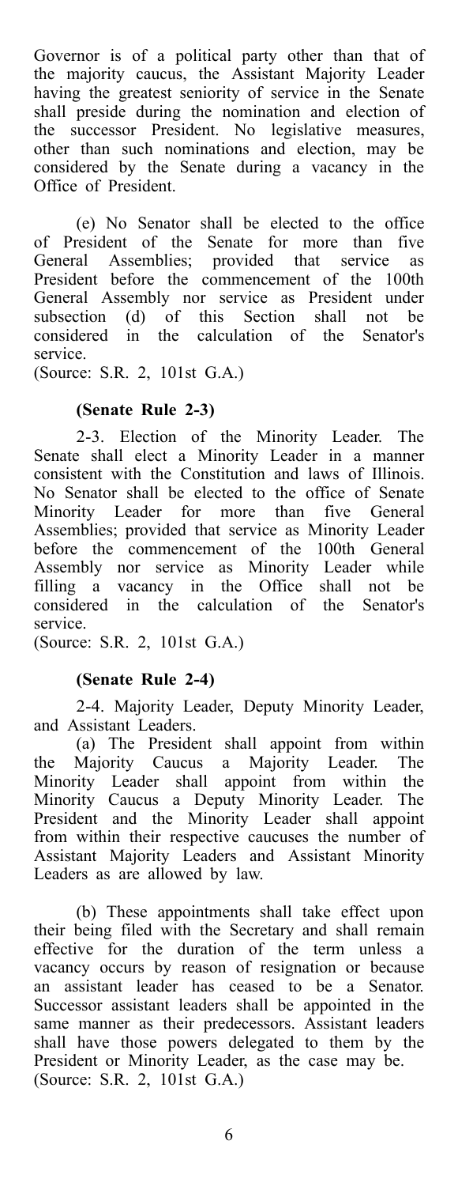Governor is of a political party other than that of the majority caucus, the Assistant Majority Leader having the greatest seniority of service in the Senate shall preside during the nomination and election of the successor President. No legislative measures, other than such nominations and election, may be considered by the Senate during a vacancy in the Office of President.

(e) No Senator shall be elected to the office of President of the Senate for more than five General Assemblies; provided that service as President before the commencement of the 100th General Assembly nor service as President under subsection (d) of this Section shall not be considered in the calculation of the Senator's service.
(Source: S.R. 2, 101st G.A.)

**(Senate Rule 2-3)**

2-3. Election of the Minority Leader. The Senate shall elect a Minority Leader in a manner consistent with the Constitution and laws of Illinois. No Senator shall be elected to the office of Senate Minority Leader for more than five General Assemblies; provided that service as Minority Leader before the commencement of the 100th General Assembly nor service as Minority Leader while filling a vacancy in the Office shall not be considered in the calculation of the Senator's service.
(Source: S.R. 2, 101st G.A.)

**(Senate Rule 2-4)**

2-4. Majority Leader, Deputy Minority Leader, and Assistant Leaders.

(a) The President shall appoint from within the Majority Caucus a Majority Leader. The Minority Leader shall appoint from within the Minority Caucus a Deputy Minority Leader. The President and the Minority Leader shall appoint from within their respective caucuses the number of Assistant Majority Leaders and Assistant Minority Leaders as are allowed by law.

(b) These appointments shall take effect upon their being filed with the Secretary and shall remain effective for the duration of the term unless a vacancy occurs by reason of resignation or because an assistant leader has ceased to be a Senator. Successor assistant leaders shall be appointed in the same manner as their predecessors. Assistant leaders shall have those powers delegated to them by the President or Minority Leader, as the case may be.
(Source: S.R. 2, 101st G.A.)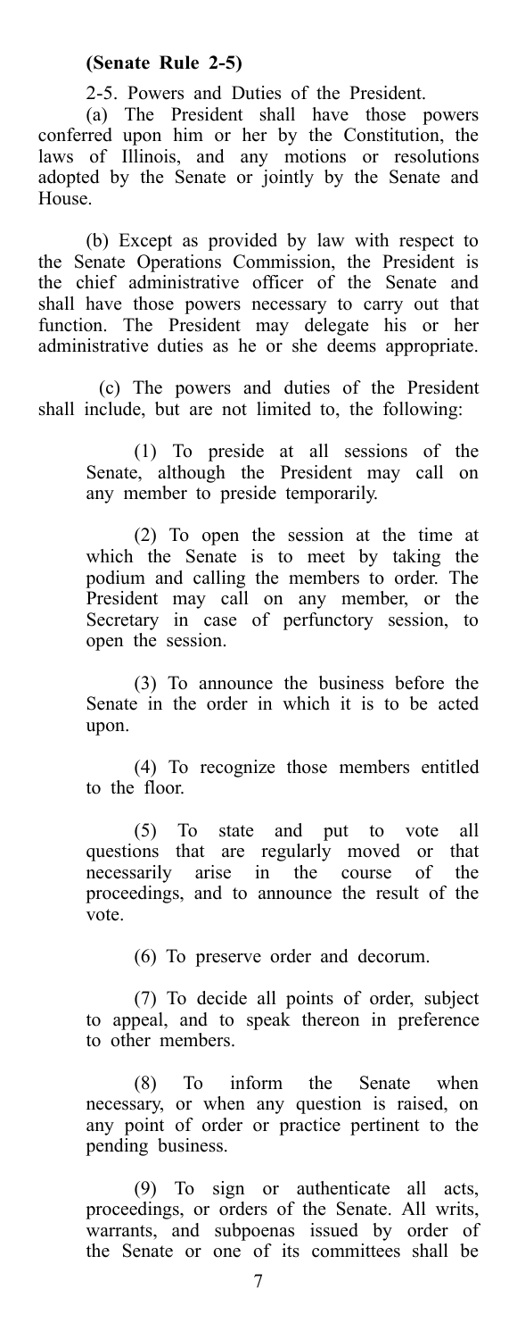**(Senate Rule 2-5)**

2-5. Powers and Duties of the President.

(a) The President shall have those powers conferred upon him or her by the Constitution, the laws of Illinois, and any motions or resolutions adopted by the Senate or jointly by the Senate and House.

(b) Except as provided by law with respect to the Senate Operations Commission, the President is the chief administrative officer of the Senate and shall have those powers necessary to carry out that function. The President may delegate his or her administrative duties as he or she deems appropriate.

(c) The powers and duties of the President shall include, but are not limited to, the following:

(1) To preside at all sessions of the Senate, although the President may call on any member to preside temporarily.

(2) To open the session at the time at which the Senate is to meet by taking the podium and calling the members to order. The President may call on any member, or the Secretary in case of perfunctory session, to open the session.

(3) To announce the business before the Senate in the order in which it is to be acted upon.

(4) To recognize those members entitled to the floor.

(5) To state and put to vote all questions that are regularly moved or that necessarily arise in the course of the proceedings, and to announce the result of the vote.

(6) To preserve order and decorum.

(7) To decide all points of order, subject to appeal, and to speak thereon in preference to other members.

(8) To inform the Senate when necessary, or when any question is raised, on any point of order or practice pertinent to the pending business.

(9) To sign or authenticate all acts, proceedings, or orders of the Senate. All writs, warrants, and subpoenas issued by order of the Senate or one of its committees shall be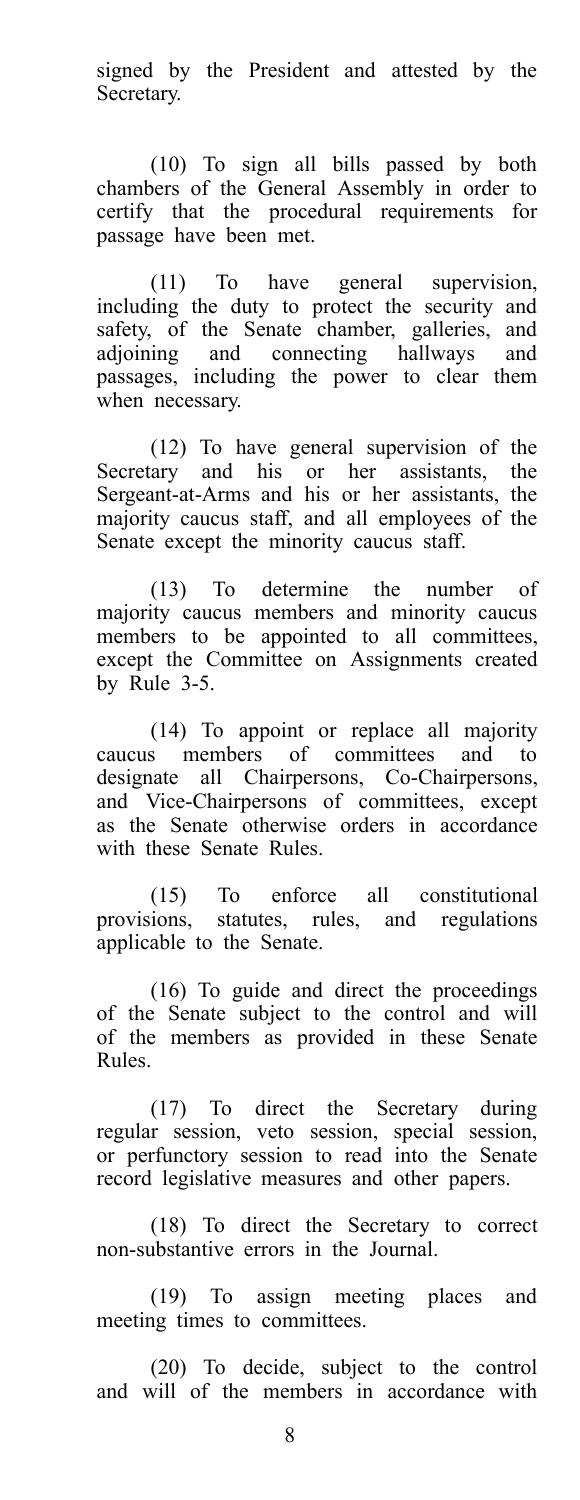signed by the President and attested by the Secretary.

(10) To sign all bills passed by both chambers of the General Assembly in order to certify that the procedural requirements for passage have been met.

(11) To have general supervision, including the duty to protect the security and safety, of the Senate chamber, galleries, and adjoining and connecting hallways and passages, including the power to clear them when necessary.

(12) To have general supervision of the Secretary and his or her assistants, the Sergeant-at-Arms and his or her assistants, the majority caucus staff, and all employees of the Senate except the minority caucus staff.

(13) To determine the number of majority caucus members and minority caucus members to be appointed to all committees, except the Committee on Assignments created by Rule 3-5.

(14) To appoint or replace all majority caucus members of committees and to designate all Chairpersons, Co-Chairpersons, and Vice-Chairpersons of committees, except as the Senate otherwise orders in accordance with these Senate Rules.

(15) To enforce all constitutional provisions, statutes, rules, and regulations applicable to the Senate.

(16) To guide and direct the proceedings of the Senate subject to the control and will of the members as provided in these Senate Rules.

(17) To direct the Secretary during regular session, veto session, special session, or perfunctory session to read into the Senate record legislative measures and other papers.

(18) To direct the Secretary to correct non-substantive errors in the Journal.

(19) To assign meeting places and meeting times to committees.

(20) To decide, subject to the control and will of the members in accordance with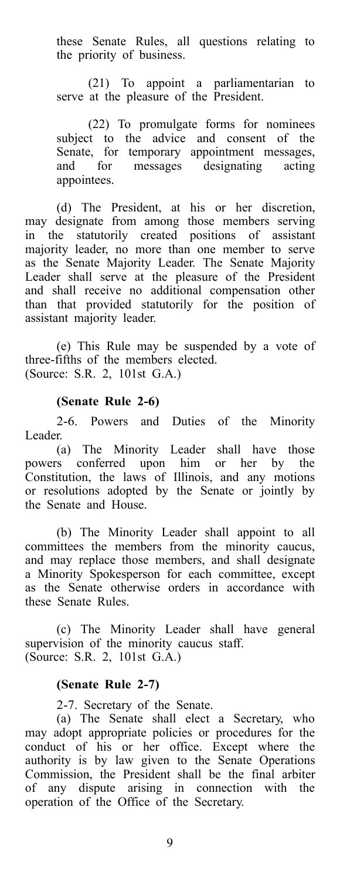these Senate Rules, all questions relating to the priority of business.

(21) To appoint a parliamentarian to serve at the pleasure of the President.

(22) To promulgate forms for nominees subject to the advice and consent of the Senate, for temporary appointment messages, and for messages designating acting appointees.

(d) The President, at his or her discretion, may designate from among those members serving in the statutorily created positions of assistant majority leader, no more than one member to serve as the Senate Majority Leader. The Senate Majority Leader shall serve at the pleasure of the President and shall receive no additional compensation other than that provided statutorily for the position of assistant majority leader.

(e) This Rule may be suspended by a vote of three-fifths of the members elected.
(Source: S.R. 2, 101st G.A.)

**(Senate Rule 2-6)**

2-6. Powers and Duties of the Minority Leader.

(a) The Minority Leader shall have those powers conferred upon him or her by the Constitution, the laws of Illinois, and any motions or resolutions adopted by the Senate or jointly by the Senate and House.

(b) The Minority Leader shall appoint to all committees the members from the minority caucus, and may replace those members, and shall designate a Minority Spokesperson for each committee, except as the Senate otherwise orders in accordance with these Senate Rules.

(c) The Minority Leader shall have general supervision of the minority caucus staff.
(Source: S.R. 2, 101st G.A.)

**(Senate Rule 2-7)**

2-7. Secretary of the Senate.

(a) The Senate shall elect a Secretary, who may adopt appropriate policies or procedures for the conduct of his or her office. Except where the authority is by law given to the Senate Operations Commission, the President shall be the final arbiter of any dispute arising in connection with the operation of the Office of the Secretary.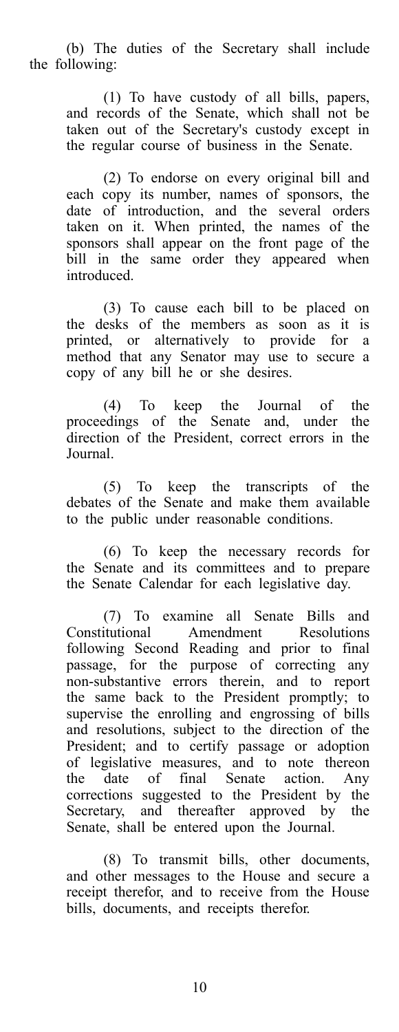(b) The duties of the Secretary shall include the following:

(1) To have custody of all bills, papers, and records of the Senate, which shall not be taken out of the Secretary's custody except in the regular course of business in the Senate.

(2) To endorse on every original bill and each copy its number, names of sponsors, the date of introduction, and the several orders taken on it. When printed, the names of the sponsors shall appear on the front page of the bill in the same order they appeared when introduced.

(3) To cause each bill to be placed on the desks of the members as soon as it is printed, or alternatively to provide for a method that any Senator may use to secure a copy of any bill he or she desires.

(4) To keep the Journal of the proceedings of the Senate and, under the direction of the President, correct errors in the Journal.

(5) To keep the transcripts of the debates of the Senate and make them available to the public under reasonable conditions.

(6) To keep the necessary records for the Senate and its committees and to prepare the Senate Calendar for each legislative day.

(7) To examine all Senate Bills and Constitutional Amendment Resolutions following Second Reading and prior to final passage, for the purpose of correcting any non-substantive errors therein, and to report the same back to the President promptly; to supervise the enrolling and engrossing of bills and resolutions, subject to the direction of the President; and to certify passage or adoption of legislative measures, and to note thereon the date of final Senate action. Any corrections suggested to the President by the Secretary, and thereafter approved by the Senate, shall be entered upon the Journal.

(8) To transmit bills, other documents, and other messages to the House and secure a receipt therefor, and to receive from the House bills, documents, and receipts therefor.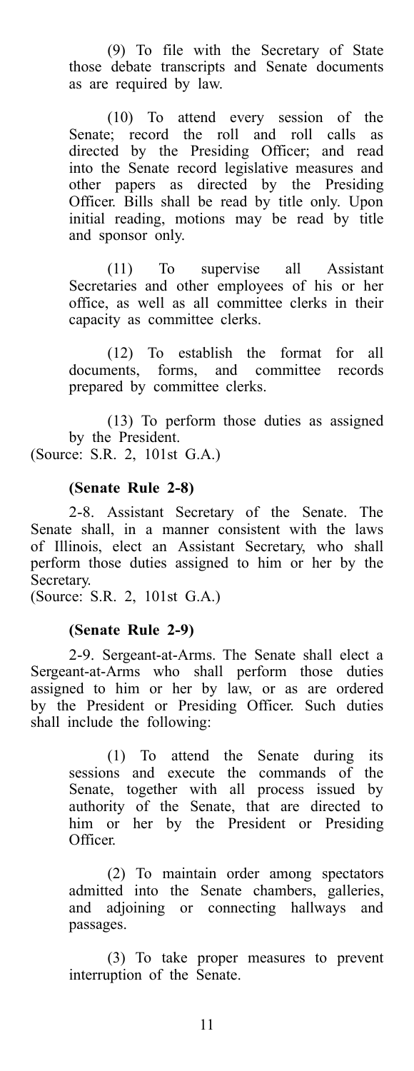(9) To file with the Secretary of State those debate transcripts and Senate documents as are required by law.

(10) To attend every session of the Senate; record the roll and roll calls as directed by the Presiding Officer; and read into the Senate record legislative measures and other papers as directed by the Presiding Officer. Bills shall be read by title only. Upon initial reading, motions may be read by title and sponsor only.

(11) To supervise all Assistant Secretaries and other employees of his or her office, as well as all committee clerks in their capacity as committee clerks.

(12) To establish the format for all documents, forms, and committee records prepared by committee clerks.

(13) To perform those duties as assigned by the President.

(Source: S.R. 2, 101st G.A.)

**(Senate Rule 2-8)**

2-8. Assistant Secretary of the Senate. The Senate shall, in a manner consistent with the laws of Illinois, elect an Assistant Secretary, who shall perform those duties assigned to him or her by the Secretary.

(Source: S.R. 2, 101st G.A.)

**(Senate Rule 2-9)**

2-9. Sergeant-at-Arms. The Senate shall elect a Sergeant-at-Arms who shall perform those duties assigned to him or her by law, or as are ordered by the President or Presiding Officer. Such duties shall include the following:

(1) To attend the Senate during its sessions and execute the commands of the Senate, together with all process issued by authority of the Senate, that are directed to him or her by the President or Presiding Officer.

(2) To maintain order among spectators admitted into the Senate chambers, galleries, and adjoining or connecting hallways and passages.

(3) To take proper measures to prevent interruption of the Senate.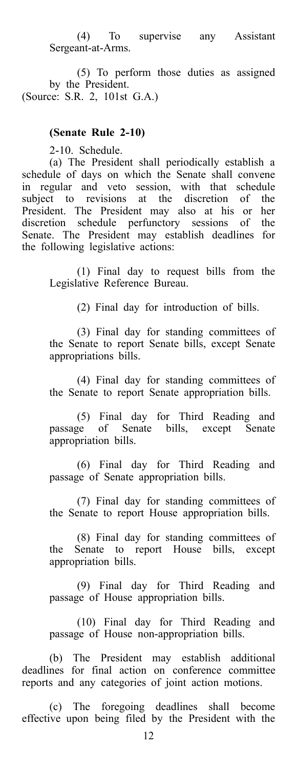(4) To supervise any Assistant Sergeant-at-Arms.

(5) To perform those duties as assigned by the President.

(Source: S.R. 2, 101st G.A.)

**(Senate Rule 2-10)**

2-10. Schedule.

(a) The President shall periodically establish a schedule of days on which the Senate shall convene in regular and veto session, with that schedule subject to revisions at the discretion of the President. The President may also at his or her discretion schedule perfunctory sessions of the Senate. The President may establish deadlines for the following legislative actions:

(1) Final day to request bills from the Legislative Reference Bureau.

(2) Final day for introduction of bills.

(3) Final day for standing committees of the Senate to report Senate bills, except Senate appropriations bills.

(4) Final day for standing committees of the Senate to report Senate appropriation bills.

(5) Final day for Third Reading and passage of Senate bills, except Senate appropriation bills.

(6) Final day for Third Reading and passage of Senate appropriation bills.

(7) Final day for standing committees of the Senate to report House appropriation bills.

(8) Final day for standing committees of the Senate to report House bills, except appropriation bills.

(9) Final day for Third Reading and passage of House appropriation bills.

(10) Final day for Third Reading and passage of House non-appropriation bills.

(b) The President may establish additional deadlines for final action on conference committee reports and any categories of joint action motions.

(c) The foregoing deadlines shall become effective upon being filed by the President with the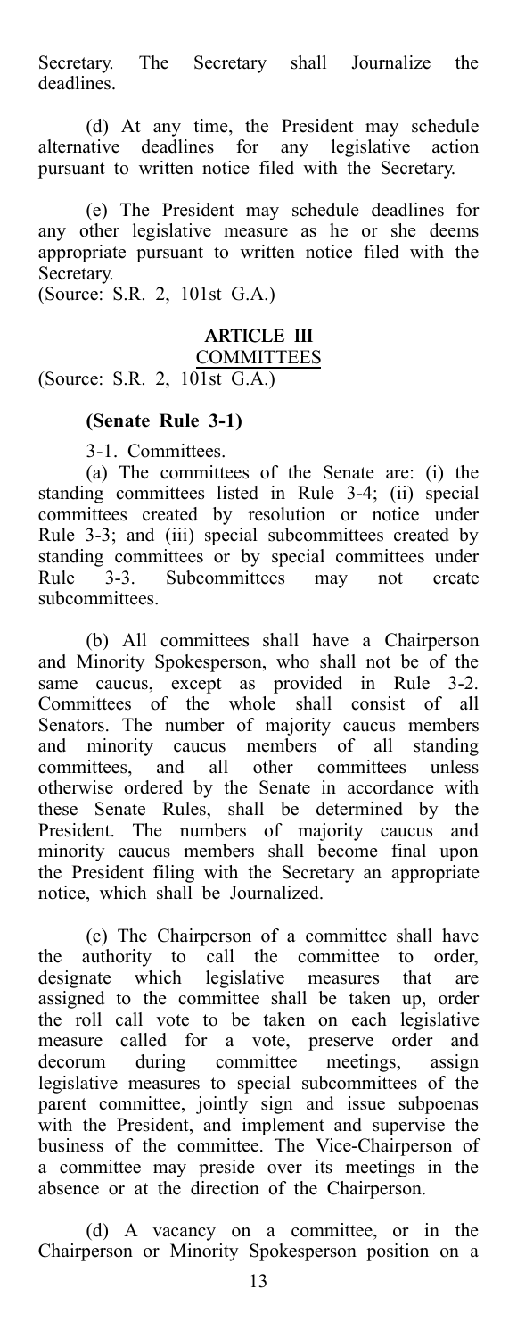Secretary. The Secretary shall Journalize the deadlines.

(d) At any time, the President may schedule alternative deadlines for any legislative action pursuant to written notice filed with the Secretary.

(e) The President may schedule deadlines for any other legislative measure as he or she deems appropriate pursuant to written notice filed with the Secretary.
(Source: S.R. 2, 101st G.A.)

## ARTICLE III
## COMMITTEES

(Source: S.R. 2, 101st G.A.)

### (Senate Rule 3-1)

3-1. Committees.

(a) The committees of the Senate are: (i) the standing committees listed in Rule 3-4; (ii) special committees created by resolution or notice under Rule 3-3; and (iii) special subcommittees created by standing committees or by special committees under Rule 3-3. Subcommittees may not create subcommittees.

(b) All committees shall have a Chairperson and Minority Spokesperson, who shall not be of the same caucus, except as provided in Rule 3-2. Committees of the whole shall consist of all Senators. The number of majority caucus members and minority caucus members of all standing committees, and all other committees unless otherwise ordered by the Senate in accordance with these Senate Rules, shall be determined by the President. The numbers of majority caucus and minority caucus members shall become final upon the President filing with the Secretary an appropriate notice, which shall be Journalized.

(c) The Chairperson of a committee shall have the authority to call the committee to order, designate which legislative measures that are assigned to the committee shall be taken up, order the roll call vote to be taken on each legislative measure called for a vote, preserve order and decorum during committee meetings, assign legislative measures to special subcommittees of the parent committee, jointly sign and issue subpoenas with the President, and implement and supervise the business of the committee. The Vice-Chairperson of a committee may preside over its meetings in the absence or at the direction of the Chairperson.

(d) A vacancy on a committee, or in the Chairperson or Minority Spokesperson position on a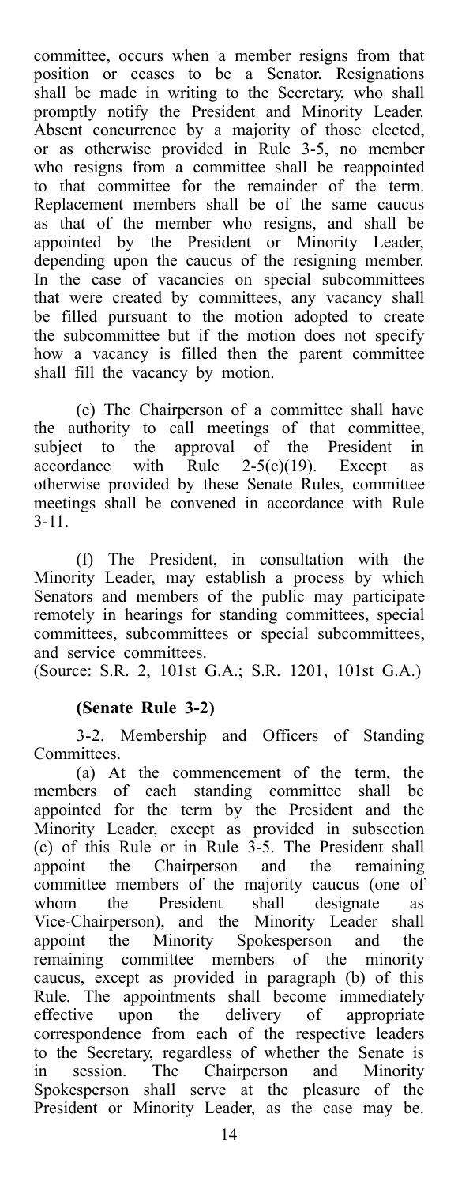committee, occurs when a member resigns from that position or ceases to be a Senator. Resignations shall be made in writing to the Secretary, who shall promptly notify the President and Minority Leader. Absent concurrence by a majority of those elected, or as otherwise provided in Rule 3-5, no member who resigns from a committee shall be reappointed to that committee for the remainder of the term. Replacement members shall be of the same caucus as that of the member who resigns, and shall be appointed by the President or Minority Leader, depending upon the caucus of the resigning member. In the case of vacancies on special subcommittees that were created by committees, any vacancy shall be filled pursuant to the motion adopted to create the subcommittee but if the motion does not specify how a vacancy is filled then the parent committee shall fill the vacancy by motion.

(e) The Chairperson of a committee shall have the authority to call meetings of that committee, subject to the approval of the President in accordance with Rule 2-5(c)(19). Except as otherwise provided by these Senate Rules, committee meetings shall be convened in accordance with Rule 3-11.

(f) The President, in consultation with the Minority Leader, may establish a process by which Senators and members of the public may participate remotely in hearings for standing committees, special committees, subcommittees or special subcommittees, and service committees.

(Source: S.R. 2, 101st G.A.; S.R. 1201, 101st G.A.)

**(Senate Rule 3-2)**

3-2. Membership and Officers of Standing Committees.

(a) At the commencement of the term, the members of each standing committee shall be appointed for the term by the President and the Minority Leader, except as provided in subsection (c) of this Rule or in Rule 3-5. The President shall appoint the Chairperson and the remaining committee members of the majority caucus (one of whom the President shall designate as Vice-Chairperson), and the Minority Leader shall appoint the Minority Spokesperson and the remaining committee members of the minority caucus, except as provided in paragraph (b) of this Rule. The appointments shall become immediately effective upon the delivery of appropriate correspondence from each of the respective leaders to the Secretary, regardless of whether the Senate is in session. The Chairperson and Minority Spokesperson shall serve at the pleasure of the President or Minority Leader, as the case may be.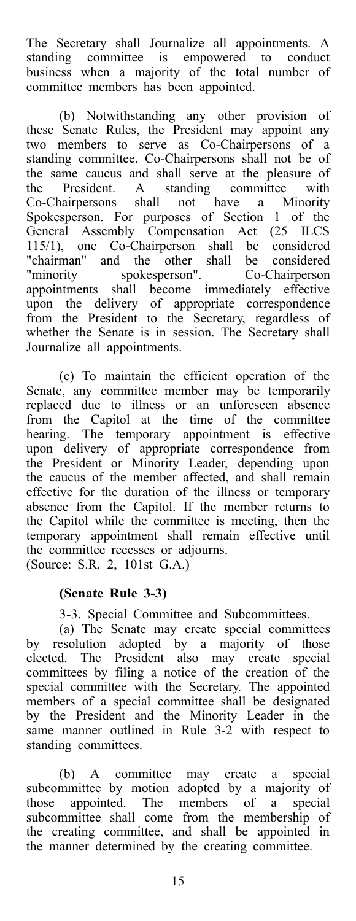The Secretary shall Journalize all appointments. A standing committee is empowered to conduct business when a majority of the total number of committee members has been appointed.

(b) Notwithstanding any other provision of these Senate Rules, the President may appoint any two members to serve as Co-Chairpersons of a standing committee. Co-Chairpersons shall not be of the same caucus and shall serve at the pleasure of the President. A standing committee with Co-Chairpersons shall not have a Minority Spokesperson. For purposes of Section 1 of the General Assembly Compensation Act (25 ILCS 115/1), one Co-Chairperson shall be considered "chairman" and the other shall be considered "minority spokesperson". Co-Chairperson appointments shall become immediately effective upon the delivery of appropriate correspondence from the President to the Secretary, regardless of whether the Senate is in session. The Secretary shall Journalize all appointments.

(c) To maintain the efficient operation of the Senate, any committee member may be temporarily replaced due to illness or an unforeseen absence from the Capitol at the time of the committee hearing. The temporary appointment is effective upon delivery of appropriate correspondence from the President or Minority Leader, depending upon the caucus of the member affected, and shall remain effective for the duration of the illness or temporary absence from the Capitol. If the member returns to the Capitol while the committee is meeting, then the temporary appointment shall remain effective until the committee recesses or adjourns.
(Source: S.R. 2, 101st G.A.)

**(Senate Rule 3-3)**

3-3. Special Committee and Subcommittees.

(a) The Senate may create special committees by resolution adopted by a majority of those elected. The President also may create special committees by filing a notice of the creation of the special committee with the Secretary. The appointed members of a special committee shall be designated by the President and the Minority Leader in the same manner outlined in Rule 3-2 with respect to standing committees.

(b) A committee may create a special subcommittee by motion adopted by a majority of those appointed. The members of a special subcommittee shall come from the membership of the creating committee, and shall be appointed in the manner determined by the creating committee.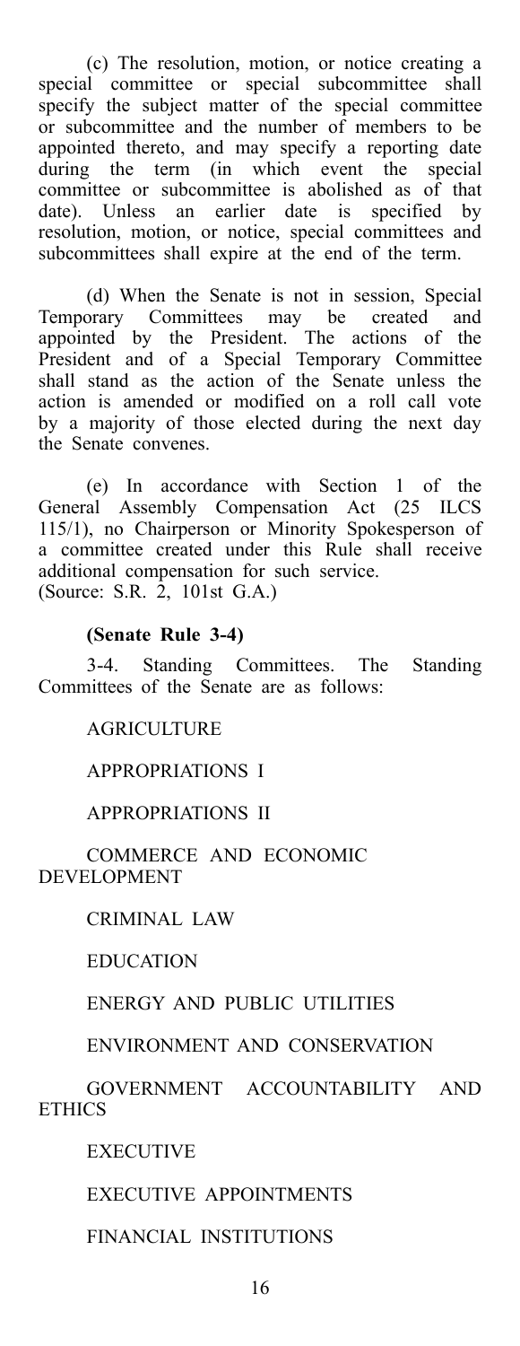(c) The resolution, motion, or notice creating a special committee or special subcommittee shall specify the subject matter of the special committee or subcommittee and the number of members to be appointed thereto, and may specify a reporting date during the term (in which event the special committee or subcommittee is abolished as of that date). Unless an earlier date is specified by resolution, motion, or notice, special committees and subcommittees shall expire at the end of the term.

(d) When the Senate is not in session, Special Temporary Committees may be created and appointed by the President. The actions of the President and of a Special Temporary Committee shall stand as the action of the Senate unless the action is amended or modified on a roll call vote by a majority of those elected during the next day the Senate convenes.

(e) In accordance with Section 1 of the General Assembly Compensation Act (25 ILCS 115/1), no Chairperson or Minority Spokesperson of a committee created under this Rule shall receive additional compensation for such service.
(Source: S.R. 2, 101st G.A.)

**(Senate Rule 3-4)**

3-4. Standing Committees. The Standing Committees of the Senate are as follows:

AGRICULTURE

APPROPRIATIONS I

APPROPRIATIONS II

COMMERCE AND ECONOMIC DEVELOPMENT

CRIMINAL LAW

EDUCATION

ENERGY AND PUBLIC UTILITIES

ENVIRONMENT AND CONSERVATION

GOVERNMENT ACCOUNTABILITY AND ETHICS

EXECUTIVE

EXECUTIVE APPOINTMENTS

FINANCIAL INSTITUTIONS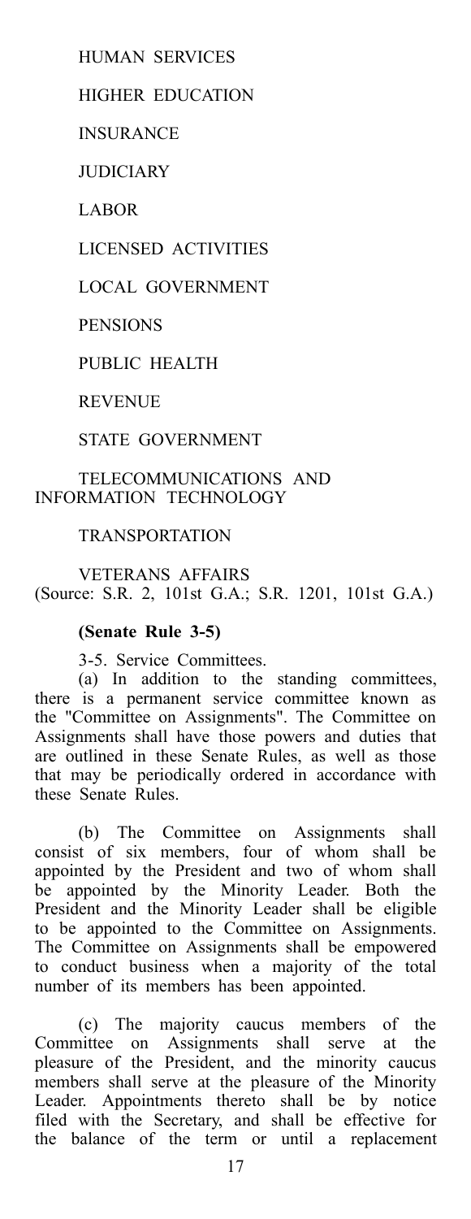HUMAN SERVICES

HIGHER EDUCATION

INSURANCE

JUDICIARY

LABOR

LICENSED ACTIVITIES

LOCAL GOVERNMENT

PENSIONS

PUBLIC HEALTH

REVENUE

STATE GOVERNMENT

TELECOMMUNICATIONS AND INFORMATION TECHNOLOGY

TRANSPORTATION

VETERANS AFFAIRS
(Source: S.R. 2, 101st G.A.; S.R. 1201, 101st G.A.)

**(Senate Rule 3-5)**

3-5. Service Committees.

(a) In addition to the standing committees, there is a permanent service committee known as the "Committee on Assignments". The Committee on Assignments shall have those powers and duties that are outlined in these Senate Rules, as well as those that may be periodically ordered in accordance with these Senate Rules.

(b) The Committee on Assignments shall consist of six members, four of whom shall be appointed by the President and two of whom shall be appointed by the Minority Leader. Both the President and the Minority Leader shall be eligible to be appointed to the Committee on Assignments. The Committee on Assignments shall be empowered to conduct business when a majority of the total number of its members has been appointed.

(c) The majority caucus members of the Committee on Assignments shall serve at the pleasure of the President, and the minority caucus members shall serve at the pleasure of the Minority Leader. Appointments thereto shall be by notice filed with the Secretary, and shall be effective for the balance of the term or until a replacement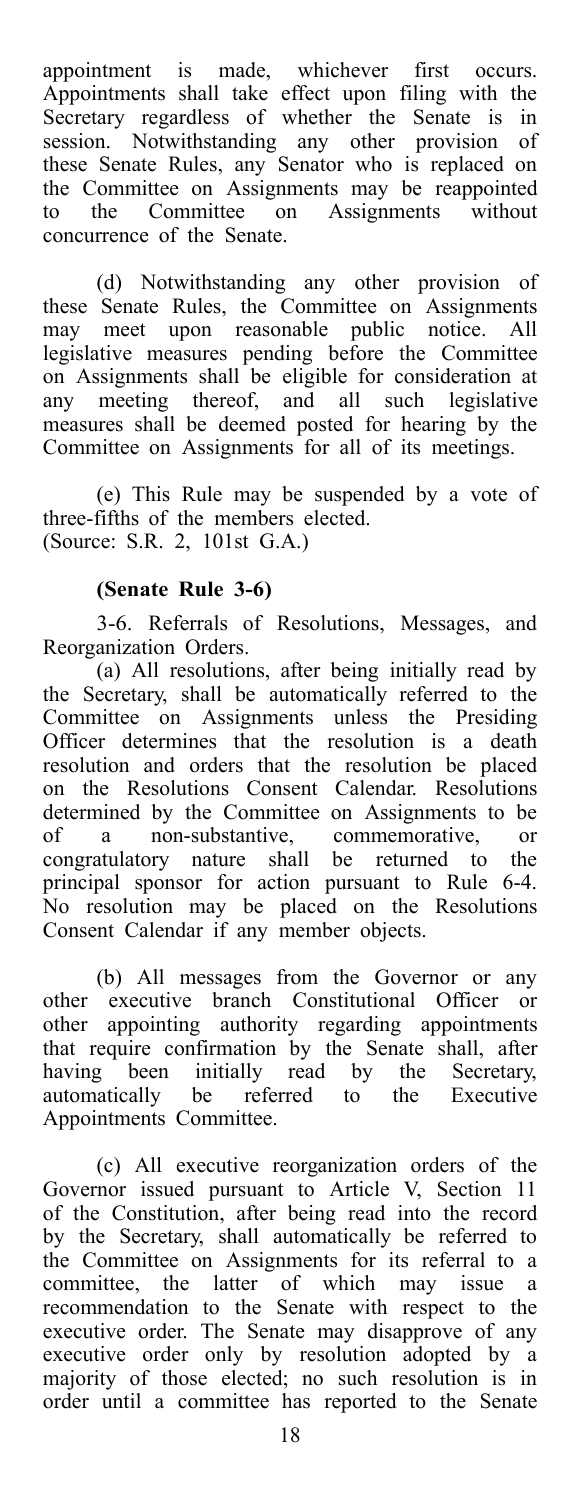appointment is made, whichever first occurs. Appointments shall take effect upon filing with the Secretary regardless of whether the Senate is in session. Notwithstanding any other provision of these Senate Rules, any Senator who is replaced on the Committee on Assignments may be reappointed to the Committee on Assignments without concurrence of the Senate.

(d) Notwithstanding any other provision of these Senate Rules, the Committee on Assignments may meet upon reasonable public notice. All legislative measures pending before the Committee on Assignments shall be eligible for consideration at any meeting thereof, and all such legislative measures shall be deemed posted for hearing by the Committee on Assignments for all of its meetings.

(e) This Rule may be suspended by a vote of three-fifths of the members elected.
(Source: S.R. 2, 101st G.A.)

**(Senate Rule 3-6)**

3-6. Referrals of Resolutions, Messages, and Reorganization Orders.

(a) All resolutions, after being initially read by the Secretary, shall be automatically referred to the Committee on Assignments unless the Presiding Officer determines that the resolution is a death resolution and orders that the resolution be placed on the Resolutions Consent Calendar. Resolutions determined by the Committee on Assignments to be of a non-substantive, commemorative, or congratulatory nature shall be returned to the principal sponsor for action pursuant to Rule 6-4. No resolution may be placed on the Resolutions Consent Calendar if any member objects.

(b) All messages from the Governor or any other executive branch Constitutional Officer or other appointing authority regarding appointments that require confirmation by the Senate shall, after having been initially read by the Secretary, automatically be referred to the Executive Appointments Committee.

(c) All executive reorganization orders of the Governor issued pursuant to Article V, Section 11 of the Constitution, after being read into the record by the Secretary, shall automatically be referred to the Committee on Assignments for its referral to a committee, the latter of which may issue a recommendation to the Senate with respect to the executive order. The Senate may disapprove of any executive order only by resolution adopted by a majority of those elected; no such resolution is in order until a committee has reported to the Senate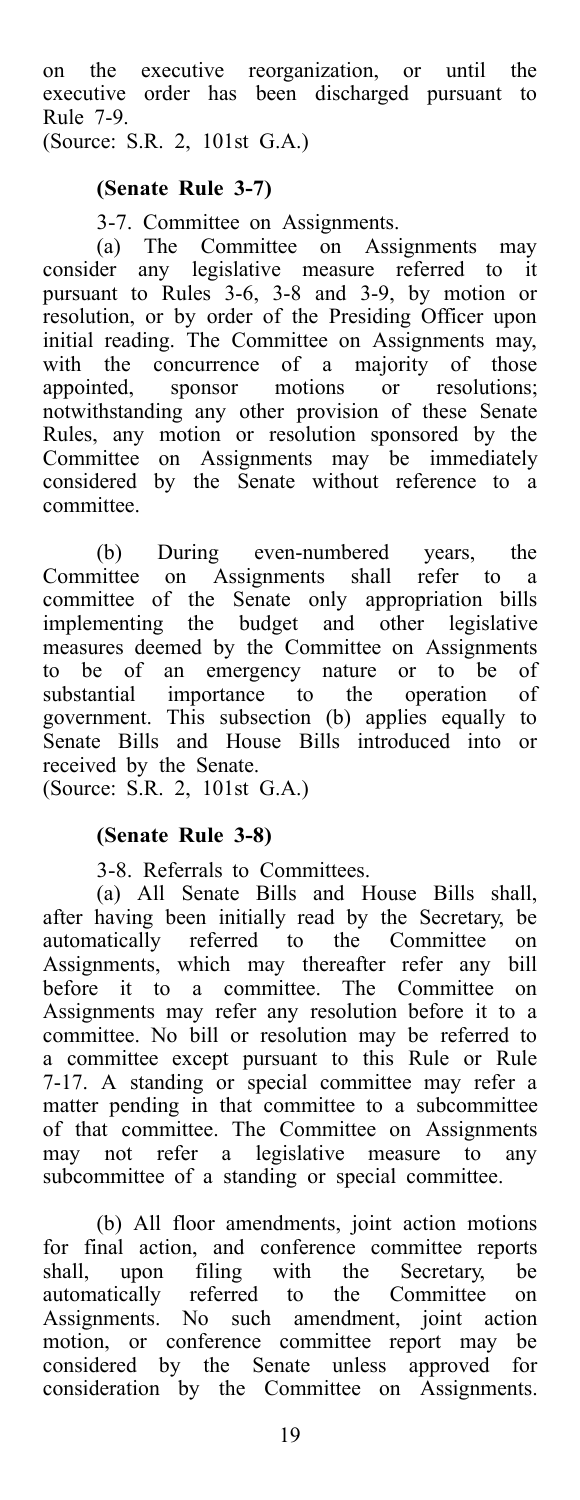on the executive reorganization, or until the executive order has been discharged pursuant to Rule 7-9.
(Source: S.R. 2, 101st G.A.)

**(Senate Rule 3-7)**

3-7. Committee on Assignments.

(a) The Committee on Assignments may consider any legislative measure referred to it pursuant to Rules 3-6, 3-8 and 3-9, by motion or resolution, or by order of the Presiding Officer upon initial reading. The Committee on Assignments may, with the concurrence of a majority of those appointed, sponsor motions or resolutions; notwithstanding any other provision of these Senate Rules, any motion or resolution sponsored by the Committee on Assignments may be immediately considered by the Senate without reference to a committee.

(b) During even-numbered years, the Committee on Assignments shall refer to a committee of the Senate only appropriation bills implementing the budget and other legislative measures deemed by the Committee on Assignments to be of an emergency nature or to be of substantial importance to the operation of government. This subsection (b) applies equally to Senate Bills and House Bills introduced into or received by the Senate.
(Source: S.R. 2, 101st G.A.)

**(Senate Rule 3-8)**

3-8. Referrals to Committees.

(a) All Senate Bills and House Bills shall, after having been initially read by the Secretary, be automatically referred to the Committee on Assignments, which may thereafter refer any bill before it to a committee. The Committee on Assignments may refer any resolution before it to a committee. No bill or resolution may be referred to a committee except pursuant to this Rule or Rule 7-17. A standing or special committee may refer a matter pending in that committee to a subcommittee of that committee. The Committee on Assignments may not refer a legislative measure to any subcommittee of a standing or special committee.

(b) All floor amendments, joint action motions for final action, and conference committee reports shall, upon filing with the Secretary, be automatically referred to the Committee on Assignments. No such amendment, joint action motion, or conference committee report may be considered by the Senate unless approved for consideration by the Committee on Assignments.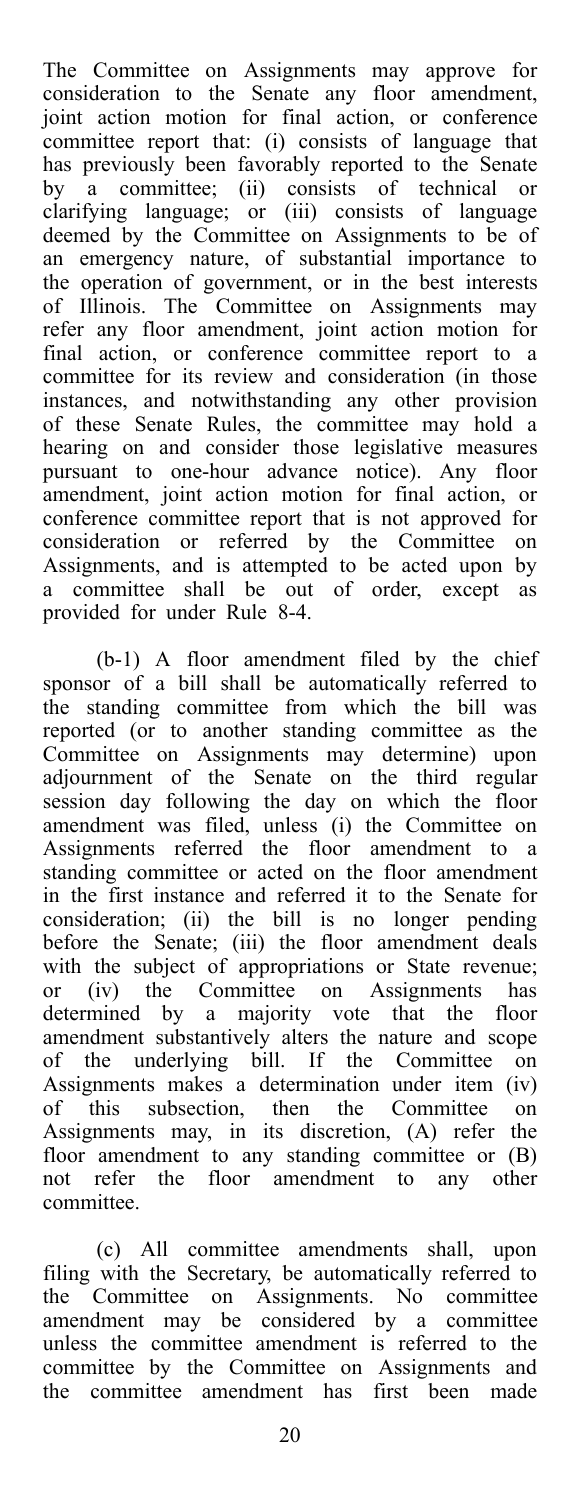The Committee on Assignments may approve for consideration to the Senate any floor amendment, joint action motion for final action, or conference committee report that: (i) consists of language that has previously been favorably reported to the Senate by a committee; (ii) consists of technical or clarifying language; or (iii) consists of language deemed by the Committee on Assignments to be of an emergency nature, of substantial importance to the operation of government, or in the best interests of Illinois. The Committee on Assignments may refer any floor amendment, joint action motion for final action, or conference committee report to a committee for its review and consideration (in those instances, and notwithstanding any other provision of these Senate Rules, the committee may hold a hearing on and consider those legislative measures pursuant to one-hour advance notice). Any floor amendment, joint action motion for final action, or conference committee report that is not approved for consideration or referred by the Committee on Assignments, and is attempted to be acted upon by a committee shall be out of order, except as provided for under Rule 8-4.

(b-1) A floor amendment filed by the chief sponsor of a bill shall be automatically referred to the standing committee from which the bill was reported (or to another standing committee as the Committee on Assignments may determine) upon adjournment of the Senate on the third regular session day following the day on which the floor amendment was filed, unless (i) the Committee on Assignments referred the floor amendment to a standing committee or acted on the floor amendment in the first instance and referred it to the Senate for consideration; (ii) the bill is no longer pending before the Senate; (iii) the floor amendment deals with the subject of appropriations or State revenue; or (iv) the Committee on Assignments has determined by a majority vote that the floor amendment substantively alters the nature and scope of the underlying bill. If the Committee on Assignments makes a determination under item (iv) of this subsection, then the Committee on Assignments may, in its discretion, (A) refer the floor amendment to any standing committee or (B) not refer the floor amendment to any other committee.

(c) All committee amendments shall, upon filing with the Secretary, be automatically referred to the Committee on Assignments. No committee amendment may be considered by a committee unless the committee amendment is referred to the committee by the Committee on Assignments and the committee amendment has first been made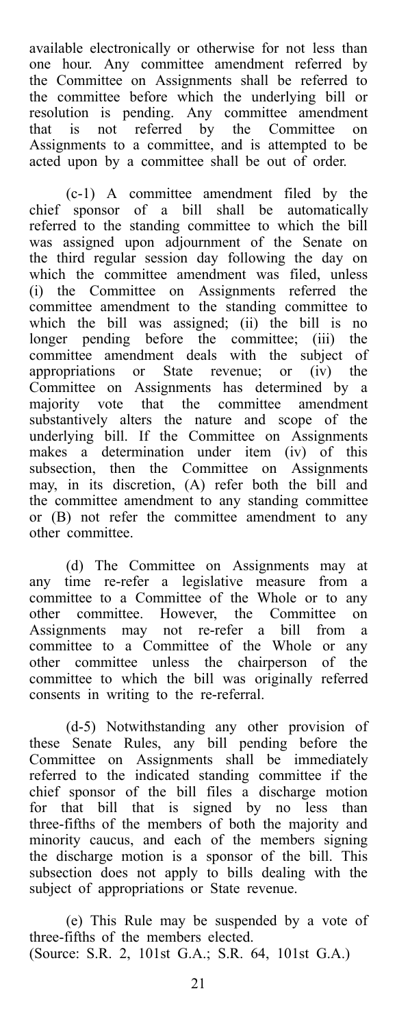available electronically or otherwise for not less than one hour. Any committee amendment referred by the Committee on Assignments shall be referred to the committee before which the underlying bill or resolution is pending. Any committee amendment that is not referred by the Committee on Assignments to a committee, and is attempted to be acted upon by a committee shall be out of order.

(c-1) A committee amendment filed by the chief sponsor of a bill shall be automatically referred to the standing committee to which the bill was assigned upon adjournment of the Senate on the third regular session day following the day on which the committee amendment was filed, unless (i) the Committee on Assignments referred the committee amendment to the standing committee to which the bill was assigned; (ii) the bill is no longer pending before the committee; (iii) the committee amendment deals with the subject of appropriations or State revenue; or (iv) the Committee on Assignments has determined by a majority vote that the committee amendment substantively alters the nature and scope of the underlying bill. If the Committee on Assignments makes a determination under item (iv) of this subsection, then the Committee on Assignments may, in its discretion, (A) refer both the bill and the committee amendment to any standing committee or (B) not refer the committee amendment to any other committee.

(d) The Committee on Assignments may at any time re-refer a legislative measure from a committee to a Committee of the Whole or to any other committee. However, the Committee on Assignments may not re-refer a bill from a committee to a Committee of the Whole or any other committee unless the chairperson of the committee to which the bill was originally referred consents in writing to the re-referral.

(d-5) Notwithstanding any other provision of these Senate Rules, any bill pending before the Committee on Assignments shall be immediately referred to the indicated standing committee if the chief sponsor of the bill files a discharge motion for that bill that is signed by no less than three-fifths of the members of both the majority and minority caucus, and each of the members signing the discharge motion is a sponsor of the bill. This subsection does not apply to bills dealing with the subject of appropriations or State revenue.

(e) This Rule may be suspended by a vote of three-fifths of the members elected.
(Source: S.R. 2, 101st G.A.; S.R. 64, 101st G.A.)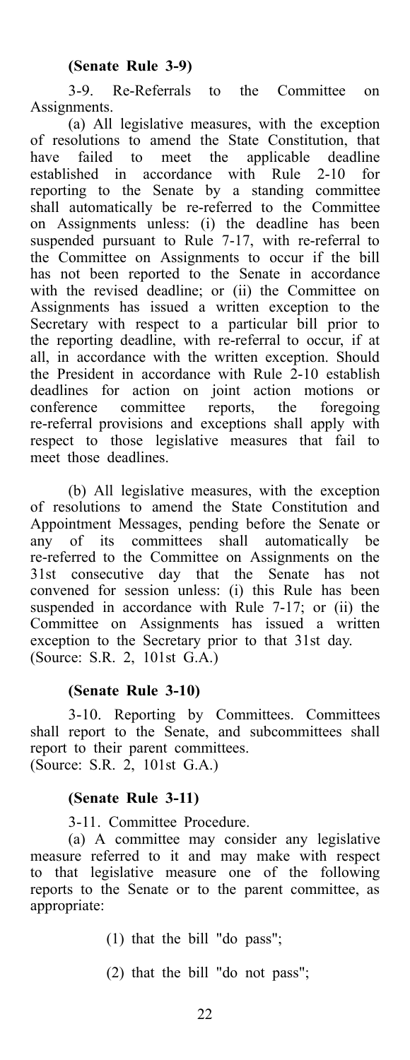**(Senate Rule 3-9)**

3-9. Re-Referrals to the Committee on Assignments.

(a) All legislative measures, with the exception of resolutions to amend the State Constitution, that have failed to meet the applicable deadline established in accordance with Rule 2-10 for reporting to the Senate by a standing committee shall automatically be re-referred to the Committee on Assignments unless: (i) the deadline has been suspended pursuant to Rule 7-17, with re-referral to the Committee on Assignments to occur if the bill has not been reported to the Senate in accordance with the revised deadline; or (ii) the Committee on Assignments has issued a written exception to the Secretary with respect to a particular bill prior to the reporting deadline, with re-referral to occur, if at all, in accordance with the written exception. Should the President in accordance with Rule 2-10 establish deadlines for action on joint action motions or conference committee reports, the foregoing re-referral provisions and exceptions shall apply with respect to those legislative measures that fail to meet those deadlines.

(b) All legislative measures, with the exception of resolutions to amend the State Constitution and Appointment Messages, pending before the Senate or any of its committees shall automatically be re-referred to the Committee on Assignments on the 31st consecutive day that the Senate has not convened for session unless: (i) this Rule has been suspended in accordance with Rule 7-17; or (ii) the Committee on Assignments has issued a written exception to the Secretary prior to that 31st day.
(Source: S.R. 2, 101st G.A.)

**(Senate Rule 3-10)**

3-10. Reporting by Committees. Committees shall report to the Senate, and subcommittees shall report to their parent committees.
(Source: S.R. 2, 101st G.A.)

**(Senate Rule 3-11)**

3-11. Committee Procedure.

(a) A committee may consider any legislative measure referred to it and may make with respect to that legislative measure one of the following reports to the Senate or to the parent committee, as appropriate:

(1) that the bill "do pass";

(2) that the bill "do not pass";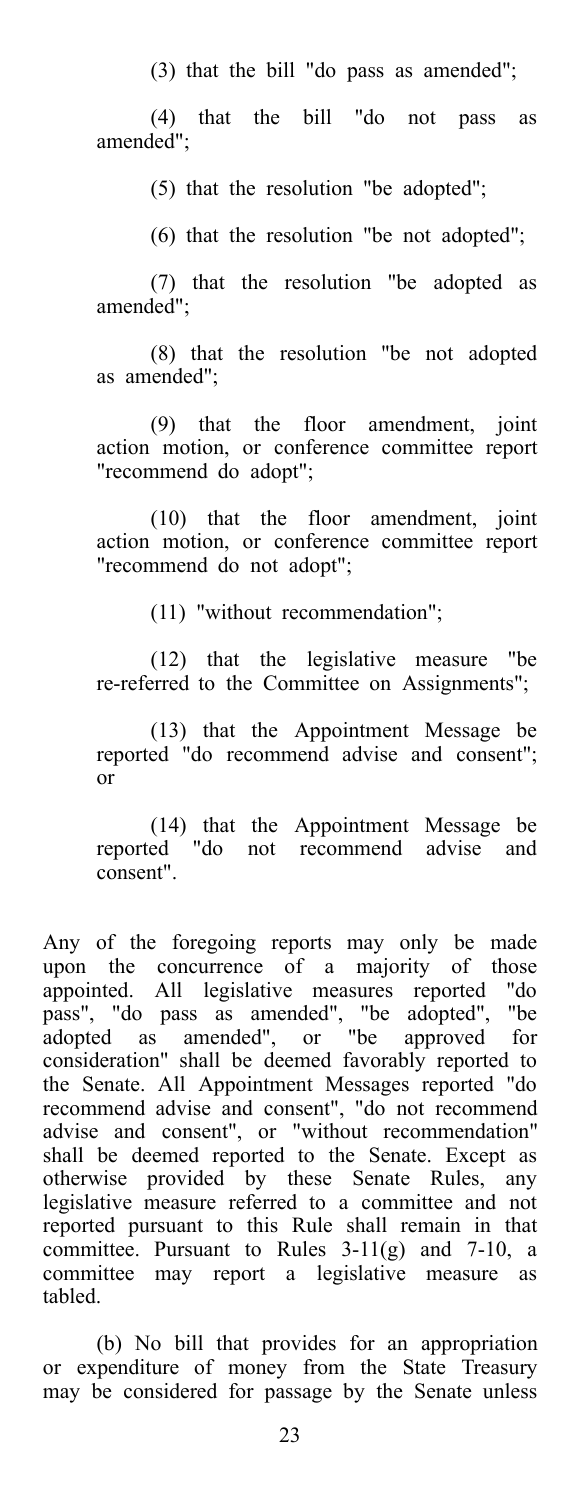(3) that the bill "do pass as amended";

(4) that the bill "do not pass as amended";

(5) that the resolution "be adopted";

(6) that the resolution "be not adopted";

(7) that the resolution "be adopted as amended";

(8) that the resolution "be not adopted as amended";

(9) that the floor amendment, joint action motion, or conference committee report "recommend do adopt";

(10) that the floor amendment, joint action motion, or conference committee report "recommend do not adopt";

(11) "without recommendation";

(12) that the legislative measure "be re-referred to the Committee on Assignments";

(13) that the Appointment Message be reported "do recommend advise and consent"; or

(14) that the Appointment Message be reported "do not recommend advise and consent".

Any of the foregoing reports may only be made upon the concurrence of a majority of those appointed. All legislative measures reported "do pass", "do pass as amended", "be adopted", "be adopted as amended", or "be approved for consideration" shall be deemed favorably reported to the Senate. All Appointment Messages reported "do recommend advise and consent", "do not recommend advise and consent", or "without recommendation" shall be deemed reported to the Senate. Except as otherwise provided by these Senate Rules, any legislative measure referred to a committee and not reported pursuant to this Rule shall remain in that committee. Pursuant to Rules 3-11(g) and 7-10, a committee may report a legislative measure as tabled.

(b) No bill that provides for an appropriation or expenditure of money from the State Treasury may be considered for passage by the Senate unless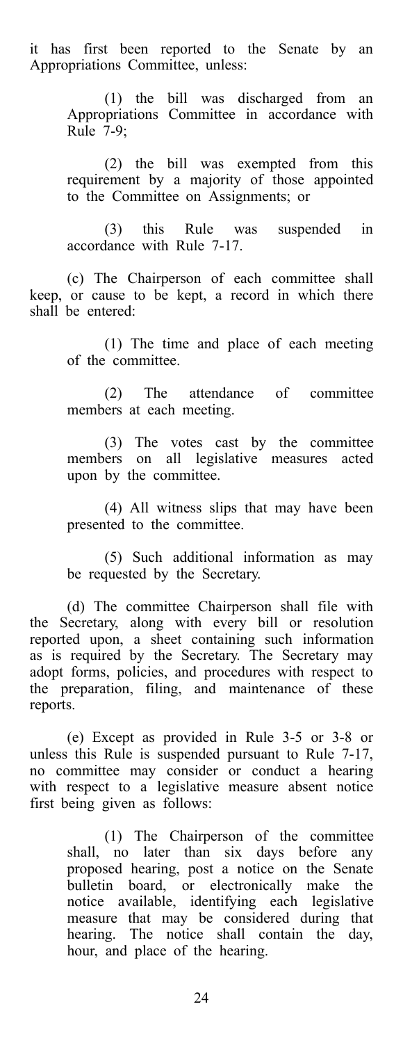it has first been reported to the Senate by an Appropriations Committee, unless:

(1) the bill was discharged from an Appropriations Committee in accordance with Rule 7-9;

(2) the bill was exempted from this requirement by a majority of those appointed to the Committee on Assignments; or

(3) this Rule was suspended in accordance with Rule 7-17.

(c) The Chairperson of each committee shall keep, or cause to be kept, a record in which there shall be entered:

(1) The time and place of each meeting of the committee.

(2) The attendance of committee members at each meeting.

(3) The votes cast by the committee members on all legislative measures acted upon by the committee.

(4) All witness slips that may have been presented to the committee.

(5) Such additional information as may be requested by the Secretary.

(d) The committee Chairperson shall file with the Secretary, along with every bill or resolution reported upon, a sheet containing such information as is required by the Secretary. The Secretary may adopt forms, policies, and procedures with respect to the preparation, filing, and maintenance of these reports.

(e) Except as provided in Rule 3-5 or 3-8 or unless this Rule is suspended pursuant to Rule 7-17, no committee may consider or conduct a hearing with respect to a legislative measure absent notice first being given as follows:

(1) The Chairperson of the committee shall, no later than six days before any proposed hearing, post a notice on the Senate bulletin board, or electronically make the notice available, identifying each legislative measure that may be considered during that hearing. The notice shall contain the day, hour, and place of the hearing.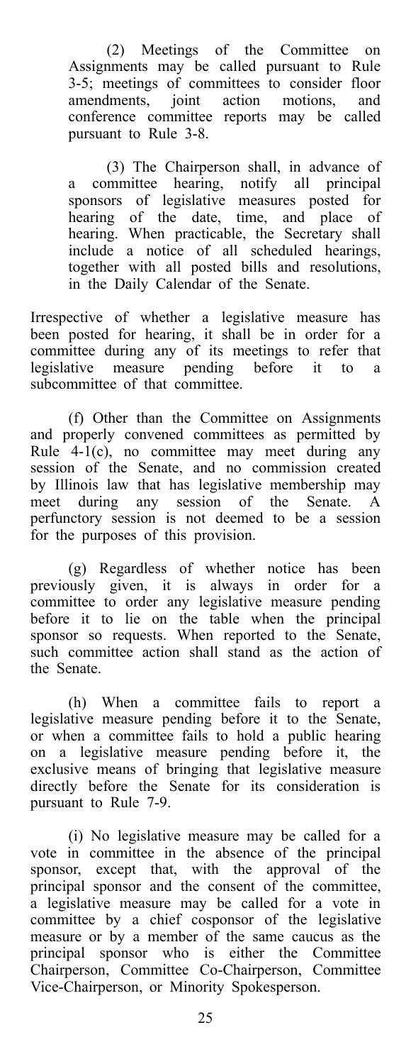(2) Meetings of the Committee on Assignments may be called pursuant to Rule 3-5; meetings of committees to consider floor amendments, joint action motions, and conference committee reports may be called pursuant to Rule 3-8.

(3) The Chairperson shall, in advance of a committee hearing, notify all principal sponsors of legislative measures posted for hearing of the date, time, and place of hearing. When practicable, the Secretary shall include a notice of all scheduled hearings, together with all posted bills and resolutions, in the Daily Calendar of the Senate.

Irrespective of whether a legislative measure has been posted for hearing, it shall be in order for a committee during any of its meetings to refer that legislative measure pending before it to a subcommittee of that committee.

(f) Other than the Committee on Assignments and properly convened committees as permitted by Rule 4-1(c), no committee may meet during any session of the Senate, and no commission created by Illinois law that has legislative membership may meet during any session of the Senate. A perfunctory session is not deemed to be a session for the purposes of this provision.

(g) Regardless of whether notice has been previously given, it is always in order for a committee to order any legislative measure pending before it to lie on the table when the principal sponsor so requests. When reported to the Senate, such committee action shall stand as the action of the Senate.

(h) When a committee fails to report a legislative measure pending before it to the Senate, or when a committee fails to hold a public hearing on a legislative measure pending before it, the exclusive means of bringing that legislative measure directly before the Senate for its consideration is pursuant to Rule 7-9.

(i) No legislative measure may be called for a vote in committee in the absence of the principal sponsor, except that, with the approval of the principal sponsor and the consent of the committee, a legislative measure may be called for a vote in committee by a chief cosponsor of the legislative measure or by a member of the same caucus as the principal sponsor who is either the Committee Chairperson, Committee Co-Chairperson, Committee Vice-Chairperson, or Minority Spokesperson.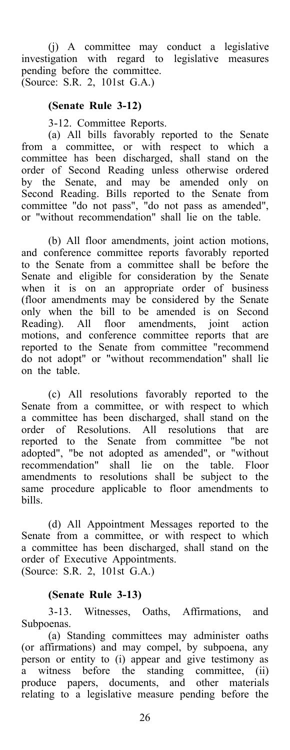(j) A committee may conduct a legislative investigation with regard to legislative measures pending before the committee.
(Source: S.R. 2, 101st G.A.)

**(Senate Rule 3-12)**

3-12. Committee Reports.

(a) All bills favorably reported to the Senate from a committee, or with respect to which a committee has been discharged, shall stand on the order of Second Reading unless otherwise ordered by the Senate, and may be amended only on Second Reading. Bills reported to the Senate from committee "do not pass", "do not pass as amended", or "without recommendation" shall lie on the table.

(b) All floor amendments, joint action motions, and conference committee reports favorably reported to the Senate from a committee shall be before the Senate and eligible for consideration by the Senate when it is on an appropriate order of business (floor amendments may be considered by the Senate only when the bill to be amended is on Second Reading). All floor amendments, joint action motions, and conference committee reports that are reported to the Senate from committee "recommend do not adopt" or "without recommendation" shall lie on the table.

(c) All resolutions favorably reported to the Senate from a committee, or with respect to which a committee has been discharged, shall stand on the order of Resolutions. All resolutions that are reported to the Senate from committee "be not adopted", "be not adopted as amended", or "without recommendation" shall lie on the table. Floor amendments to resolutions shall be subject to the same procedure applicable to floor amendments to bills.

(d) All Appointment Messages reported to the Senate from a committee, or with respect to which a committee has been discharged, shall stand on the order of Executive Appointments.
(Source: S.R. 2, 101st G.A.)

**(Senate Rule 3-13)**

3-13. Witnesses, Oaths, Affirmations, and Subpoenas.

(a) Standing committees may administer oaths (or affirmations) and may compel, by subpoena, any person or entity to (i) appear and give testimony as a witness before the standing committee, (ii) produce papers, documents, and other materials relating to a legislative measure pending before the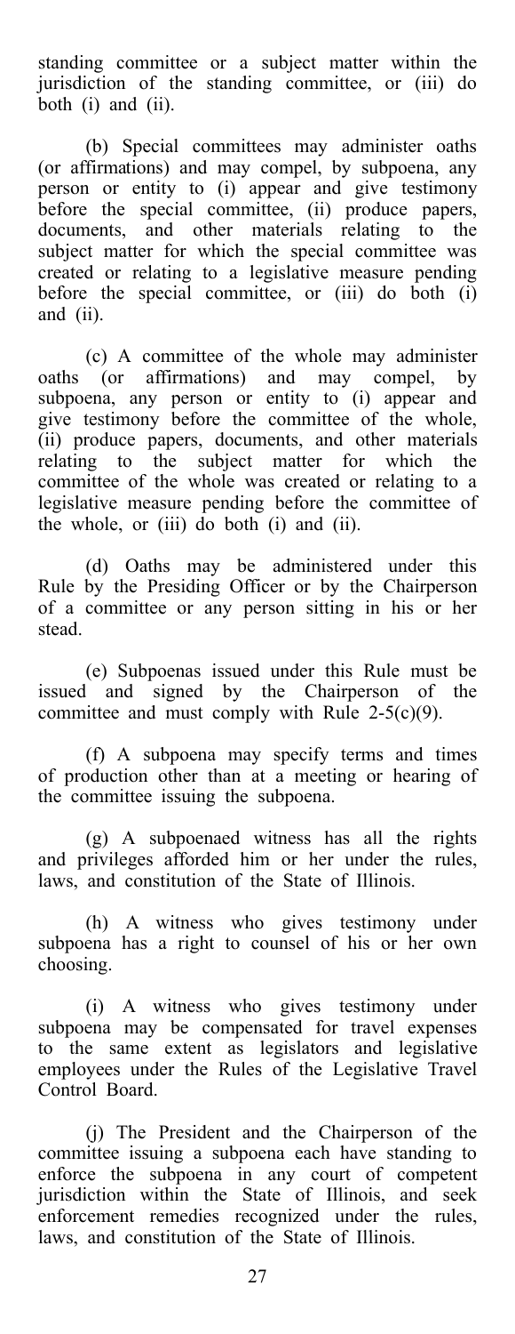standing committee or a subject matter within the jurisdiction of the standing committee, or (iii) do both (i) and (ii).

(b) Special committees may administer oaths (or affirmations) and may compel, by subpoena, any person or entity to (i) appear and give testimony before the special committee, (ii) produce papers, documents, and other materials relating to the subject matter for which the special committee was created or relating to a legislative measure pending before the special committee, or (iii) do both (i) and (ii).

(c) A committee of the whole may administer oaths (or affirmations) and may compel, by subpoena, any person or entity to (i) appear and give testimony before the committee of the whole, (ii) produce papers, documents, and other materials relating to the subject matter for which the committee of the whole was created or relating to a legislative measure pending before the committee of the whole, or (iii) do both (i) and (ii).

(d) Oaths may be administered under this Rule by the Presiding Officer or by the Chairperson of a committee or any person sitting in his or her stead.

(e) Subpoenas issued under this Rule must be issued and signed by the Chairperson of the committee and must comply with Rule 2-5(c)(9).

(f) A subpoena may specify terms and times of production other than at a meeting or hearing of the committee issuing the subpoena.

(g) A subpoenaed witness has all the rights and privileges afforded him or her under the rules, laws, and constitution of the State of Illinois.

(h) A witness who gives testimony under subpoena has a right to counsel of his or her own choosing.

(i) A witness who gives testimony under subpoena may be compensated for travel expenses to the same extent as legislators and legislative employees under the Rules of the Legislative Travel Control Board.

(j) The President and the Chairperson of the committee issuing a subpoena each have standing to enforce the subpoena in any court of competent jurisdiction within the State of Illinois, and seek enforcement remedies recognized under the rules, laws, and constitution of the State of Illinois.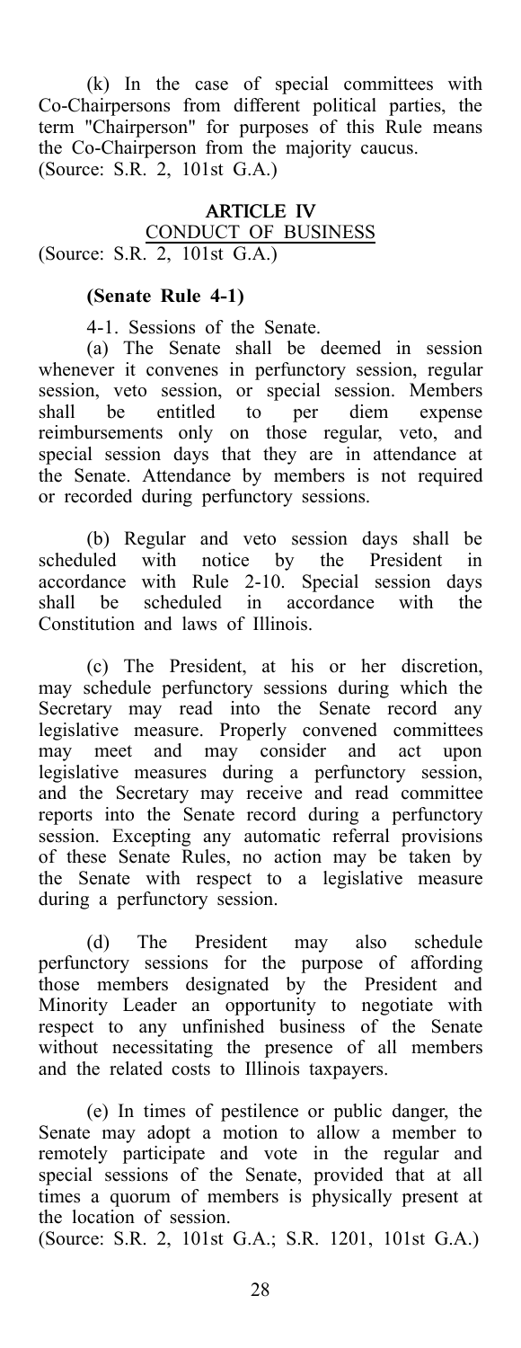(k) In the case of special committees with Co-Chairpersons from different political parties, the term "Chairperson" for purposes of this Rule means the Co-Chairperson from the majority caucus.
(Source: S.R. 2, 101st G.A.)

## ARTICLE IV

## CONDUCT OF BUSINESS

(Source: S.R. 2, 101st G.A.)

### (Senate Rule 4-1)

4-1. Sessions of the Senate.

(a) The Senate shall be deemed in session whenever it convenes in perfunctory session, regular session, veto session, or special session. Members shall be entitled to per diem expense reimbursements only on those regular, veto, and special session days that they are in attendance at the Senate. Attendance by members is not required or recorded during perfunctory sessions.

(b) Regular and veto session days shall be scheduled with notice by the President in accordance with Rule 2-10. Special session days shall be scheduled in accordance with the Constitution and laws of Illinois.

(c) The President, at his or her discretion, may schedule perfunctory sessions during which the Secretary may read into the Senate record any legislative measure. Properly convened committees may meet and may consider and act upon legislative measures during a perfunctory session, and the Secretary may receive and read committee reports into the Senate record during a perfunctory session. Excepting any automatic referral provisions of these Senate Rules, no action may be taken by the Senate with respect to a legislative measure during a perfunctory session.

(d) The President may also schedule perfunctory sessions for the purpose of affording those members designated by the President and Minority Leader an opportunity to negotiate with respect to any unfinished business of the Senate without necessitating the presence of all members and the related costs to Illinois taxpayers.

(e) In times of pestilence or public danger, the Senate may adopt a motion to allow a member to remotely participate and vote in the regular and special sessions of the Senate, provided that at all times a quorum of members is physically present at the location of session.
(Source: S.R. 2, 101st G.A.; S.R. 1201, 101st G.A.)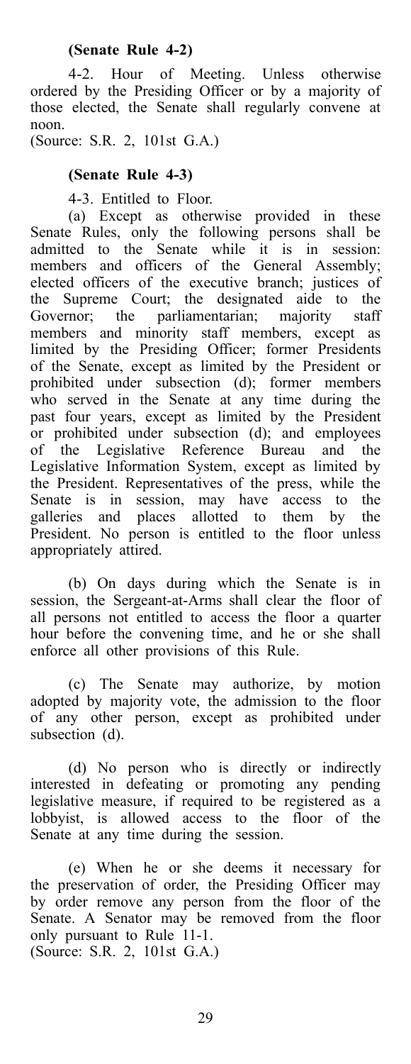**(Senate Rule 4-2)**

4-2. Hour of Meeting. Unless otherwise ordered by the Presiding Officer or by a majority of those elected, the Senate shall regularly convene at noon.

(Source: S.R. 2, 101st G.A.)

**(Senate Rule 4-3)**

4-3. Entitled to Floor.

(a) Except as otherwise provided in these Senate Rules, only the following persons shall be admitted to the Senate while it is in session: members and officers of the General Assembly; elected officers of the executive branch; justices of the Supreme Court; the designated aide to the Governor; the parliamentarian; majority staff members and minority staff members, except as limited by the Presiding Officer; former Presidents of the Senate, except as limited by the President or prohibited under subsection (d); former members who served in the Senate at any time during the past four years, except as limited by the President or prohibited under subsection (d); and employees of the Legislative Reference Bureau and the Legislative Information System, except as limited by the President. Representatives of the press, while the Senate is in session, may have access to the galleries and places allotted to them by the President. No person is entitled to the floor unless appropriately attired.

(b) On days during which the Senate is in session, the Sergeant-at-Arms shall clear the floor of all persons not entitled to access the floor a quarter hour before the convening time, and he or she shall enforce all other provisions of this Rule.

(c) The Senate may authorize, by motion adopted by majority vote, the admission to the floor of any other person, except as prohibited under subsection (d).

(d) No person who is directly or indirectly interested in defeating or promoting any pending legislative measure, if required to be registered as a lobbyist, is allowed access to the floor of the Senate at any time during the session.

(e) When he or she deems it necessary for the preservation of order, the Presiding Officer may by order remove any person from the floor of the Senate. A Senator may be removed from the floor only pursuant to Rule 11-1.

(Source: S.R. 2, 101st G.A.)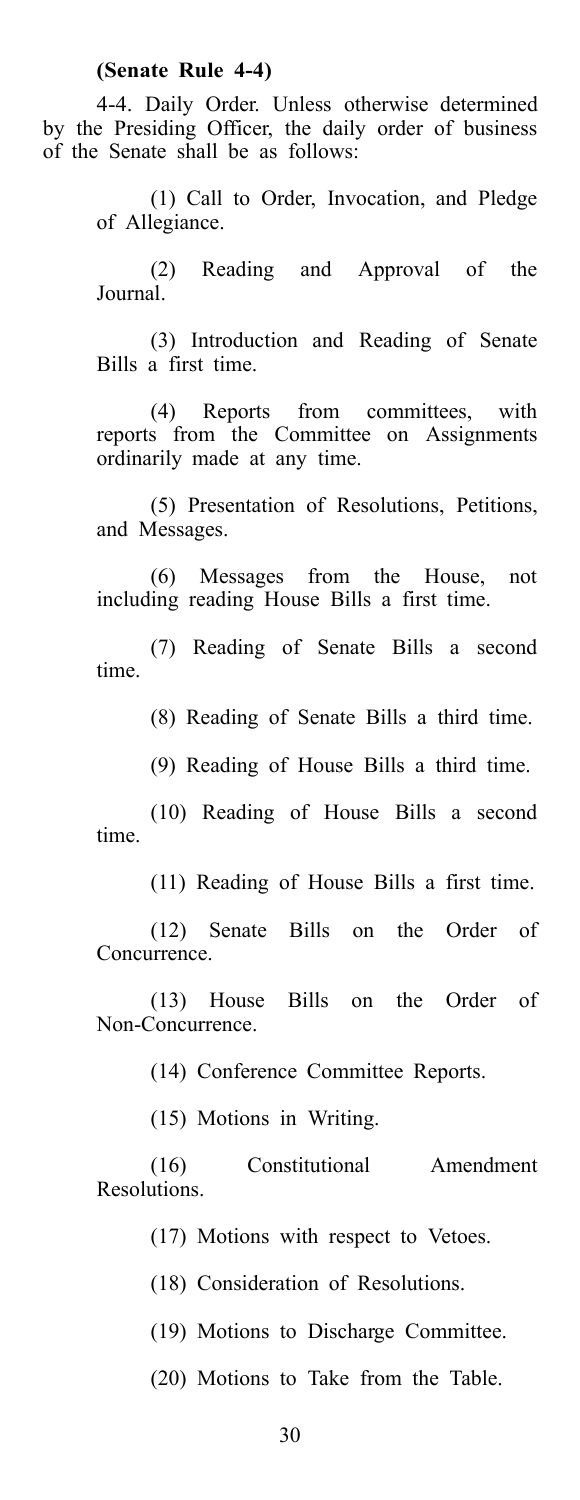**(Senate Rule 4-4)**

4-4. Daily Order. Unless otherwise determined by the Presiding Officer, the daily order of business of the Senate shall be as follows:

(1) Call to Order, Invocation, and Pledge of Allegiance.

(2) Reading and Approval of the Journal.

(3) Introduction and Reading of Senate Bills a first time.

(4) Reports from committees, with reports from the Committee on Assignments ordinarily made at any time.

(5) Presentation of Resolutions, Petitions, and Messages.

(6) Messages from the House, not including reading House Bills a first time.

(7) Reading of Senate Bills a second time.

(8) Reading of Senate Bills a third time.

(9) Reading of House Bills a third time.

(10) Reading of House Bills a second time.

(11) Reading of House Bills a first time.

(12) Senate Bills on the Order of Concurrence.

(13) House Bills on the Order of Non-Concurrence.

(14) Conference Committee Reports.

(15) Motions in Writing.

(16) Constitutional Amendment Resolutions.

(17) Motions with respect to Vetoes.

(18) Consideration of Resolutions.

(19) Motions to Discharge Committee.

(20) Motions to Take from the Table.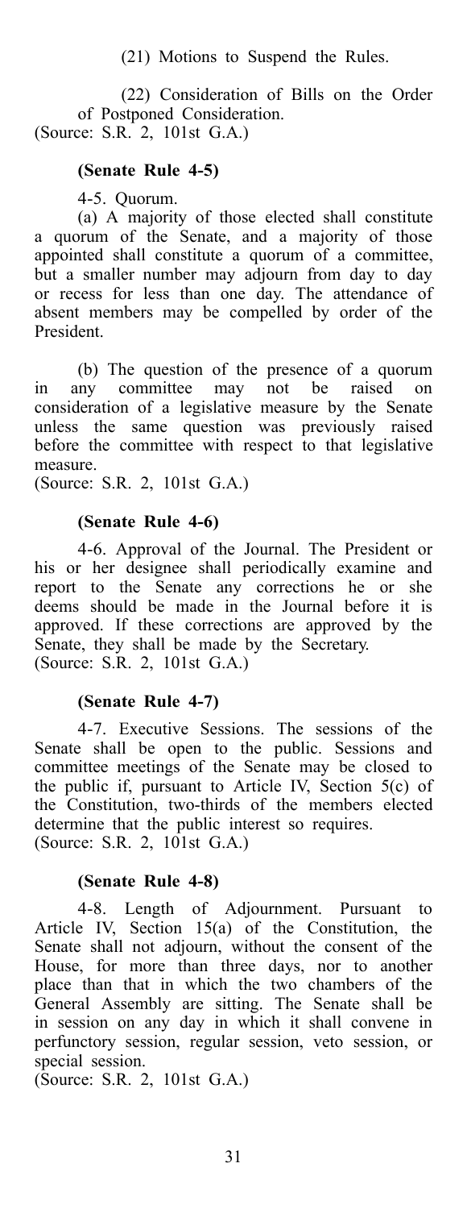(21) Motions to Suspend the Rules.

(22) Consideration of Bills on the Order of Postponed Consideration.

(Source: S.R. 2, 101st G.A.)

**(Senate Rule 4-5)**

4-5. Quorum.

(a) A majority of those elected shall constitute a quorum of the Senate, and a majority of those appointed shall constitute a quorum of a committee, but a smaller number may adjourn from day to day or recess for less than one day. The attendance of absent members may be compelled by order of the President.

(b) The question of the presence of a quorum in any committee may not be raised on consideration of a legislative measure by the Senate unless the same question was previously raised before the committee with respect to that legislative measure.

(Source: S.R. 2, 101st G.A.)

**(Senate Rule 4-6)**

4-6. Approval of the Journal. The President or his or her designee shall periodically examine and report to the Senate any corrections he or she deems should be made in the Journal before it is approved. If these corrections are approved by the Senate, they shall be made by the Secretary.

(Source: S.R. 2, 101st G.A.)

**(Senate Rule 4-7)**

4-7. Executive Sessions. The sessions of the Senate shall be open to the public. Sessions and committee meetings of the Senate may be closed to the public if, pursuant to Article IV, Section 5(c) of the Constitution, two-thirds of the members elected determine that the public interest so requires.

(Source: S.R. 2, 101st G.A.)

**(Senate Rule 4-8)**

4-8. Length of Adjournment. Pursuant to Article IV, Section 15(a) of the Constitution, the Senate shall not adjourn, without the consent of the House, for more than three days, nor to another place than that in which the two chambers of the General Assembly are sitting. The Senate shall be in session on any day in which it shall convene in perfunctory session, regular session, veto session, or special session.

(Source: S.R. 2, 101st G.A.)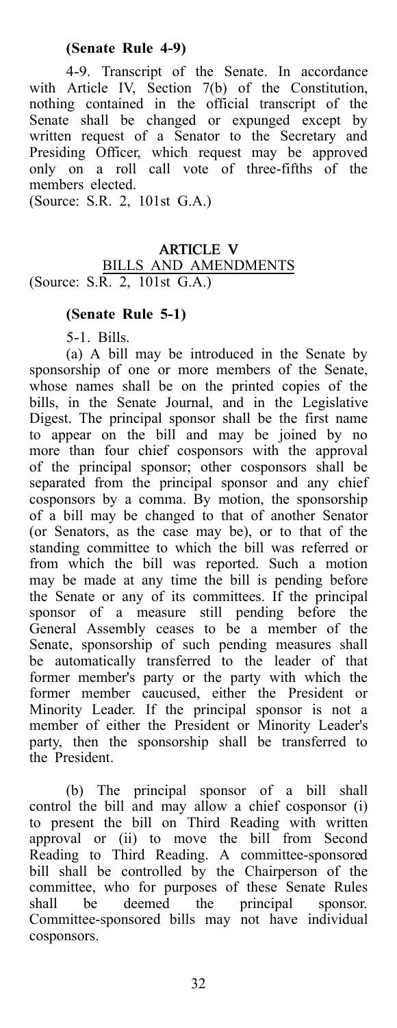**(Senate Rule 4-9)**

4-9. Transcript of the Senate. In accordance with Article IV, Section 7(b) of the Constitution, nothing contained in the official transcript of the Senate shall be changed or expunged except by written request of a Senator to the Secretary and Presiding Officer, which request may be approved only on a roll call vote of three-fifths of the members elected.
(Source: S.R. 2, 101st G.A.)

## ARTICLE V

## BILLS AND AMENDMENTS

(Source: S.R. 2, 101st G.A.)

**(Senate Rule 5-1)**

5-1. Bills.

(a) A bill may be introduced in the Senate by sponsorship of one or more members of the Senate, whose names shall be on the printed copies of the bills, in the Senate Journal, and in the Legislative Digest. The principal sponsor shall be the first name to appear on the bill and may be joined by no more than four chief cosponsors with the approval of the principal sponsor; other cosponsors shall be separated from the principal sponsor and any chief cosponsors by a comma. By motion, the sponsorship of a bill may be changed to that of another Senator (or Senators, as the case may be), or to that of the standing committee to which the bill was referred or from which the bill was reported. Such a motion may be made at any time the bill is pending before the Senate or any of its committees. If the principal sponsor of a measure still pending before the General Assembly ceases to be a member of the Senate, sponsorship of such pending measures shall be automatically transferred to the leader of that former member's party or the party with which the former member caucused, either the President or Minority Leader. If the principal sponsor is not a member of either the President or Minority Leader's party, then the sponsorship shall be transferred to the President.

(b) The principal sponsor of a bill shall control the bill and may allow a chief cosponsor (i) to present the bill on Third Reading with written approval or (ii) to move the bill from Second Reading to Third Reading. A committee-sponsored bill shall be controlled by the Chairperson of the committee, who for purposes of these Senate Rules shall be deemed the principal sponsor. Committee-sponsored bills may not have individual cosponsors.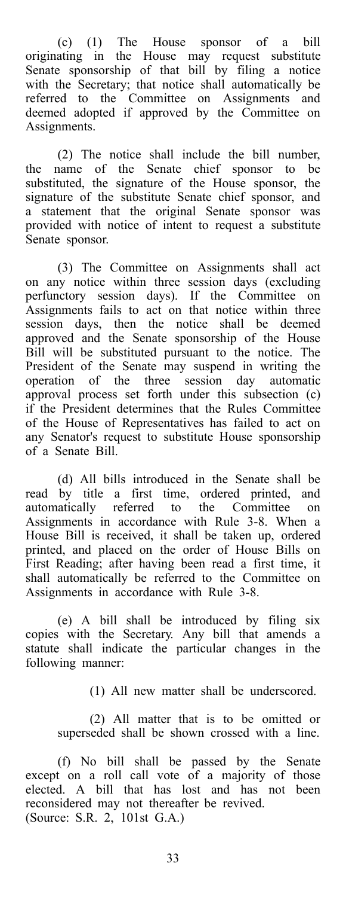(c) (1) The House sponsor of a bill originating in the House may request substitute Senate sponsorship of that bill by filing a notice with the Secretary; that notice shall automatically be referred to the Committee on Assignments and deemed adopted if approved by the Committee on Assignments.

(2) The notice shall include the bill number, the name of the Senate chief sponsor to be substituted, the signature of the House sponsor, the signature of the substitute Senate chief sponsor, and a statement that the original Senate sponsor was provided with notice of intent to request a substitute Senate sponsor.

(3) The Committee on Assignments shall act on any notice within three session days (excluding perfunctory session days). If the Committee on Assignments fails to act on that notice within three session days, then the notice shall be deemed approved and the Senate sponsorship of the House Bill will be substituted pursuant to the notice. The President of the Senate may suspend in writing the operation of the three session day automatic approval process set forth under this subsection (c) if the President determines that the Rules Committee of the House of Representatives has failed to act on any Senator's request to substitute House sponsorship of a Senate Bill.

(d) All bills introduced in the Senate shall be read by title a first time, ordered printed, and automatically referred to the Committee on Assignments in accordance with Rule 3-8. When a House Bill is received, it shall be taken up, ordered printed, and placed on the order of House Bills on First Reading; after having been read a first time, it shall automatically be referred to the Committee on Assignments in accordance with Rule 3-8.

(e) A bill shall be introduced by filing six copies with the Secretary. Any bill that amends a statute shall indicate the particular changes in the following manner:

(1) All new matter shall be underscored.

(2) All matter that is to be omitted or superseded shall be shown crossed with a line.

(f) No bill shall be passed by the Senate except on a roll call vote of a majority of those elected. A bill that has lost and has not been reconsidered may not thereafter be revived.
(Source: S.R. 2, 101st G.A.)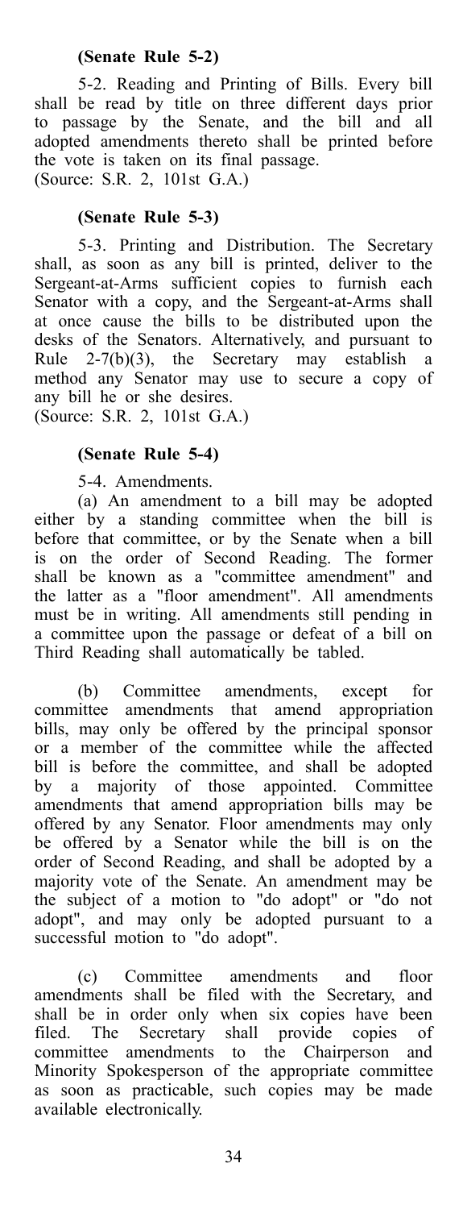**(Senate Rule 5-2)**

5-2. Reading and Printing of Bills. Every bill shall be read by title on three different days prior to passage by the Senate, and the bill and all adopted amendments thereto shall be printed before the vote is taken on its final passage.
(Source: S.R. 2, 101st G.A.)

**(Senate Rule 5-3)**

5-3. Printing and Distribution. The Secretary shall, as soon as any bill is printed, deliver to the Sergeant-at-Arms sufficient copies to furnish each Senator with a copy, and the Sergeant-at-Arms shall at once cause the bills to be distributed upon the desks of the Senators. Alternatively, and pursuant to Rule 2-7(b)(3), the Secretary may establish a method any Senator may use to secure a copy of any bill he or she desires.
(Source: S.R. 2, 101st G.A.)

**(Senate Rule 5-4)**

5-4. Amendments.

(a) An amendment to a bill may be adopted either by a standing committee when the bill is before that committee, or by the Senate when a bill is on the order of Second Reading. The former shall be known as a "committee amendment" and the latter as a "floor amendment". All amendments must be in writing. All amendments still pending in a committee upon the passage or defeat of a bill on Third Reading shall automatically be tabled.

(b) Committee amendments, except for committee amendments that amend appropriation bills, may only be offered by the principal sponsor or a member of the committee while the affected bill is before the committee, and shall be adopted by a majority of those appointed. Committee amendments that amend appropriation bills may be offered by any Senator. Floor amendments may only be offered by a Senator while the bill is on the order of Second Reading, and shall be adopted by a majority vote of the Senate. An amendment may be the subject of a motion to "do adopt" or "do not adopt", and may only be adopted pursuant to a successful motion to "do adopt".

(c) Committee amendments and floor amendments shall be filed with the Secretary, and shall be in order only when six copies have been filed. The Secretary shall provide copies of committee amendments to the Chairperson and Minority Spokesperson of the appropriate committee as soon as practicable, such copies may be made available electronically.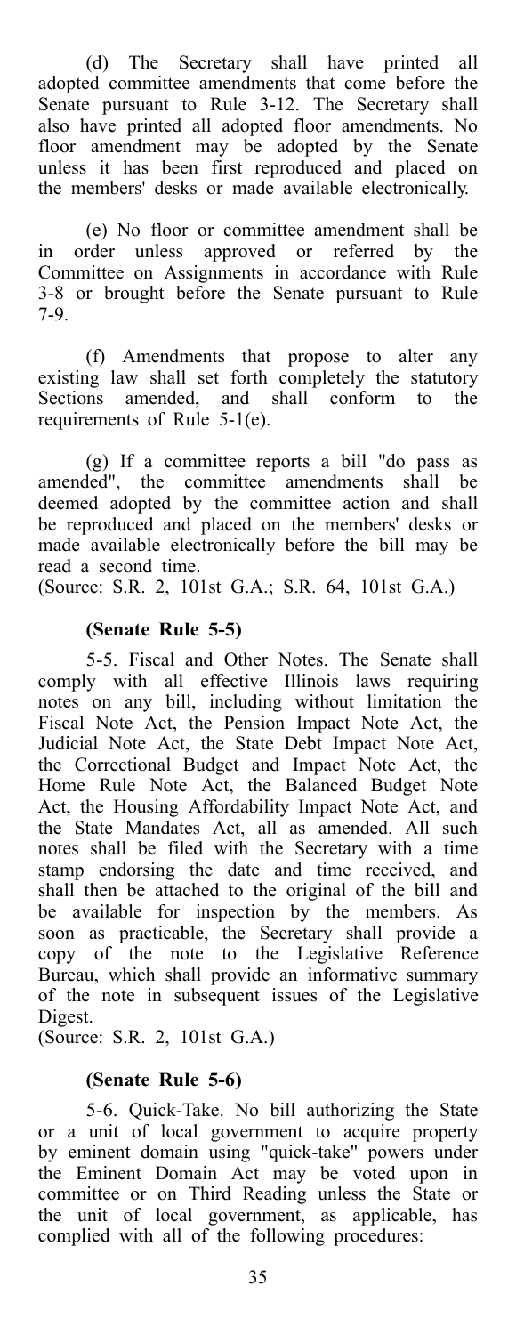(d) The Secretary shall have printed all adopted committee amendments that come before the Senate pursuant to Rule 3-12. The Secretary shall also have printed all adopted floor amendments. No floor amendment may be adopted by the Senate unless it has been first reproduced and placed on the members' desks or made available electronically.

(e) No floor or committee amendment shall be in order unless approved or referred by the Committee on Assignments in accordance with Rule 3-8 or brought before the Senate pursuant to Rule 7-9.

(f) Amendments that propose to alter any existing law shall set forth completely the statutory Sections amended, and shall conform to the requirements of Rule 5-1(e).

(g) If a committee reports a bill "do pass as amended", the committee amendments shall be deemed adopted by the committee action and shall be reproduced and placed on the members' desks or made available electronically before the bill may be read a second time.
(Source: S.R. 2, 101st G.A.; S.R. 64, 101st G.A.)

**(Senate Rule 5-5)**

5-5. Fiscal and Other Notes. The Senate shall comply with all effective Illinois laws requiring notes on any bill, including without limitation the Fiscal Note Act, the Pension Impact Note Act, the Judicial Note Act, the State Debt Impact Note Act, the Correctional Budget and Impact Note Act, the Home Rule Note Act, the Balanced Budget Note Act, the Housing Affordability Impact Note Act, and the State Mandates Act, all as amended. All such notes shall be filed with the Secretary with a time stamp endorsing the date and time received, and shall then be attached to the original of the bill and be available for inspection by the members. As soon as practicable, the Secretary shall provide a copy of the note to the Legislative Reference Bureau, which shall provide an informative summary of the note in subsequent issues of the Legislative Digest.
(Source: S.R. 2, 101st G.A.)

**(Senate Rule 5-6)**

5-6. Quick-Take. No bill authorizing the State or a unit of local government to acquire property by eminent domain using "quick-take" powers under the Eminent Domain Act may be voted upon in committee or on Third Reading unless the State or the unit of local government, as applicable, has complied with all of the following procedures: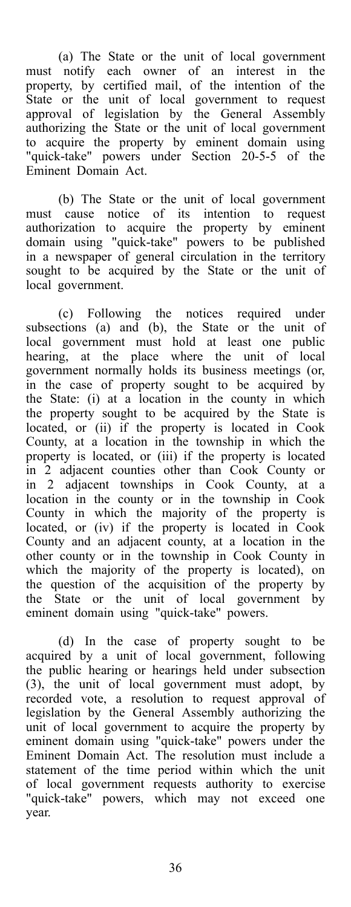(a) The State or the unit of local government must notify each owner of an interest in the property, by certified mail, of the intention of the State or the unit of local government to request approval of legislation by the General Assembly authorizing the State or the unit of local government to acquire the property by eminent domain using "quick-take" powers under Section 20-5-5 of the Eminent Domain Act.

(b) The State or the unit of local government must cause notice of its intention to request authorization to acquire the property by eminent domain using "quick-take" powers to be published in a newspaper of general circulation in the territory sought to be acquired by the State or the unit of local government.

(c) Following the notices required under subsections (a) and (b), the State or the unit of local government must hold at least one public hearing, at the place where the unit of local government normally holds its business meetings (or, in the case of property sought to be acquired by the State: (i) at a location in the county in which the property sought to be acquired by the State is located, or (ii) if the property is located in Cook County, at a location in the township in which the property is located, or (iii) if the property is located in 2 adjacent counties other than Cook County or in 2 adjacent townships in Cook County, at a location in the county or in the township in Cook County in which the majority of the property is located, or (iv) if the property is located in Cook County and an adjacent county, at a location in the other county or in the township in Cook County in which the majority of the property is located), on the question of the acquisition of the property by the State or the unit of local government by eminent domain using "quick-take" powers.

(d) In the case of property sought to be acquired by a unit of local government, following the public hearing or hearings held under subsection (3), the unit of local government must adopt, by recorded vote, a resolution to request approval of legislation by the General Assembly authorizing the unit of local government to acquire the property by eminent domain using "quick-take" powers under the Eminent Domain Act. The resolution must include a statement of the time period within which the unit of local government requests authority to exercise "quick-take" powers, which may not exceed one year.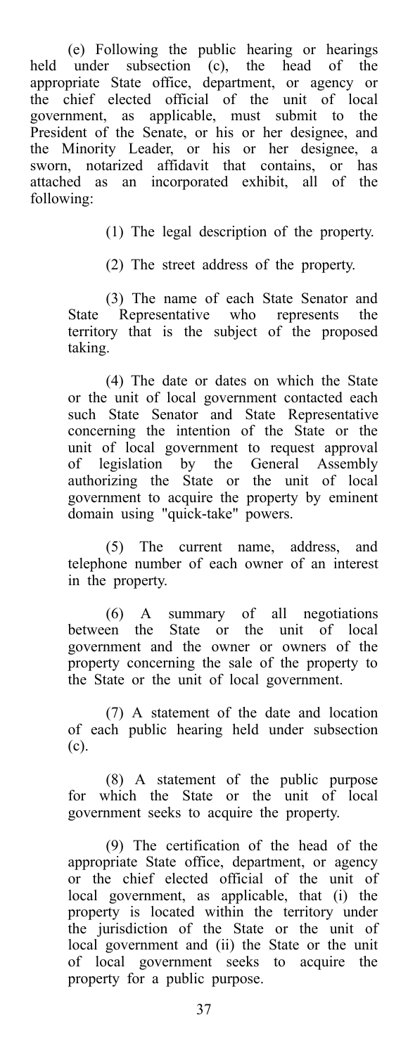(e) Following the public hearing or hearings held under subsection (c), the head of the appropriate State office, department, or agency or the chief elected official of the unit of local government, as applicable, must submit to the President of the Senate, or his or her designee, and the Minority Leader, or his or her designee, a sworn, notarized affidavit that contains, or has attached as an incorporated exhibit, all of the following:

(1) The legal description of the property.

(2) The street address of the property.

(3) The name of each State Senator and State Representative who represents the territory that is the subject of the proposed taking.

(4) The date or dates on which the State or the unit of local government contacted each such State Senator and State Representative concerning the intention of the State or the unit of local government to request approval of legislation by the General Assembly authorizing the State or the unit of local government to acquire the property by eminent domain using "quick-take" powers.

(5) The current name, address, and telephone number of each owner of an interest in the property.

(6) A summary of all negotiations between the State or the unit of local government and the owner or owners of the property concerning the sale of the property to the State or the unit of local government.

(7) A statement of the date and location of each public hearing held under subsection (c).

(8) A statement of the public purpose for which the State or the unit of local government seeks to acquire the property.

(9) The certification of the head of the appropriate State office, department, or agency or the chief elected official of the unit of local government, as applicable, that (i) the property is located within the territory under the jurisdiction of the State or the unit of local government and (ii) the State or the unit of local government seeks to acquire the property for a public purpose.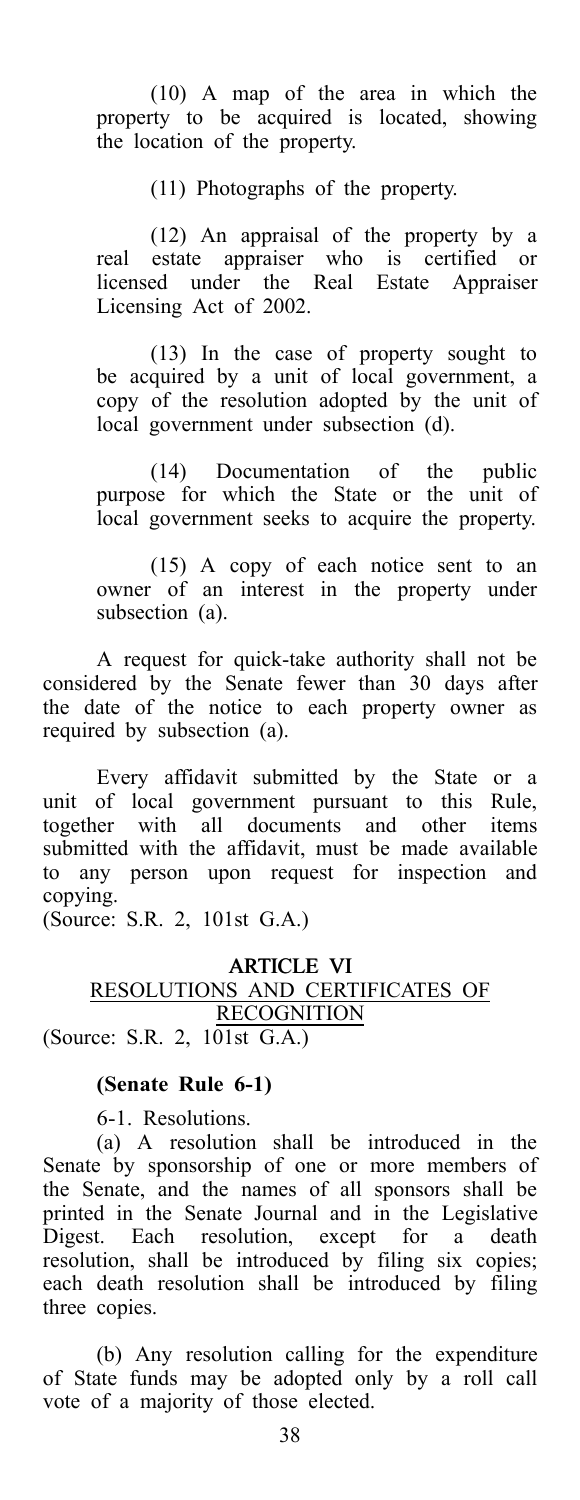(10) A map of the area in which the property to be acquired is located, showing the location of the property.

(11) Photographs of the property.

(12) An appraisal of the property by a real estate appraiser who is certified or licensed under the Real Estate Appraiser Licensing Act of 2002.

(13) In the case of property sought to be acquired by a unit of local government, a copy of the resolution adopted by the unit of local government under subsection (d).

(14) Documentation of the public purpose for which the State or the unit of local government seeks to acquire the property.

(15) A copy of each notice sent to an owner of an interest in the property under subsection (a).

A request for quick-take authority shall not be considered by the Senate fewer than 30 days after the date of the notice to each property owner as required by subsection (a).

Every affidavit submitted by the State or a unit of local government pursuant to this Rule, together with all documents and other items submitted with the affidavit, must be made available to any person upon request for inspection and copying.
(Source: S.R. 2, 101st G.A.)

## ARTICLE VI
## RESOLUTIONS AND CERTIFICATES OF RECOGNITION

(Source: S.R. 2, 101st G.A.)

**(Senate Rule 6-1)**

6-1. Resolutions.

(a) A resolution shall be introduced in the Senate by sponsorship of one or more members of the Senate, and the names of all sponsors shall be printed in the Senate Journal and in the Legislative Digest. Each resolution, except for a death resolution, shall be introduced by filing six copies; each death resolution shall be introduced by filing three copies.

(b) Any resolution calling for the expenditure of State funds may be adopted only by a roll call vote of a majority of those elected.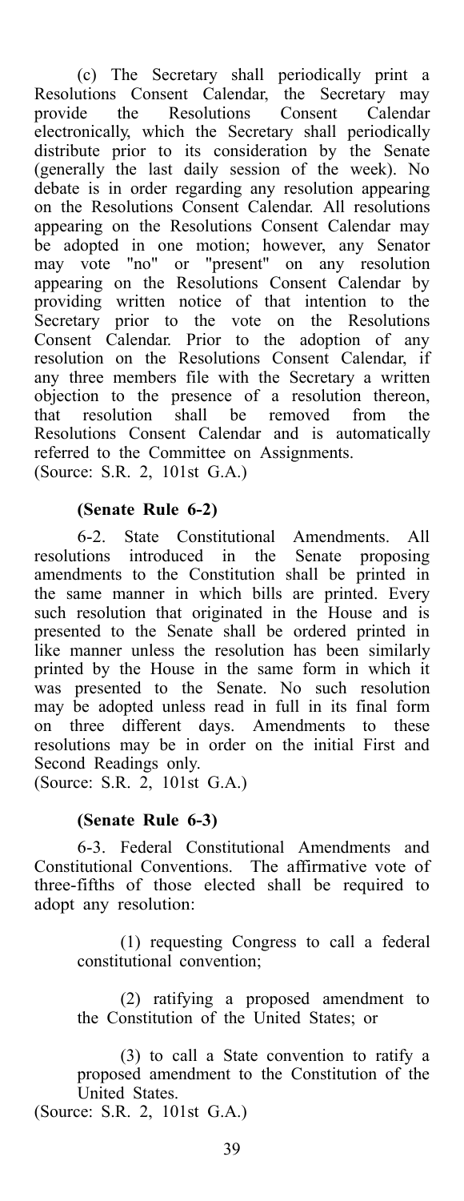(c) The Secretary shall periodically print a Resolutions Consent Calendar, the Secretary may provide the Resolutions Consent Calendar electronically, which the Secretary shall periodically distribute prior to its consideration by the Senate (generally the last daily session of the week). No debate is in order regarding any resolution appearing on the Resolutions Consent Calendar. All resolutions appearing on the Resolutions Consent Calendar may be adopted in one motion; however, any Senator may vote "no" or "present" on any resolution appearing on the Resolutions Consent Calendar by providing written notice of that intention to the Secretary prior to the vote on the Resolutions Consent Calendar. Prior to the adoption of any resolution on the Resolutions Consent Calendar, if any three members file with the Secretary a written objection to the presence of a resolution thereon, that resolution shall be removed from the Resolutions Consent Calendar and is automatically referred to the Committee on Assignments.
(Source: S.R. 2, 101st G.A.)

**(Senate Rule 6-2)**

6-2. State Constitutional Amendments. All resolutions introduced in the Senate proposing amendments to the Constitution shall be printed in the same manner in which bills are printed. Every such resolution that originated in the House and is presented to the Senate shall be ordered printed in like manner unless the resolution has been similarly printed by the House in the same form in which it was presented to the Senate. No such resolution may be adopted unless read in full in its final form on three different days. Amendments to these resolutions may be in order on the initial First and Second Readings only.
(Source: S.R. 2, 101st G.A.)

**(Senate Rule 6-3)**

6-3. Federal Constitutional Amendments and Constitutional Conventions. The affirmative vote of three-fifths of those elected shall be required to adopt any resolution:

(1) requesting Congress to call a federal constitutional convention;

(2) ratifying a proposed amendment to the Constitution of the United States; or

(3) to call a State convention to ratify a proposed amendment to the Constitution of the United States.

(Source: S.R. 2, 101st G.A.)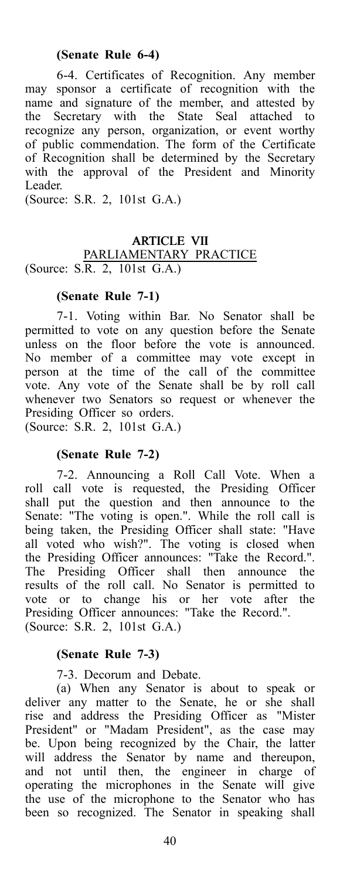**(Senate Rule 6-4)**

6-4. Certificates of Recognition. Any member may sponsor a certificate of recognition with the name and signature of the member, and attested by the Secretary with the State Seal attached to recognize any person, organization, or event worthy of public commendation. The form of the Certificate of Recognition shall be determined by the Secretary with the approval of the President and Minority Leader.

(Source: S.R. 2, 101st G.A.)

## ARTICLE VII

PARLIAMENTARY PRACTICE

(Source: S.R. 2, 101st G.A.)

**(Senate Rule 7-1)**

7-1. Voting within Bar. No Senator shall be permitted to vote on any question before the Senate unless on the floor before the vote is announced. No member of a committee may vote except in person at the time of the call of the committee vote. Any vote of the Senate shall be by roll call whenever two Senators so request or whenever the Presiding Officer so orders.

(Source: S.R. 2, 101st G.A.)

**(Senate Rule 7-2)**

7-2. Announcing a Roll Call Vote. When a roll call vote is requested, the Presiding Officer shall put the question and then announce to the Senate: "The voting is open.". While the roll call is being taken, the Presiding Officer shall state: "Have all voted who wish?". The voting is closed when the Presiding Officer announces: "Take the Record.". The Presiding Officer shall then announce the results of the roll call. No Senator is permitted to vote or to change his or her vote after the Presiding Officer announces: "Take the Record.".

(Source: S.R. 2, 101st G.A.)

**(Senate Rule 7-3)**

7-3. Decorum and Debate.

(a) When any Senator is about to speak or deliver any matter to the Senate, he or she shall rise and address the Presiding Officer as "Mister President" or "Madam President", as the case may be. Upon being recognized by the Chair, the latter will address the Senator by name and thereupon, and not until then, the engineer in charge of operating the microphones in the Senate will give the use of the microphone to the Senator who has been so recognized. The Senator in speaking shall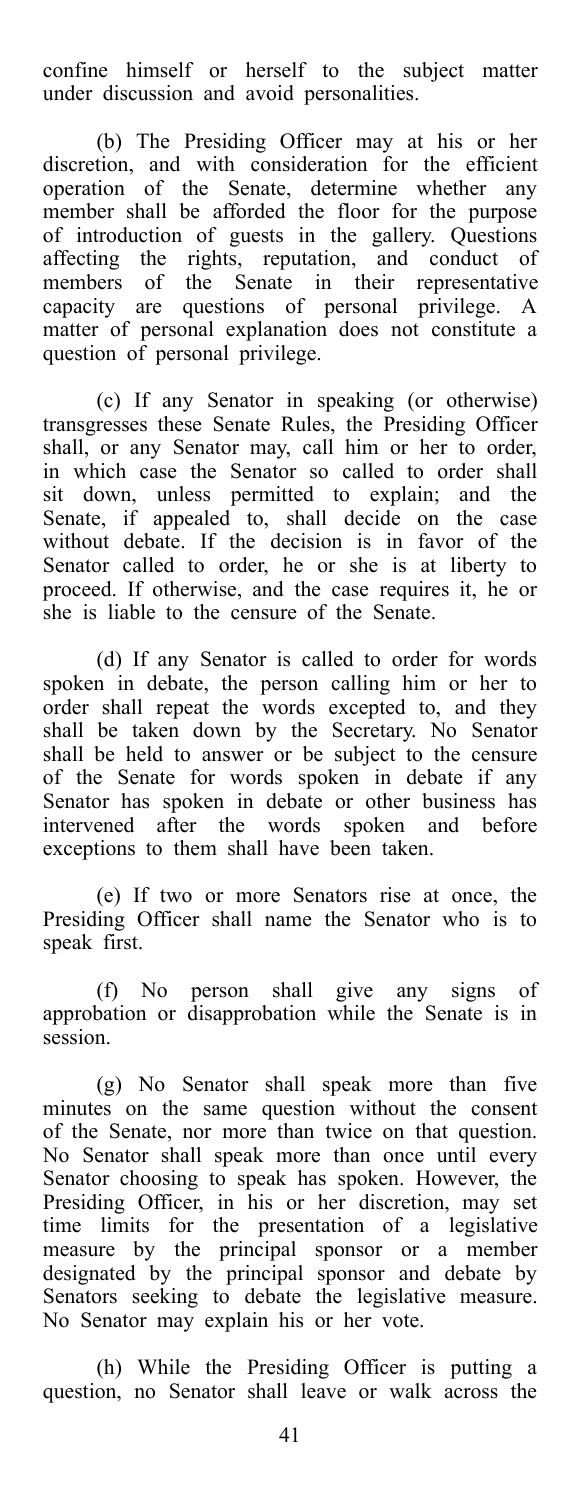confine himself or herself to the subject matter under discussion and avoid personalities.

(b) The Presiding Officer may at his or her discretion, and with consideration for the efficient operation of the Senate, determine whether any member shall be afforded the floor for the purpose of introduction of guests in the gallery. Questions affecting the rights, reputation, and conduct of members of the Senate in their representative capacity are questions of personal privilege. A matter of personal explanation does not constitute a question of personal privilege.

(c) If any Senator in speaking (or otherwise) transgresses these Senate Rules, the Presiding Officer shall, or any Senator may, call him or her to order, in which case the Senator so called to order shall sit down, unless permitted to explain; and the Senate, if appealed to, shall decide on the case without debate. If the decision is in favor of the Senator called to order, he or she is at liberty to proceed. If otherwise, and the case requires it, he or she is liable to the censure of the Senate.

(d) If any Senator is called to order for words spoken in debate, the person calling him or her to order shall repeat the words excepted to, and they shall be taken down by the Secretary. No Senator shall be held to answer or be subject to the censure of the Senate for words spoken in debate if any Senator has spoken in debate or other business has intervened after the words spoken and before exceptions to them shall have been taken.

(e) If two or more Senators rise at once, the Presiding Officer shall name the Senator who is to speak first.

(f) No person shall give any signs of approbation or disapprobation while the Senate is in session.

(g) No Senator shall speak more than five minutes on the same question without the consent of the Senate, nor more than twice on that question. No Senator shall speak more than once until every Senator choosing to speak has spoken. However, the Presiding Officer, in his or her discretion, may set time limits for the presentation of a legislative measure by the principal sponsor or a member designated by the principal sponsor and debate by Senators seeking to debate the legislative measure. No Senator may explain his or her vote.

(h) While the Presiding Officer is putting a question, no Senator shall leave or walk across the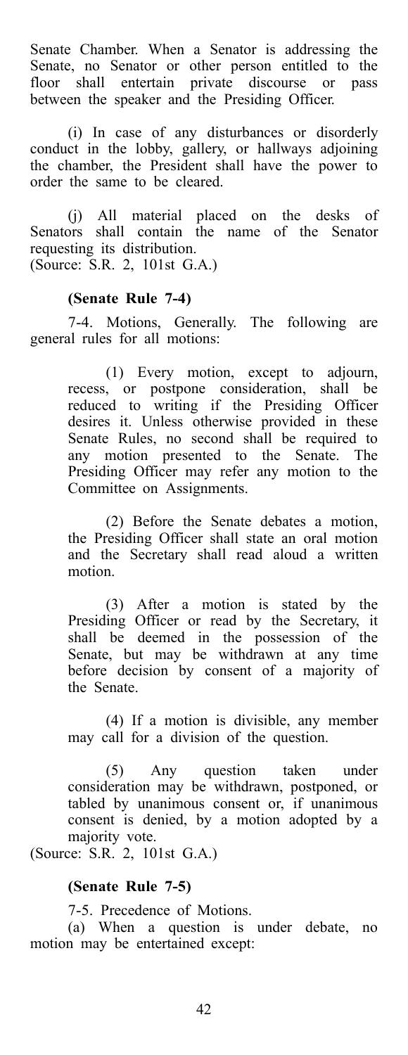Senate Chamber. When a Senator is addressing the Senate, no Senator or other person entitled to the floor shall entertain private discourse or pass between the speaker and the Presiding Officer.

(i) In case of any disturbances or disorderly conduct in the lobby, gallery, or hallways adjoining the chamber, the President shall have the power to order the same to be cleared.

(j) All material placed on the desks of Senators shall contain the name of the Senator requesting its distribution.
(Source: S.R. 2, 101st G.A.)

**(Senate Rule 7-4)**

7-4. Motions, Generally. The following are general rules for all motions:

(1) Every motion, except to adjourn, recess, or postpone consideration, shall be reduced to writing if the Presiding Officer desires it. Unless otherwise provided in these Senate Rules, no second shall be required to any motion presented to the Senate. The Presiding Officer may refer any motion to the Committee on Assignments.

(2) Before the Senate debates a motion, the Presiding Officer shall state an oral motion and the Secretary shall read aloud a written motion.

(3) After a motion is stated by the Presiding Officer or read by the Secretary, it shall be deemed in the possession of the Senate, but may be withdrawn at any time before decision by consent of a majority of the Senate.

(4) If a motion is divisible, any member may call for a division of the question.

(5) Any question taken under consideration may be withdrawn, postponed, or tabled by unanimous consent or, if unanimous consent is denied, by a motion adopted by a majority vote.

(Source: S.R. 2, 101st G.A.)

**(Senate Rule 7-5)**

7-5. Precedence of Motions.

(a) When a question is under debate, no motion may be entertained except: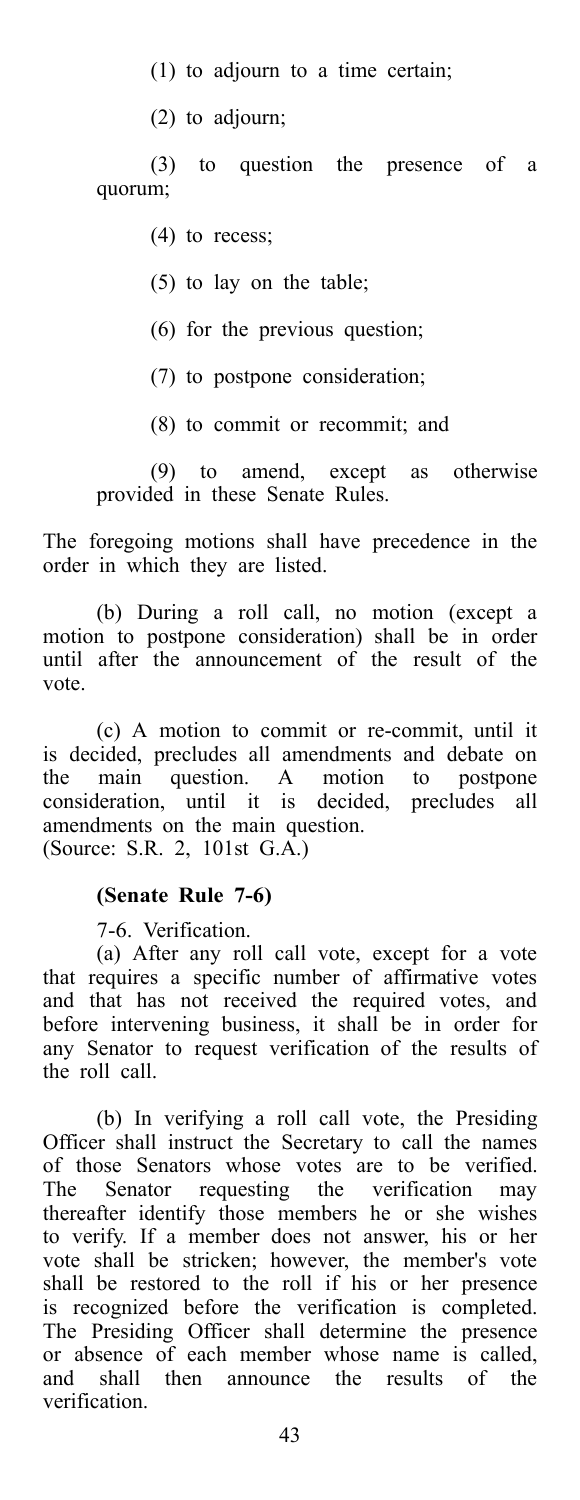(1) to adjourn to a time certain;

(2) to adjourn;

(3) to question the presence of a quorum;

(4) to recess;

(5) to lay on the table;

(6) for the previous question;

(7) to postpone consideration;

(8) to commit or recommit; and

(9) to amend, except as otherwise provided in these Senate Rules.

The foregoing motions shall have precedence in the order in which they are listed.

(b) During a roll call, no motion (except a motion to postpone consideration) shall be in order until after the announcement of the result of the vote.

(c) A motion to commit or re-commit, until it is decided, precludes all amendments and debate on the main question. A motion to postpone consideration, until it is decided, precludes all amendments on the main question.
(Source: S.R. 2, 101st G.A.)

**(Senate Rule 7-6)**

7-6. Verification.

(a) After any roll call vote, except for a vote that requires a specific number of affirmative votes and that has not received the required votes, and before intervening business, it shall be in order for any Senator to request verification of the results of the roll call.

(b) In verifying a roll call vote, the Presiding Officer shall instruct the Secretary to call the names of those Senators whose votes are to be verified. The Senator requesting the verification may thereafter identify those members he or she wishes to verify. If a member does not answer, his or her vote shall be stricken; however, the member's vote shall be restored to the roll if his or her presence is recognized before the verification is completed. The Presiding Officer shall determine the presence or absence of each member whose name is called, and shall then announce the results of the verification.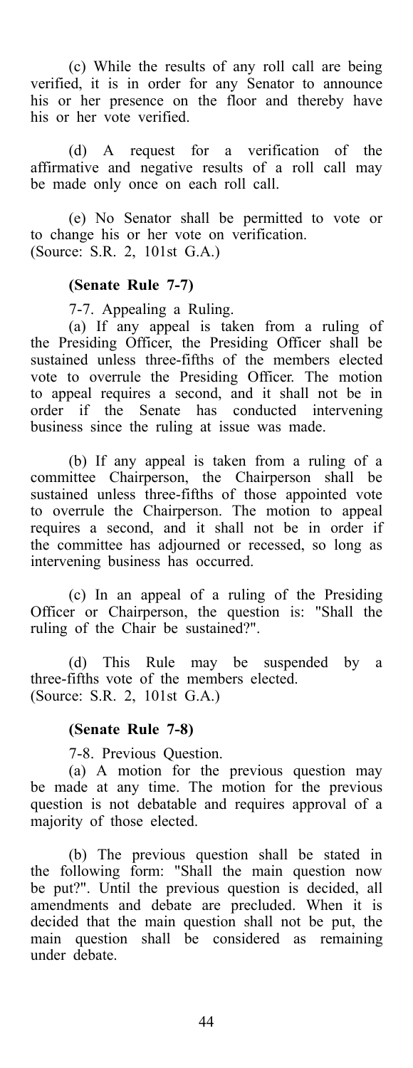(c) While the results of any roll call are being verified, it is in order for any Senator to announce his or her presence on the floor and thereby have his or her vote verified.

(d) A request for a verification of the affirmative and negative results of a roll call may be made only once on each roll call.

(e) No Senator shall be permitted to vote or to change his or her vote on verification.
(Source: S.R. 2, 101st G.A.)

**(Senate Rule 7-7)**

7-7. Appealing a Ruling.

(a) If any appeal is taken from a ruling of the Presiding Officer, the Presiding Officer shall be sustained unless three-fifths of the members elected vote to overrule the Presiding Officer. The motion to appeal requires a second, and it shall not be in order if the Senate has conducted intervening business since the ruling at issue was made.

(b) If any appeal is taken from a ruling of a committee Chairperson, the Chairperson shall be sustained unless three-fifths of those appointed vote to overrule the Chairperson. The motion to appeal requires a second, and it shall not be in order if the committee has adjourned or recessed, so long as intervening business has occurred.

(c) In an appeal of a ruling of the Presiding Officer or Chairperson, the question is: "Shall the ruling of the Chair be sustained?".

(d) This Rule may be suspended by a three-fifths vote of the members elected.
(Source: S.R. 2, 101st G.A.)

**(Senate Rule 7-8)**

7-8. Previous Question.

(a) A motion for the previous question may be made at any time. The motion for the previous question is not debatable and requires approval of a majority of those elected.

(b) The previous question shall be stated in the following form: "Shall the main question now be put?". Until the previous question is decided, all amendments and debate are precluded. When it is decided that the main question shall not be put, the main question shall be considered as remaining under debate.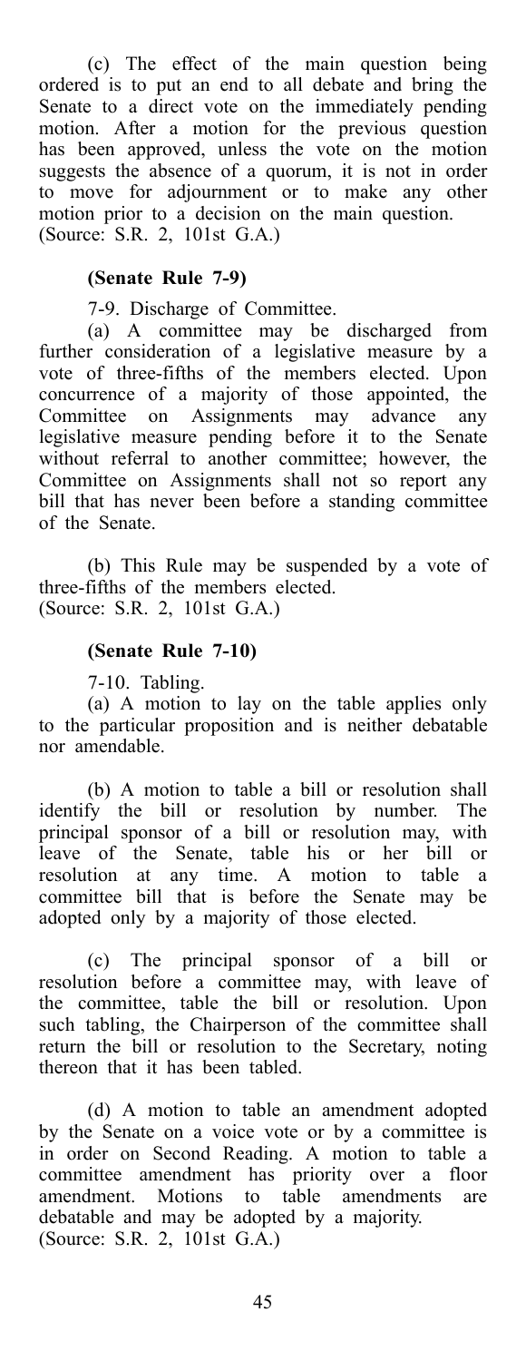(c) The effect of the main question being ordered is to put an end to all debate and bring the Senate to a direct vote on the immediately pending motion. After a motion for the previous question has been approved, unless the vote on the motion suggests the absence of a quorum, it is not in order to move for adjournment or to make any other motion prior to a decision on the main question.
(Source: S.R. 2, 101st G.A.)

**(Senate Rule 7-9)**

7-9. Discharge of Committee.

(a) A committee may be discharged from further consideration of a legislative measure by a vote of three-fifths of the members elected. Upon concurrence of a majority of those appointed, the Committee on Assignments may advance any legislative measure pending before it to the Senate without referral to another committee; however, the Committee on Assignments shall not so report any bill that has never been before a standing committee of the Senate.

(b) This Rule may be suspended by a vote of three-fifths of the members elected.
(Source: S.R. 2, 101st G.A.)

**(Senate Rule 7-10)**

7-10. Tabling.

(a) A motion to lay on the table applies only to the particular proposition and is neither debatable nor amendable.

(b) A motion to table a bill or resolution shall identify the bill or resolution by number. The principal sponsor of a bill or resolution may, with leave of the Senate, table his or her bill or resolution at any time. A motion to table a committee bill that is before the Senate may be adopted only by a majority of those elected.

(c) The principal sponsor of a bill or resolution before a committee may, with leave of the committee, table the bill or resolution. Upon such tabling, the Chairperson of the committee shall return the bill or resolution to the Secretary, noting thereon that it has been tabled.

(d) A motion to table an amendment adopted by the Senate on a voice vote or by a committee is in order on Second Reading. A motion to table a committee amendment has priority over a floor amendment. Motions to table amendments are debatable and may be adopted by a majority.
(Source: S.R. 2, 101st G.A.)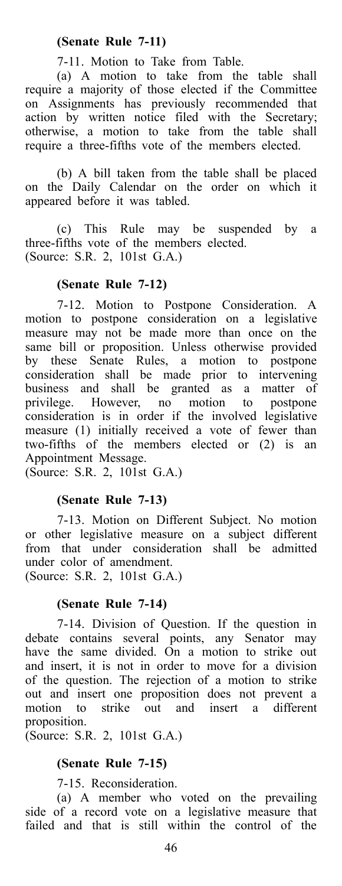**(Senate Rule 7-11)**

7-11. Motion to Take from Table.

(a) A motion to take from the table shall require a majority of those elected if the Committee on Assignments has previously recommended that action by written notice filed with the Secretary; otherwise, a motion to take from the table shall require a three-fifths vote of the members elected.

(b) A bill taken from the table shall be placed on the Daily Calendar on the order on which it appeared before it was tabled.

(c) This Rule may be suspended by a three-fifths vote of the members elected.
(Source: S.R. 2, 101st G.A.)

**(Senate Rule 7-12)**

7-12. Motion to Postpone Consideration. A motion to postpone consideration on a legislative measure may not be made more than once on the same bill or proposition. Unless otherwise provided by these Senate Rules, a motion to postpone consideration shall be made prior to intervening business and shall be granted as a matter of privilege. However, no motion to postpone consideration is in order if the involved legislative measure (1) initially received a vote of fewer than two-fifths of the members elected or (2) is an Appointment Message.
(Source: S.R. 2, 101st G.A.)

**(Senate Rule 7-13)**

7-13. Motion on Different Subject. No motion or other legislative measure on a subject different from that under consideration shall be admitted under color of amendment.
(Source: S.R. 2, 101st G.A.)

**(Senate Rule 7-14)**

7-14. Division of Question. If the question in debate contains several points, any Senator may have the same divided. On a motion to strike out and insert, it is not in order to move for a division of the question. The rejection of a motion to strike out and insert one proposition does not prevent a motion to strike out and insert a different proposition.
(Source: S.R. 2, 101st G.A.)

**(Senate Rule 7-15)**

7-15. Reconsideration.

(a) A member who voted on the prevailing side of a record vote on a legislative measure that failed and that is still within the control of the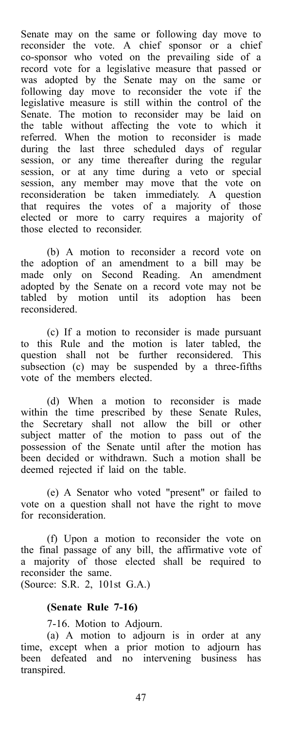Senate may on the same or following day move to reconsider the vote. A chief sponsor or a chief co-sponsor who voted on the prevailing side of a record vote for a legislative measure that passed or was adopted by the Senate may on the same or following day move to reconsider the vote if the legislative measure is still within the control of the Senate. The motion to reconsider may be laid on the table without affecting the vote to which it referred. When the motion to reconsider is made during the last three scheduled days of regular session, or any time thereafter during the regular session, or at any time during a veto or special session, any member may move that the vote on reconsideration be taken immediately. A question that requires the votes of a majority of those elected or more to carry requires a majority of those elected to reconsider.

(b) A motion to reconsider a record vote on the adoption of an amendment to a bill may be made only on Second Reading. An amendment adopted by the Senate on a record vote may not be tabled by motion until its adoption has been reconsidered.

(c) If a motion to reconsider is made pursuant to this Rule and the motion is later tabled, the question shall not be further reconsidered. This subsection (c) may be suspended by a three-fifths vote of the members elected.

(d) When a motion to reconsider is made within the time prescribed by these Senate Rules, the Secretary shall not allow the bill or other subject matter of the motion to pass out of the possession of the Senate until after the motion has been decided or withdrawn. Such a motion shall be deemed rejected if laid on the table.

(e) A Senator who voted "present" or failed to vote on a question shall not have the right to move for reconsideration.

(f) Upon a motion to reconsider the vote on the final passage of any bill, the affirmative vote of a majority of those elected shall be required to reconsider the same.
(Source: S.R. 2, 101st G.A.)

**(Senate Rule 7-16)**

7-16. Motion to Adjourn.

(a) A motion to adjourn is in order at any time, except when a prior motion to adjourn has been defeated and no intervening business has transpired.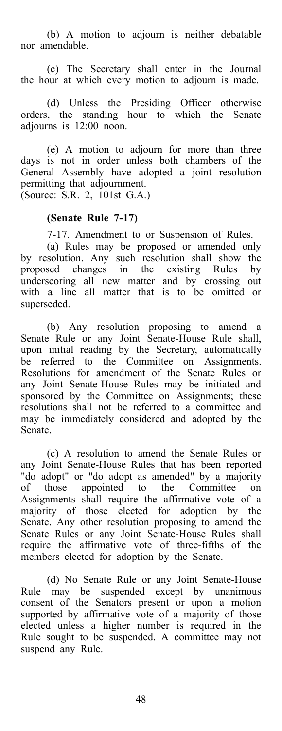(b) A motion to adjourn is neither debatable nor amendable.

(c) The Secretary shall enter in the Journal the hour at which every motion to adjourn is made.

(d) Unless the Presiding Officer otherwise orders, the standing hour to which the Senate adjourns is 12:00 noon.

(e) A motion to adjourn for more than three days is not in order unless both chambers of the General Assembly have adopted a joint resolution permitting that adjournment.
(Source: S.R. 2, 101st G.A.)

**(Senate Rule 7-17)**

7-17. Amendment to or Suspension of Rules.

(a) Rules may be proposed or amended only by resolution. Any such resolution shall show the proposed changes in the existing Rules by underscoring all new matter and by crossing out with a line all matter that is to be omitted or superseded.

(b) Any resolution proposing to amend a Senate Rule or any Joint Senate-House Rule shall, upon initial reading by the Secretary, automatically be referred to the Committee on Assignments. Resolutions for amendment of the Senate Rules or any Joint Senate-House Rules may be initiated and sponsored by the Committee on Assignments; these resolutions shall not be referred to a committee and may be immediately considered and adopted by the Senate.

(c) A resolution to amend the Senate Rules or any Joint Senate-House Rules that has been reported "do adopt" or "do adopt as amended" by a majority of those appointed to the Committee on Assignments shall require the affirmative vote of a majority of those elected for adoption by the Senate. Any other resolution proposing to amend the Senate Rules or any Joint Senate-House Rules shall require the affirmative vote of three-fifths of the members elected for adoption by the Senate.

(d) No Senate Rule or any Joint Senate-House Rule may be suspended except by unanimous consent of the Senators present or upon a motion supported by affirmative vote of a majority of those elected unless a higher number is required in the Rule sought to be suspended. A committee may not suspend any Rule.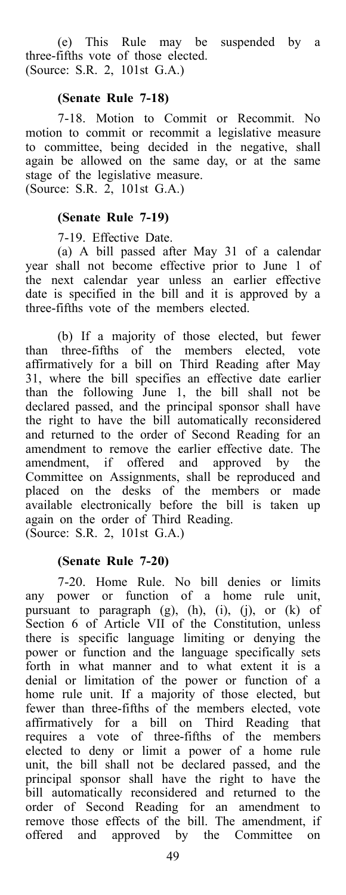(e) This Rule may be suspended by a three-fifths vote of those elected.
(Source: S.R. 2, 101st G.A.)

**(Senate Rule 7-18)**

7-18. Motion to Commit or Recommit. No motion to commit or recommit a legislative measure to committee, being decided in the negative, shall again be allowed on the same day, or at the same stage of the legislative measure.
(Source: S.R. 2, 101st G.A.)

**(Senate Rule 7-19)**

7-19. Effective Date.

(a) A bill passed after May 31 of a calendar year shall not become effective prior to June 1 of the next calendar year unless an earlier effective date is specified in the bill and it is approved by a three-fifths vote of the members elected.

(b) If a majority of those elected, but fewer than three-fifths of the members elected, vote affirmatively for a bill on Third Reading after May 31, where the bill specifies an effective date earlier than the following June 1, the bill shall not be declared passed, and the principal sponsor shall have the right to have the bill automatically reconsidered and returned to the order of Second Reading for an amendment to remove the earlier effective date. The amendment, if offered and approved by the Committee on Assignments, shall be reproduced and placed on the desks of the members or made available electronically before the bill is taken up again on the order of Third Reading.
(Source: S.R. 2, 101st G.A.)

**(Senate Rule 7-20)**

7-20. Home Rule. No bill denies or limits any power or function of a home rule unit, pursuant to paragraph (g), (h), (i), (j), or (k) of Section 6 of Article VII of the Constitution, unless there is specific language limiting or denying the power or function and the language specifically sets forth in what manner and to what extent it is a denial or limitation of the power or function of a home rule unit. If a majority of those elected, but fewer than three-fifths of the members elected, vote affirmatively for a bill on Third Reading that requires a vote of three-fifths of the members elected to deny or limit a power of a home rule unit, the bill shall not be declared passed, and the principal sponsor shall have the right to have the bill automatically reconsidered and returned to the order of Second Reading for an amendment to remove those effects of the bill. The amendment, if offered and approved by the Committee on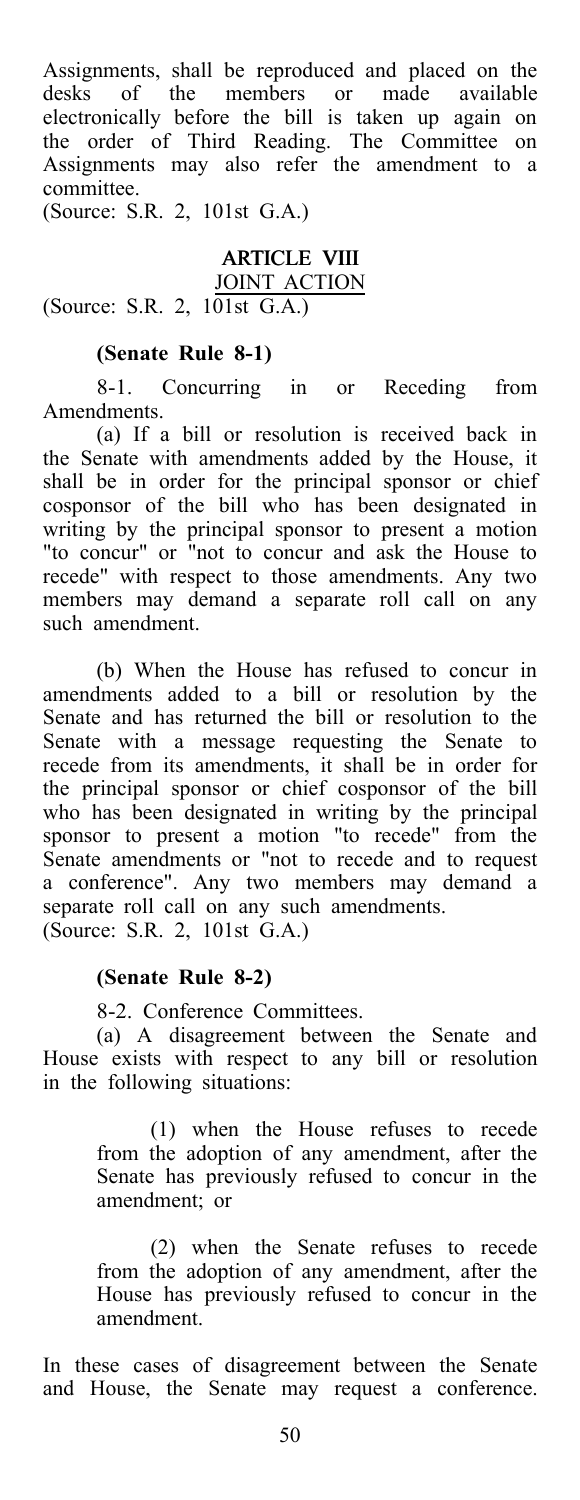Assignments, shall be reproduced and placed on the desks of the members or made available electronically before the bill is taken up again on the order of Third Reading. The Committee on Assignments may also refer the amendment to a committee.
(Source: S.R. 2, 101st G.A.)

## ARTICLE VIII

JOINT ACTION
(Source: S.R. 2, 101st G.A.)

### (Senate Rule 8-1)

8-1. Concurring in or Receding from Amendments.

(a) If a bill or resolution is received back in the Senate with amendments added by the House, it shall be in order for the principal sponsor or chief cosponsor of the bill who has been designated in writing by the principal sponsor to present a motion "to concur" or "not to concur and ask the House to recede" with respect to those amendments. Any two members may demand a separate roll call on any such amendment.

(b) When the House has refused to concur in amendments added to a bill or resolution by the Senate and has returned the bill or resolution to the Senate with a message requesting the Senate to recede from its amendments, it shall be in order for the principal sponsor or chief cosponsor of the bill who has been designated in writing by the principal sponsor to present a motion "to recede" from the Senate amendments or "not to recede and to request a conference". Any two members may demand a separate roll call on any such amendments.
(Source: S.R. 2, 101st G.A.)

### (Senate Rule 8-2)

8-2. Conference Committees.

(a) A disagreement between the Senate and House exists with respect to any bill or resolution in the following situations:

(1) when the House refuses to recede from the adoption of any amendment, after the Senate has previously refused to concur in the amendment; or

(2) when the Senate refuses to recede from the adoption of any amendment, after the House has previously refused to concur in the amendment.

In these cases of disagreement between the Senate and House, the Senate may request a conference.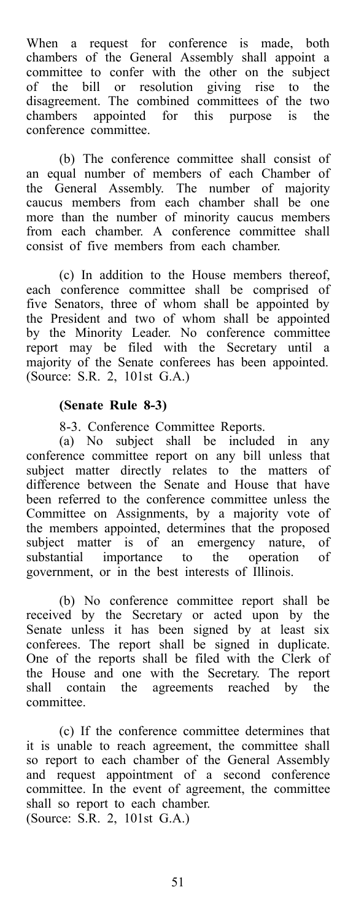When a request for conference is made, both chambers of the General Assembly shall appoint a committee to confer with the other on the subject of the bill or resolution giving rise to the disagreement. The combined committees of the two chambers appointed for this purpose is the conference committee.

(b) The conference committee shall consist of an equal number of members of each Chamber of the General Assembly. The number of majority caucus members from each chamber shall be one more than the number of minority caucus members from each chamber. A conference committee shall consist of five members from each chamber.

(c) In addition to the House members thereof, each conference committee shall be comprised of five Senators, three of whom shall be appointed by the President and two of whom shall be appointed by the Minority Leader. No conference committee report may be filed with the Secretary until a majority of the Senate conferees has been appointed.
(Source: S.R. 2, 101st G.A.)

**(Senate Rule 8-3)**

8-3. Conference Committee Reports.

(a) No subject shall be included in any conference committee report on any bill unless that subject matter directly relates to the matters of difference between the Senate and House that have been referred to the conference committee unless the Committee on Assignments, by a majority vote of the members appointed, determines that the proposed subject matter is of an emergency nature, of substantial importance to the operation of government, or in the best interests of Illinois.

(b) No conference committee report shall be received by the Secretary or acted upon by the Senate unless it has been signed by at least six conferees. The report shall be signed in duplicate. One of the reports shall be filed with the Clerk of the House and one with the Secretary. The report shall contain the agreements reached by the committee.

(c) If the conference committee determines that it is unable to reach agreement, the committee shall so report to each chamber of the General Assembly and request appointment of a second conference committee. In the event of agreement, the committee shall so report to each chamber.
(Source: S.R. 2, 101st G.A.)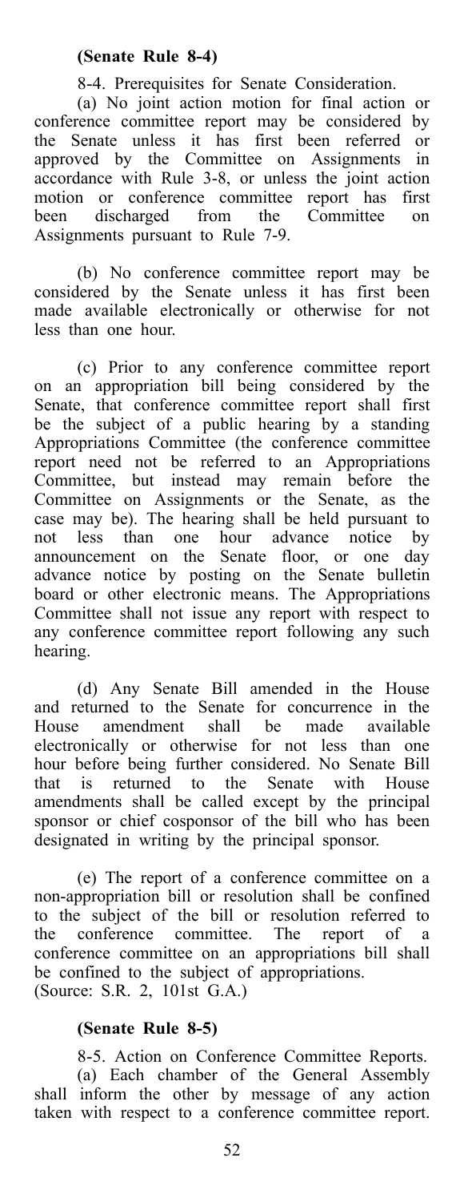**(Senate Rule 8-4)**

8-4. Prerequisites for Senate Consideration.

(a) No joint action motion for final action or conference committee report may be considered by the Senate unless it has first been referred or approved by the Committee on Assignments in accordance with Rule 3-8, or unless the joint action motion or conference committee report has first been discharged from the Committee on Assignments pursuant to Rule 7-9.

(b) No conference committee report may be considered by the Senate unless it has first been made available electronically or otherwise for not less than one hour.

(c) Prior to any conference committee report on an appropriation bill being considered by the Senate, that conference committee report shall first be the subject of a public hearing by a standing Appropriations Committee (the conference committee report need not be referred to an Appropriations Committee, but instead may remain before the Committee on Assignments or the Senate, as the case may be). The hearing shall be held pursuant to not less than one hour advance notice by announcement on the Senate floor, or one day advance notice by posting on the Senate bulletin board or other electronic means. The Appropriations Committee shall not issue any report with respect to any conference committee report following any such hearing.

(d) Any Senate Bill amended in the House and returned to the Senate for concurrence in the House amendment shall be made available electronically or otherwise for not less than one hour before being further considered. No Senate Bill that is returned to the Senate with House amendments shall be called except by the principal sponsor or chief cosponsor of the bill who has been designated in writing by the principal sponsor.

(e) The report of a conference committee on a non-appropriation bill or resolution shall be confined to the subject of the bill or resolution referred to the conference committee. The report of a conference committee on an appropriations bill shall be confined to the subject of appropriations.
(Source: S.R. 2, 101st G.A.)

**(Senate Rule 8-5)**

8-5. Action on Conference Committee Reports.

(a) Each chamber of the General Assembly shall inform the other by message of any action taken with respect to a conference committee report.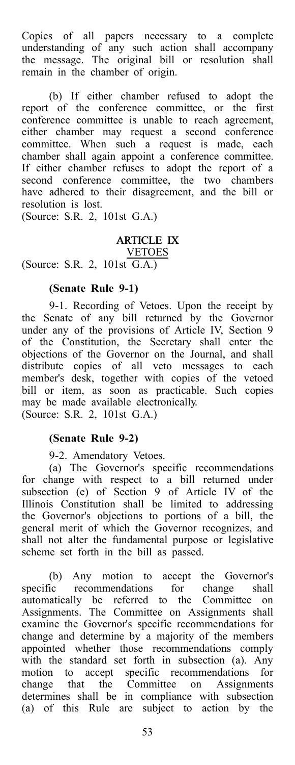Copies of all papers necessary to a complete understanding of any such action shall accompany the message. The original bill or resolution shall remain in the chamber of origin.

(b) If either chamber refused to adopt the report of the conference committee, or the first conference committee is unable to reach agreement, either chamber may request a second conference committee. When such a request is made, each chamber shall again appoint a conference committee. If either chamber refuses to adopt the report of a second conference committee, the two chambers have adhered to their disagreement, and the bill or resolution is lost.

(Source: S.R. 2, 101st G.A.)

## ARTICLE IX

## VETOES

(Source: S.R. 2, 101st G.A.)

**(Senate Rule 9-1)**

9-1. Recording of Vetoes. Upon the receipt by the Senate of any bill returned by the Governor under any of the provisions of Article IV, Section 9 of the Constitution, the Secretary shall enter the objections of the Governor on the Journal, and shall distribute copies of all veto messages to each member's desk, together with copies of the vetoed bill or item, as soon as practicable. Such copies may be made available electronically.

(Source: S.R. 2, 101st G.A.)

**(Senate Rule 9-2)**

9-2. Amendatory Vetoes.

(a) The Governor's specific recommendations for change with respect to a bill returned under subsection (e) of Section 9 of Article IV of the Illinois Constitution shall be limited to addressing the Governor's objections to portions of a bill, the general merit of which the Governor recognizes, and shall not alter the fundamental purpose or legislative scheme set forth in the bill as passed.

(b) Any motion to accept the Governor's specific recommendations for change shall automatically be referred to the Committee on Assignments. The Committee on Assignments shall examine the Governor's specific recommendations for change and determine by a majority of the members appointed whether those recommendations comply with the standard set forth in subsection (a). Any motion to accept specific recommendations for change that the Committee on Assignments determines shall be in compliance with subsection (a) of this Rule are subject to action by the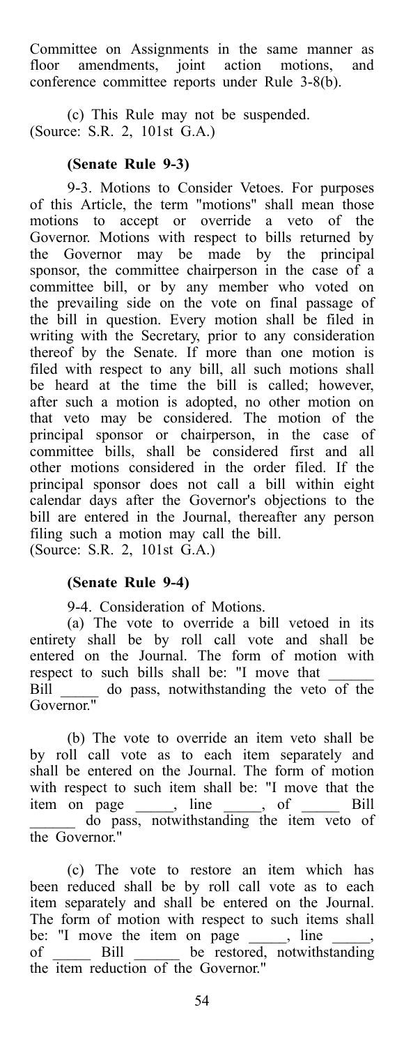Committee on Assignments in the same manner as floor amendments, joint action motions, and conference committee reports under Rule 3-8(b).

(c) This Rule may not be suspended.
(Source: S.R. 2, 101st G.A.)

**(Senate Rule 9-3)**

9-3. Motions to Consider Vetoes. For purposes of this Article, the term "motions" shall mean those motions to accept or override a veto of the Governor. Motions with respect to bills returned by the Governor may be made by the principal sponsor, the committee chairperson in the case of a committee bill, or by any member who voted on the prevailing side on the vote on final passage of the bill in question. Every motion shall be filed in writing with the Secretary, prior to any consideration thereof by the Senate. If more than one motion is filed with respect to any bill, all such motions shall be heard at the time the bill is called; however, after such a motion is adopted, no other motion on that veto may be considered. The motion of the principal sponsor or chairperson, in the case of committee bills, shall be considered first and all other motions considered in the order filed. If the principal sponsor does not call a bill within eight calendar days after the Governor's objections to the bill are entered in the Journal, thereafter any person filing such a motion may call the bill.
(Source: S.R. 2, 101st G.A.)

**(Senate Rule 9-4)**

9-4. Consideration of Motions.

(a) The vote to override a bill vetoed in its entirety shall be by roll call vote and shall be entered on the Journal. The form of motion with respect to such bills shall be: "I move that ______ Bill _____ do pass, notwithstanding the veto of the Governor."

(b) The vote to override an item veto shall be by roll call vote as to each item separately and shall be entered on the Journal. The form of motion with respect to such item shall be: "I move that the item on page _____, line _____, of _____ Bill ______ do pass, notwithstanding the item veto of the Governor."

(c) The vote to restore an item which has been reduced shall be by roll call vote as to each item separately and shall be entered on the Journal. The form of motion with respect to such items shall be: "I move the item on page _____, line _____, of _____ Bill ______ be restored, notwithstanding the item reduction of the Governor."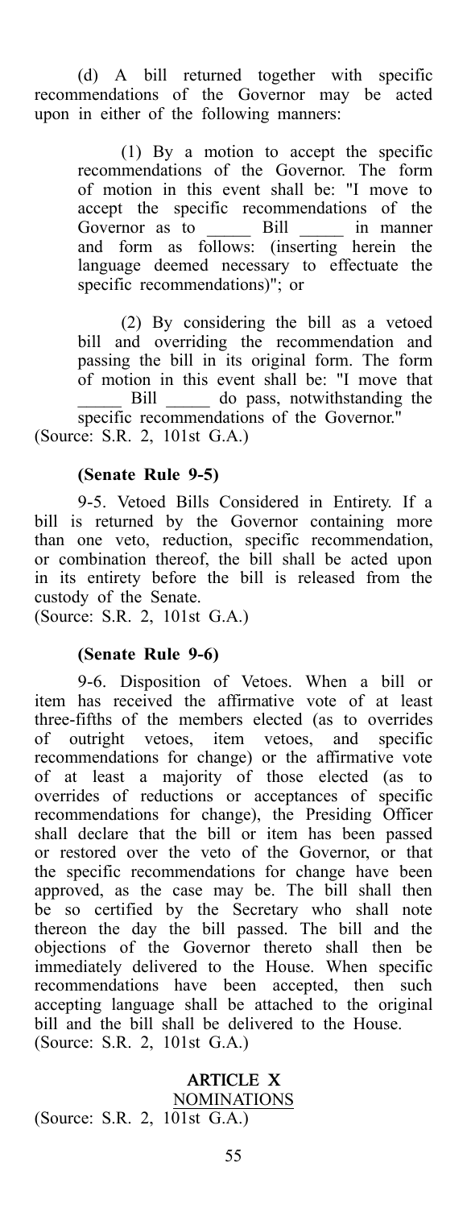(d) A bill returned together with specific recommendations of the Governor may be acted upon in either of the following manners:

(1) By a motion to accept the specific recommendations of the Governor. The form of motion in this event shall be: "I move to accept the specific recommendations of the Governor as to _____ Bill _____ in manner and form as follows: (inserting herein the language deemed necessary to effectuate the specific recommendations)"; or

(2) By considering the bill as a vetoed bill and overriding the recommendation and passing the bill in its original form. The form of motion in this event shall be: "I move that _____ Bill _____ do pass, notwithstanding the specific recommendations of the Governor."

(Source: S.R. 2, 101st G.A.)

**(Senate Rule 9-5)**

9-5. Vetoed Bills Considered in Entirety. If a bill is returned by the Governor containing more than one veto, reduction, specific recommendation, or combination thereof, the bill shall be acted upon in its entirety before the bill is released from the custody of the Senate.

(Source: S.R. 2, 101st G.A.)

**(Senate Rule 9-6)**

9-6. Disposition of Vetoes. When a bill or item has received the affirmative vote of at least three-fifths of the members elected (as to overrides of outright vetoes, item vetoes, and specific recommendations for change) or the affirmative vote of at least a majority of those elected (as to overrides of reductions or acceptances of specific recommendations for change), the Presiding Officer shall declare that the bill or item has been passed or restored over the veto of the Governor, or that the specific recommendations for change have been approved, as the case may be. The bill shall then be so certified by the Secretary who shall note thereon the day the bill passed. The bill and the objections of the Governor thereto shall then be immediately delivered to the House. When specific recommendations have been accepted, then such accepting language shall be attached to the original bill and the bill shall be delivered to the House.

(Source: S.R. 2, 101st G.A.)

## ARTICLE X

## NOMINATIONS

(Source: S.R. 2, 101st G.A.)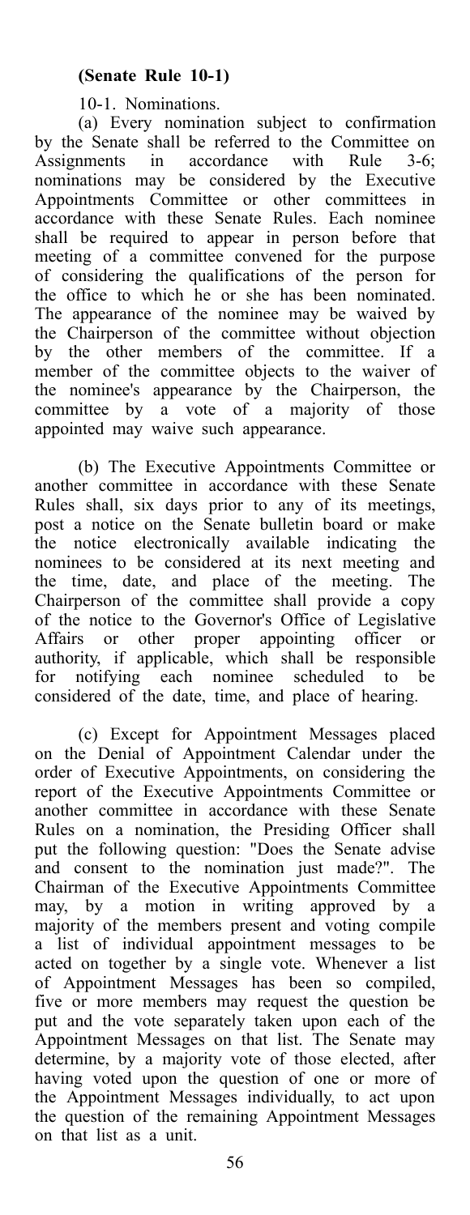**(Senate Rule 10-1)**

10-1. Nominations.

(a) Every nomination subject to confirmation by the Senate shall be referred to the Committee on Assignments in accordance with Rule 3-6; nominations may be considered by the Executive Appointments Committee or other committees in accordance with these Senate Rules. Each nominee shall be required to appear in person before that meeting of a committee convened for the purpose of considering the qualifications of the person for the office to which he or she has been nominated. The appearance of the nominee may be waived by the Chairperson of the committee without objection by the other members of the committee. If a member of the committee objects to the waiver of the nominee's appearance by the Chairperson, the committee by a vote of a majority of those appointed may waive such appearance.

(b) The Executive Appointments Committee or another committee in accordance with these Senate Rules shall, six days prior to any of its meetings, post a notice on the Senate bulletin board or make the notice electronically available indicating the nominees to be considered at its next meeting and the time, date, and place of the meeting. The Chairperson of the committee shall provide a copy of the notice to the Governor's Office of Legislative Affairs or other proper appointing officer or authority, if applicable, which shall be responsible for notifying each nominee scheduled to be considered of the date, time, and place of hearing.

(c) Except for Appointment Messages placed on the Denial of Appointment Calendar under the order of Executive Appointments, on considering the report of the Executive Appointments Committee or another committee in accordance with these Senate Rules on a nomination, the Presiding Officer shall put the following question: "Does the Senate advise and consent to the nomination just made?". The Chairman of the Executive Appointments Committee may, by a motion in writing approved by a majority of the members present and voting compile a list of individual appointment messages to be acted on together by a single vote. Whenever a list of Appointment Messages has been so compiled, five or more members may request the question be put and the vote separately taken upon each of the Appointment Messages on that list. The Senate may determine, by a majority vote of those elected, after having voted upon the question of one or more of the Appointment Messages individually, to act upon the question of the remaining Appointment Messages on that list as a unit.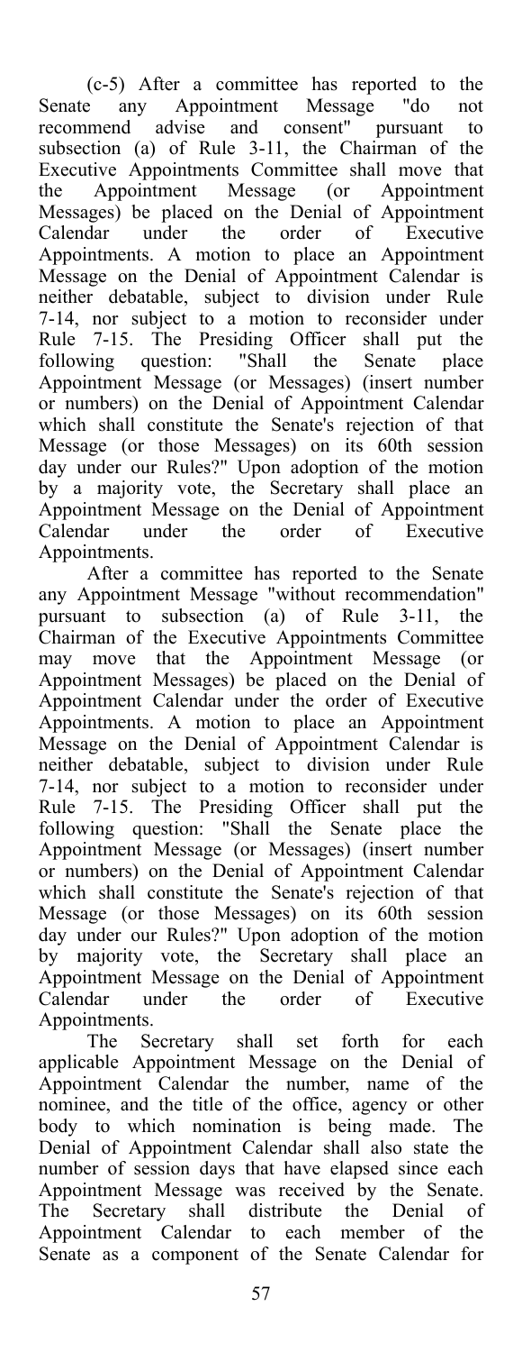(c-5) After a committee has reported to the Senate any Appointment Message "do not recommend advise and consent" pursuant to subsection (a) of Rule 3-11, the Chairman of the Executive Appointments Committee shall move that the Appointment Message (or Appointment Messages) be placed on the Denial of Appointment Calendar under the order of Executive Appointments. A motion to place an Appointment Message on the Denial of Appointment Calendar is neither debatable, subject to division under Rule 7-14, nor subject to a motion to reconsider under Rule 7-15. The Presiding Officer shall put the following question: "Shall the Senate place Appointment Message (or Messages) (insert number or numbers) on the Denial of Appointment Calendar which shall constitute the Senate's rejection of that Message (or those Messages) on its 60th session day under our Rules?" Upon adoption of the motion by a majority vote, the Secretary shall place an Appointment Message on the Denial of Appointment Calendar under the order of Executive Appointments.

After a committee has reported to the Senate any Appointment Message "without recommendation" pursuant to subsection (a) of Rule 3-11, the Chairman of the Executive Appointments Committee may move that the Appointment Message (or Appointment Messages) be placed on the Denial of Appointment Calendar under the order of Executive Appointments. A motion to place an Appointment Message on the Denial of Appointment Calendar is neither debatable, subject to division under Rule 7-14, nor subject to a motion to reconsider under Rule 7-15. The Presiding Officer shall put the following question: "Shall the Senate place the Appointment Message (or Messages) (insert number or numbers) on the Denial of Appointment Calendar which shall constitute the Senate's rejection of that Message (or those Messages) on its 60th session day under our Rules?" Upon adoption of the motion by majority vote, the Secretary shall place an Appointment Message on the Denial of Appointment Calendar under the order of Executive Appointments.

The Secretary shall set forth for each applicable Appointment Message on the Denial of Appointment Calendar the number, name of the nominee, and the title of the office, agency or other body to which nomination is being made. The Denial of Appointment Calendar shall also state the number of session days that have elapsed since each Appointment Message was received by the Senate. The Secretary shall distribute the Denial of Appointment Calendar to each member of the Senate as a component of the Senate Calendar for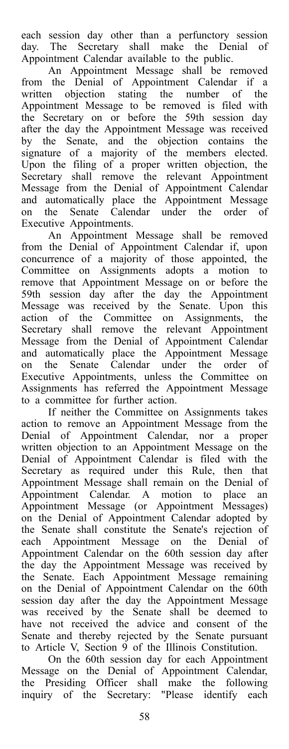each session day other than a perfunctory session day. The Secretary shall make the Denial of Appointment Calendar available to the public.

An Appointment Message shall be removed from the Denial of Appointment Calendar if a written objection stating the number of the Appointment Message to be removed is filed with the Secretary on or before the 59th session day after the day the Appointment Message was received by the Senate, and the objection contains the signature of a majority of the members elected. Upon the filing of a proper written objection, the Secretary shall remove the relevant Appointment Message from the Denial of Appointment Calendar and automatically place the Appointment Message on the Senate Calendar under the order of Executive Appointments.

An Appointment Message shall be removed from the Denial of Appointment Calendar if, upon concurrence of a majority of those appointed, the Committee on Assignments adopts a motion to remove that Appointment Message on or before the 59th session day after the day the Appointment Message was received by the Senate. Upon this action of the Committee on Assignments, the Secretary shall remove the relevant Appointment Message from the Denial of Appointment Calendar and automatically place the Appointment Message on the Senate Calendar under the order of Executive Appointments, unless the Committee on Assignments has referred the Appointment Message to a committee for further action.

If neither the Committee on Assignments takes action to remove an Appointment Message from the Denial of Appointment Calendar, nor a proper written objection to an Appointment Message on the Denial of Appointment Calendar is filed with the Secretary as required under this Rule, then that Appointment Message shall remain on the Denial of Appointment Calendar. A motion to place an Appointment Message (or Appointment Messages) on the Denial of Appointment Calendar adopted by the Senate shall constitute the Senate's rejection of each Appointment Message on the Denial of Appointment Calendar on the 60th session day after the day the Appointment Message was received by the Senate. Each Appointment Message remaining on the Denial of Appointment Calendar on the 60th session day after the day the Appointment Message was received by the Senate shall be deemed to have not received the advice and consent of the Senate and thereby rejected by the Senate pursuant to Article V, Section 9 of the Illinois Constitution.

On the 60th session day for each Appointment Message on the Denial of Appointment Calendar, the Presiding Officer shall make the following inquiry of the Secretary: "Please identify each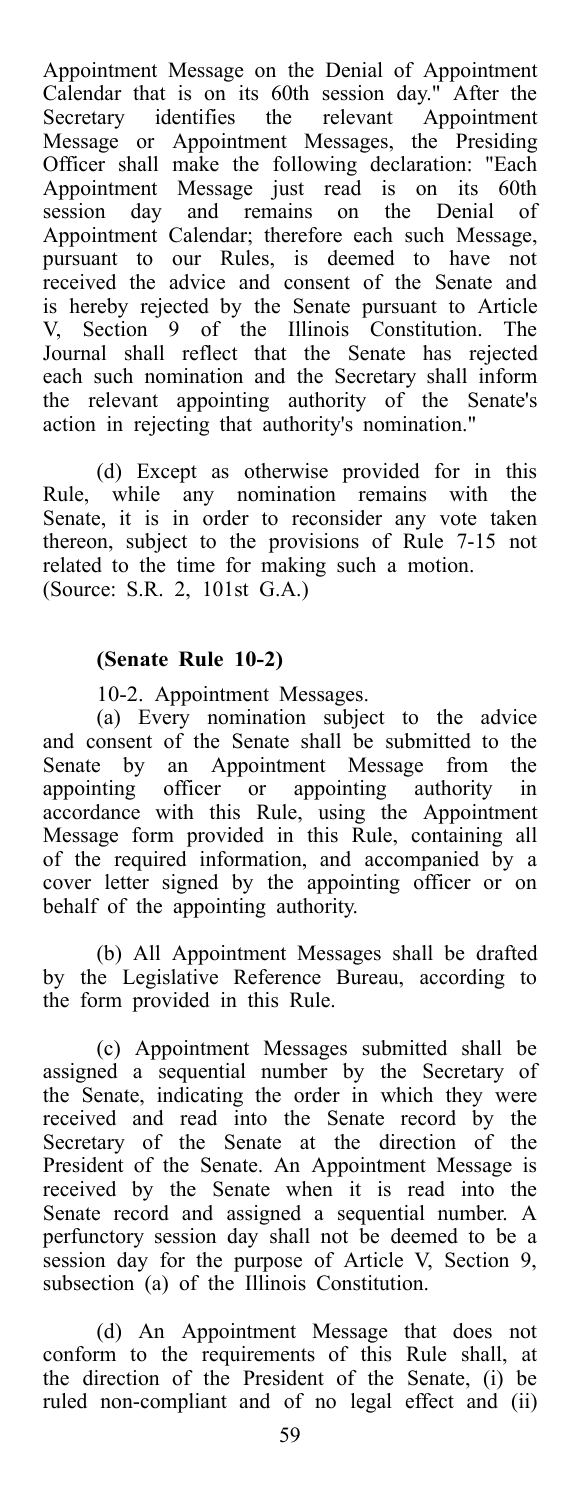Appointment Message on the Denial of Appointment Calendar that is on its 60th session day." After the Secretary identifies the relevant Appointment Message or Appointment Messages, the Presiding Officer shall make the following declaration: "Each Appointment Message just read is on its 60th session day and remains on the Denial of Appointment Calendar; therefore each such Message, pursuant to our Rules, is deemed to have not received the advice and consent of the Senate and is hereby rejected by the Senate pursuant to Article V, Section 9 of the Illinois Constitution. The Journal shall reflect that the Senate has rejected each such nomination and the Secretary shall inform the relevant appointing authority of the Senate's action in rejecting that authority's nomination."

(d) Except as otherwise provided for in this Rule, while any nomination remains with the Senate, it is in order to reconsider any vote taken thereon, subject to the provisions of Rule 7-15 not related to the time for making such a motion.
(Source: S.R. 2, 101st G.A.)

**(Senate Rule 10-2)**

10-2. Appointment Messages.

(a) Every nomination subject to the advice and consent of the Senate shall be submitted to the Senate by an Appointment Message from the appointing officer or appointing authority in accordance with this Rule, using the Appointment Message form provided in this Rule, containing all of the required information, and accompanied by a cover letter signed by the appointing officer or on behalf of the appointing authority.

(b) All Appointment Messages shall be drafted by the Legislative Reference Bureau, according to the form provided in this Rule.

(c) Appointment Messages submitted shall be assigned a sequential number by the Secretary of the Senate, indicating the order in which they were received and read into the Senate record by the Secretary of the Senate at the direction of the President of the Senate. An Appointment Message is received by the Senate when it is read into the Senate record and assigned a sequential number. A perfunctory session day shall not be deemed to be a session day for the purpose of Article V, Section 9, subsection (a) of the Illinois Constitution.

(d) An Appointment Message that does not conform to the requirements of this Rule shall, at the direction of the President of the Senate, (i) be ruled non-compliant and of no legal effect and (ii)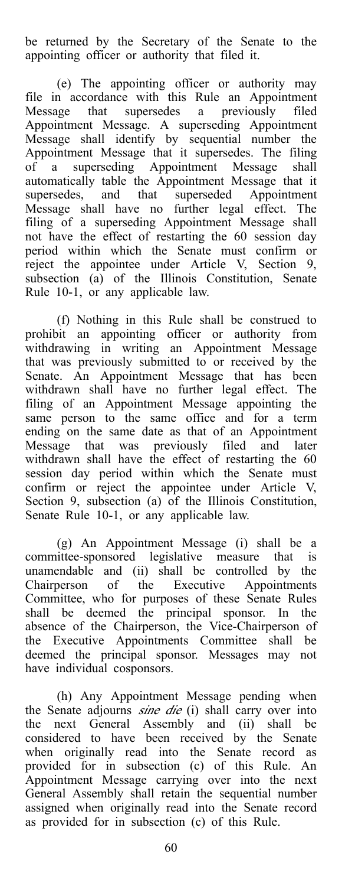be returned by the Secretary of the Senate to the appointing officer or authority that filed it.

(e) The appointing officer or authority may file in accordance with this Rule an Appointment Message that supersedes a previously filed Appointment Message. A superseding Appointment Message shall identify by sequential number the Appointment Message that it supersedes. The filing of a superseding Appointment Message shall automatically table the Appointment Message that it supersedes, and that superseded Appointment Message shall have no further legal effect. The filing of a superseding Appointment Message shall not have the effect of restarting the 60 session day period within which the Senate must confirm or reject the appointee under Article V, Section 9, subsection (a) of the Illinois Constitution, Senate Rule 10-1, or any applicable law.

(f) Nothing in this Rule shall be construed to prohibit an appointing officer or authority from withdrawing in writing an Appointment Message that was previously submitted to or received by the Senate. An Appointment Message that has been withdrawn shall have no further legal effect. The filing of an Appointment Message appointing the same person to the same office and for a term ending on the same date as that of an Appointment Message that was previously filed and later withdrawn shall have the effect of restarting the 60 session day period within which the Senate must confirm or reject the appointee under Article V, Section 9, subsection (a) of the Illinois Constitution, Senate Rule 10-1, or any applicable law.

(g) An Appointment Message (i) shall be a committee-sponsored legislative measure that is unamendable and (ii) shall be controlled by the Chairperson of the Executive Appointments Committee, who for purposes of these Senate Rules shall be deemed the principal sponsor. In the absence of the Chairperson, the Vice-Chairperson of the Executive Appointments Committee shall be deemed the principal sponsor. Messages may not have individual cosponsors.

(h) Any Appointment Message pending when the Senate adjourns *sine die* (i) shall carry over into the next General Assembly and (ii) shall be considered to have been received by the Senate when originally read into the Senate record as provided for in subsection (c) of this Rule. An Appointment Message carrying over into the next General Assembly shall retain the sequential number assigned when originally read into the Senate record as provided for in subsection (c) of this Rule.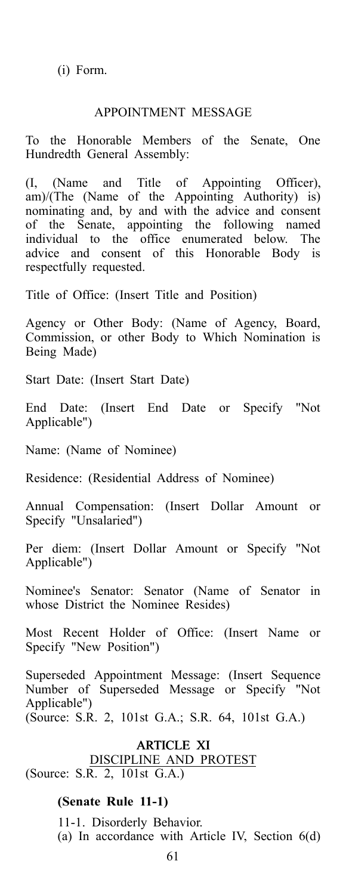(i) Form.

APPOINTMENT MESSAGE

To the Honorable Members of the Senate, One Hundredth General Assembly:

(I, (Name and Title of Appointing Officer), am)/(The (Name of the Appointing Authority) is) nominating and, by and with the advice and consent of the Senate, appointing the following named individual to the office enumerated below. The advice and consent of this Honorable Body is respectfully requested.

Title of Office: (Insert Title and Position)

Agency or Other Body: (Name of Agency, Board, Commission, or other Body to Which Nomination is Being Made)

Start Date: (Insert Start Date)

End Date: (Insert End Date or Specify "Not Applicable")

Name: (Name of Nominee)

Residence: (Residential Address of Nominee)

Annual Compensation: (Insert Dollar Amount or Specify "Unsalaried")

Per diem: (Insert Dollar Amount or Specify "Not Applicable")

Nominee's Senator: Senator (Name of Senator in whose District the Nominee Resides)

Most Recent Holder of Office: (Insert Name or Specify "New Position")

Superseded Appointment Message: (Insert Sequence Number of Superseded Message or Specify "Not Applicable")
(Source: S.R. 2, 101st G.A.; S.R. 64, 101st G.A.)

## ARTICLE XI
## DISCIPLINE AND PROTEST
(Source: S.R. 2, 101st G.A.)

### (Senate Rule 11-1)

11-1. Disorderly Behavior.
(a) In accordance with Article IV, Section 6(d)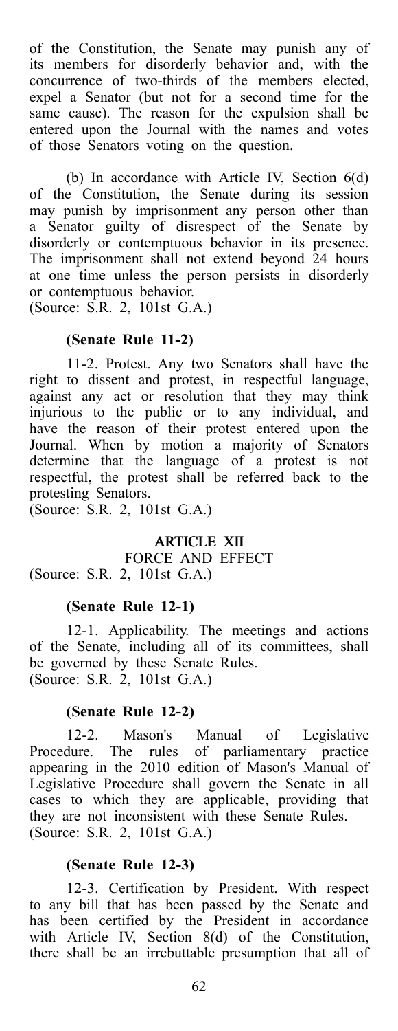of the Constitution, the Senate may punish any of its members for disorderly behavior and, with the concurrence of two-thirds of the members elected, expel a Senator (but not for a second time for the same cause). The reason for the expulsion shall be entered upon the Journal with the names and votes of those Senators voting on the question.

(b) In accordance with Article IV, Section 6(d) of the Constitution, the Senate during its session may punish by imprisonment any person other than a Senator guilty of disrespect of the Senate by disorderly or contemptuous behavior in its presence. The imprisonment shall not extend beyond 24 hours at one time unless the person persists in disorderly or contemptuous behavior.
(Source: S.R. 2, 101st G.A.)

**(Senate Rule 11-2)**

11-2. Protest. Any two Senators shall have the right to dissent and protest, in respectful language, against any act or resolution that they may think injurious to the public or to any individual, and have the reason of their protest entered upon the Journal. When by motion a majority of Senators determine that the language of a protest is not respectful, the protest shall be referred back to the protesting Senators.
(Source: S.R. 2, 101st G.A.)

## ARTICLE XII
FORCE AND EFFECT
(Source: S.R. 2, 101st G.A.)

**(Senate Rule 12-1)**

12-1. Applicability. The meetings and actions of the Senate, including all of its committees, shall be governed by these Senate Rules.
(Source: S.R. 2, 101st G.A.)

**(Senate Rule 12-2)**

12-2. Mason's Manual of Legislative Procedure. The rules of parliamentary practice appearing in the 2010 edition of Mason's Manual of Legislative Procedure shall govern the Senate in all cases to which they are applicable, providing that they are not inconsistent with these Senate Rules.
(Source: S.R. 2, 101st G.A.)

**(Senate Rule 12-3)**

12-3. Certification by President. With respect to any bill that has been passed by the Senate and has been certified by the President in accordance with Article IV, Section 8(d) of the Constitution, there shall be an irrebuttable presumption that all of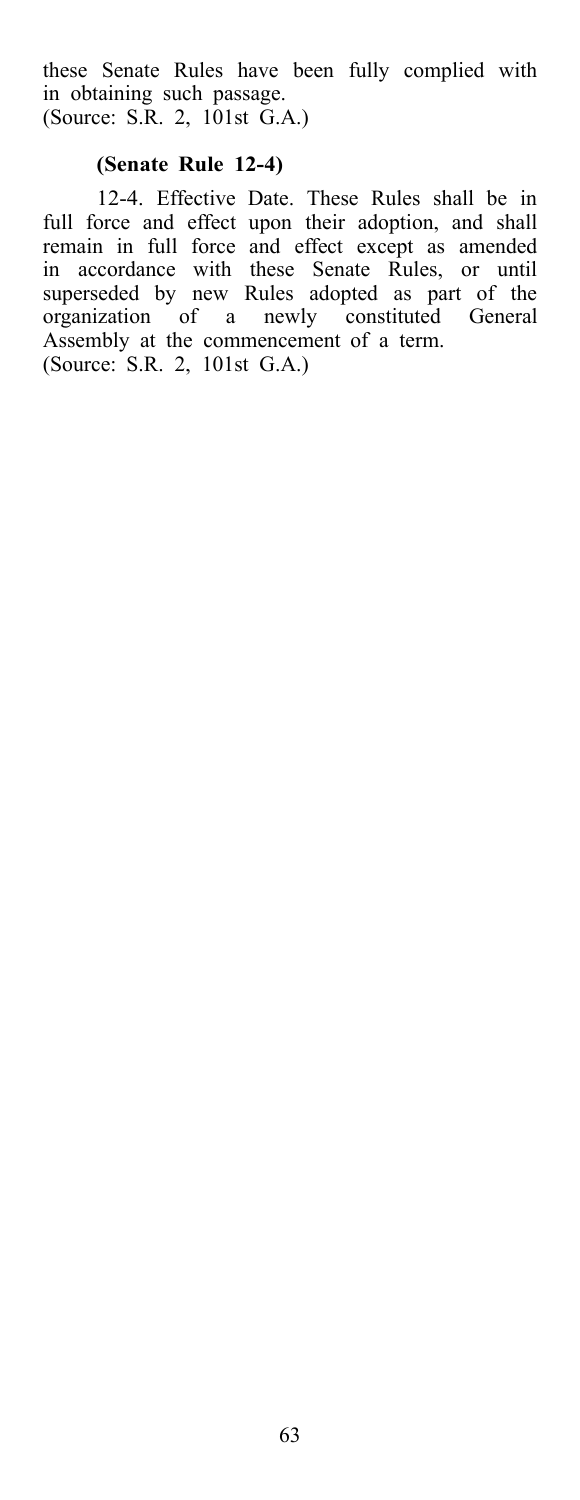these Senate Rules have been fully complied with in obtaining such passage.
(Source: S.R. 2, 101st G.A.)

**(Senate Rule 12-4)**

12-4. Effective Date. These Rules shall be in full force and effect upon their adoption, and shall remain in full force and effect except as amended in accordance with these Senate Rules, or until superseded by new Rules adopted as part of the organization of a newly constituted General Assembly at the commencement of a term.
(Source: S.R. 2, 101st G.A.)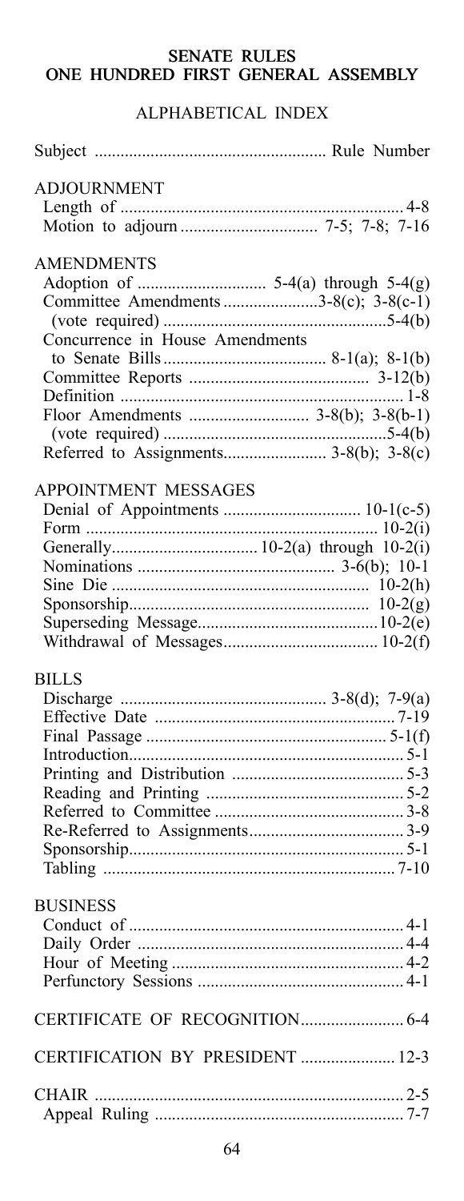# SENATE RULES
# ONE HUNDRED FIRST GENERAL ASSEMBLY

## ALPHABETICAL INDEX

| Subject | Rule Number |
|---|---|
| **ADJOURNMENT** | |
| Length of | 4-8 |
| Motion to adjourn | 7-5; 7-8; 7-16 |
| **AMENDMENTS** | |
| Adoption of | 5-4(a) through 5-4(g) |
| Committee Amendments | 3-8(c); 3-8(c-1) |
| (vote required) | 5-4(b) |
| Concurrence in House Amendments to Senate Bills | 8-1(a); 8-1(b) |
| Committee Reports | 3-12(b) |
| Definition | 1-8 |
| Floor Amendments | 3-8(b); 3-8(b-1) |
| (vote required) | 5-4(b) |
| Referred to Assignments | 3-8(b); 3-8(c) |
| **APPOINTMENT MESSAGES** | |
| Denial of Appointments | 10-1(c-5) |
| Form | 10-2(i) |
| Generally | 10-2(a) through 10-2(i) |
| Nominations | 3-6(b); 10-1 |
| Sine Die | 10-2(h) |
| Sponsorship | 10-2(g) |
| Superseding Message | 10-2(e) |
| Withdrawal of Messages | 10-2(f) |
| **BILLS** | |
| Discharge | 3-8(d); 7-9(a) |
| Effective Date | 7-19 |
| Final Passage | 5-1(f) |
| Introduction | 5-1 |
| Printing and Distribution | 5-3 |
| Reading and Printing | 5-2 |
| Referred to Committee | 3-8 |
| Re-Referred to Assignments | 3-9 |
| Sponsorship | 5-1 |
| Tabling | 7-10 |
| **BUSINESS** | |
| Conduct of | 4-1 |
| Daily Order | 4-4 |
| Hour of Meeting | 4-2 |
| Perfunctory Sessions | 4-1 |
| **CERTIFICATE OF RECOGNITION** | 6-4 |
| **CERTIFICATION BY PRESIDENT** | 12-3 |
| **CHAIR** | 2-5 |
| Appeal Ruling | 7-7 |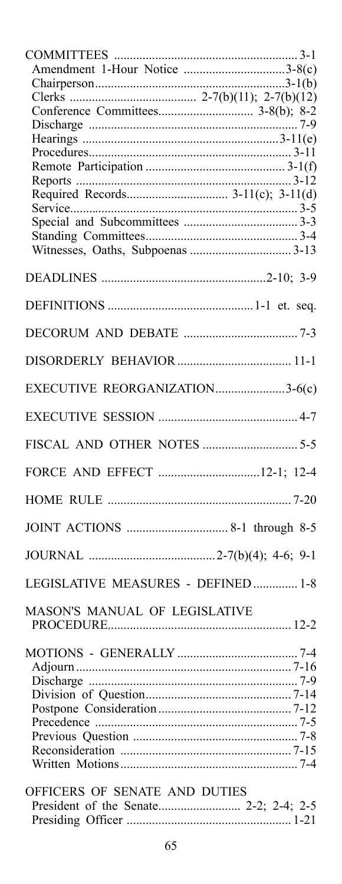COMMITTEES ........................................................... 3-1
- Amendment 1-Hour Notice ................................3-8(c)
- Chairperson...........................................................3-1(b)
- Clerks ....................................... 2-7(b)(11); 2-7(b)(12)
- Conference Committees............................. 3-8(b); 8-2
- Discharge ................................................................ 7-9
- Hearings .............................................................3-11(e)
- Procedures............................................................. 3-11
- Remote Participation ........................................... 3-1(f)
- Reports ................................................................... 3-12
- Required Records................................ 3-11(c); 3-11(d)
- Service....................................................................... 3-5
- Special and Subcommittees .................................... 3-3
- Standing Committees................................................ 3-4
- Witnesses, Oaths, Subpoenas ................................ 3-13

DEADLINES ....................................................2-10; 3-9

DEFINITIONS ..............................................1-1 et. seq.

DECORUM AND DEBATE .................................... 7-3

DISORDERLY BEHAVIOR .................................... 11-1

EXECUTIVE REORGANIZATION......................3-6(c)

EXECUTIVE SESSION ............................................ 4-7

FISCAL AND OTHER NOTES .............................. 5-5

FORCE AND EFFECT ................................12-1; 12-4

HOME RULE .......................................................... 7-20

JOINT ACTIONS ................................ 8-1 through 8-5

JOURNAL ........................................2-7(b)(4); 4-6; 9-1

LEGISLATIVE MEASURES - DEFINED .............. 1-8

MASON'S MANUAL OF LEGISLATIVE PROCEDURE.......................................................... 12-2

MOTIONS - GENERALLY ...................................... 7-4
- Adjourn .................................................................... 7-16
- Discharge .................................................................. 7-9
- Division of Question.............................................. 7-14
- Postpone Consideration .......................................... 7-12
- Precedence ................................................................ 7-5
- Previous Question .................................................... 7-8
- Reconsideration ...................................................... 7-15
- Written Motions........................................................ 7-4

OFFICERS OF SENATE AND DUTIES
- President of the Senate.......................... 2-2; 2-4; 2-5
- Presiding Officer .................................................... 1-21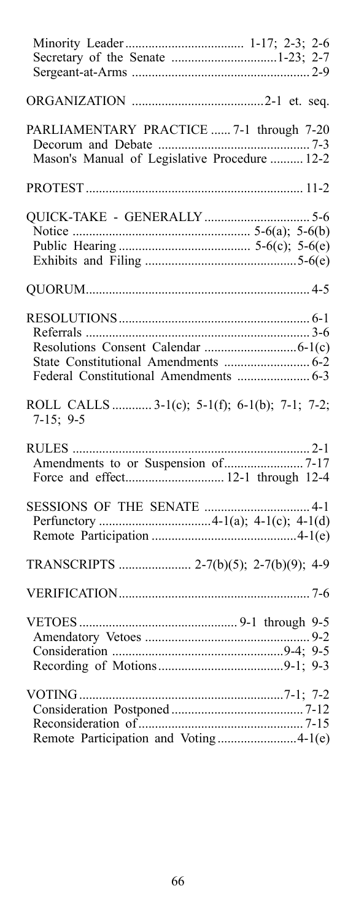Minority Leader .................................... 1-17; 2-3; 2-6
Secretary of the Senate ................................1-23; 2-7
Sergeant-at-Arms ...................................................... 2-9

ORGANIZATION ........................................2-1 et. seq.

PARLIAMENTARY PRACTICE ...... 7-1 through 7-20
Decorum and Debate .............................................. 7-3
Mason's Manual of Legislative Procedure .......... 12-2

PROTEST ................................................................. 11-2

QUICK-TAKE - GENERALLY ................................ 5-6
Notice ..................................................... 5-6(a); 5-6(b)
Public Hearing ........................................ 5-6(c); 5-6(e)
Exhibits and Filing ..............................................5-6(e)

QUORUM.................................................................... 4-5

RESOLUTIONS.......................................................... 6-1
Referrals .................................................................... 3-6
Resolutions Consent Calendar ............................6-1(c)
State Constitutional Amendments .......................... 6-2
Federal Constitutional Amendments ...................... 6-3

ROLL CALLS ............ 3-1(c); 5-1(f); 6-1(b); 7-1; 7-2; 7-15; 9-5

RULES ........................................................................ 2-1
Amendments to or Suspension of........................ 7-17
Force and effect.............................. 12-1 through 12-4

SESSIONS OF THE SENATE ................................ 4-1
Perfunctory ..................................4-1(a); 4-1(c); 4-1(d)
Remote Participation ............................................4-1(e)

TRANSCRIPTS ...................... 2-7(b)(5); 2-7(b)(9); 4-9

VERIFICATION.......................................................... 7-6

VETOES ................................................ 9-1 through 9-5
Amendatory Vetoes .................................................. 9-2
Consideration ....................................................9-4; 9-5
Recording of Motions......................................9-1; 9-3

VOTING.............................................................7-1; 7-2
Consideration Postponed ........................................ 7-12
Reconsideration of.................................................. 7-15
Remote Participation and Voting........................4-1(e)